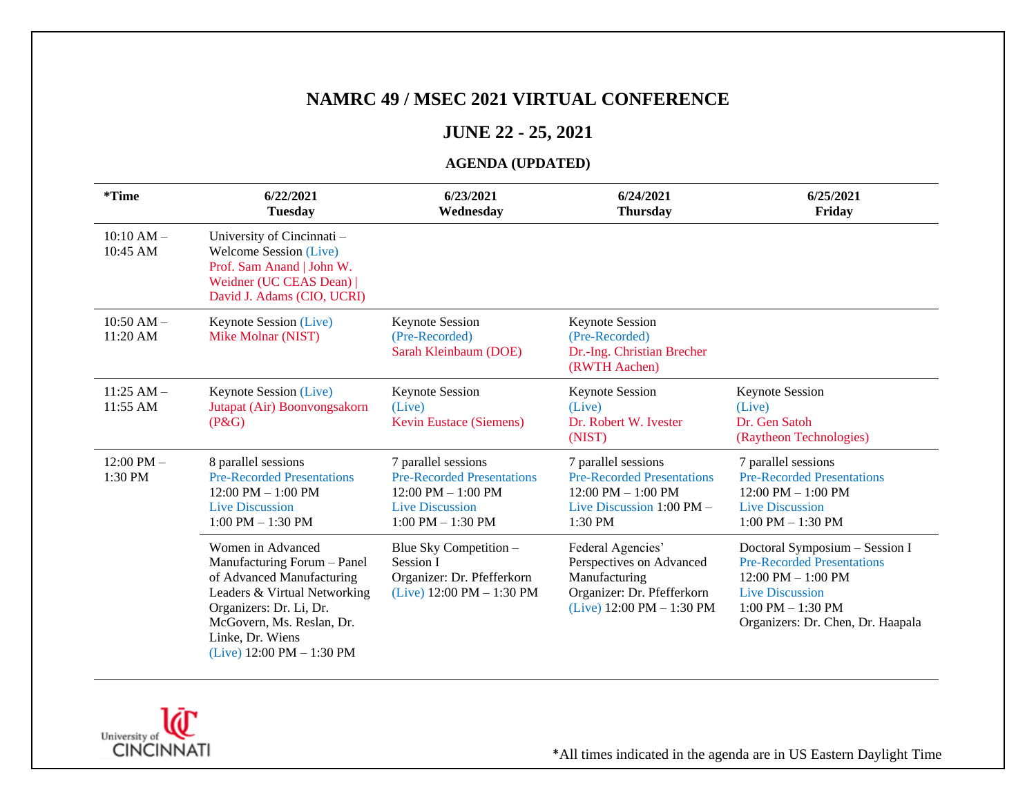# NAMRC 49 / MSEC 2021 VIRTUAL CONFERENCE

## JUNE 22 - 25, 2021

### AGENDA (UPDATED)

| *Time | 6/22/2021 Tuesday | 6/23/2021 Wednesday | 6/24/2021 Thursday | 6/25/2021 Friday |
|---|---|---|---|---|
| 10:10 AM – 10:45 AM | University of Cincinnati – Welcome Session (Live) Prof. Sam Anand \| John W. Weidner (UC CEAS Dean) \| David J. Adams (CIO, UCRI) | | | |
| 10:50 AM – 11:20 AM | Keynote Session (Live) Mike Molnar (NIST) | Keynote Session (Pre-Recorded) Sarah Kleinbaum (DOE) | Keynote Session (Pre-Recorded) Dr.-Ing. Christian Brecher (RWTH Aachen) | |
| 11:25 AM – 11:55 AM | Keynote Session (Live) Jutapat (Air) Boonvongsakorn (P&G) | Keynote Session (Live) Kevin Eustace (Siemens) | Keynote Session (Live) Dr. Robert W. Ivester (NIST) | Keynote Session (Live) Dr. Gen Satoh (Raytheon Technologies) |
| 12:00 PM – 1:30 PM | 8 parallel sessions Pre-Recorded Presentations 12:00 PM – 1:00 PM Live Discussion 1:00 PM – 1:30 PM | 7 parallel sessions Pre-Recorded Presentations 12:00 PM – 1:00 PM Live Discussion 1:00 PM – 1:30 PM | 7 parallel sessions Pre-Recorded Presentations 12:00 PM – 1:00 PM Live Discussion 1:00 PM – 1:30 PM | 7 parallel sessions Pre-Recorded Presentations 12:00 PM – 1:00 PM Live Discussion 1:00 PM – 1:30 PM |
| | Women in Advanced Manufacturing Forum – Panel of Advanced Manufacturing Leaders & Virtual Networking Organizers: Dr. Li, Dr. McGovern, Ms. Reslan, Dr. Linke, Dr. Wiens (Live) 12:00 PM – 1:30 PM | Blue Sky Competition – Session I Organizer: Dr. Pfefferkorn (Live) 12:00 PM – 1:30 PM | Federal Agencies' Perspectives on Advanced Manufacturing Organizer: Dr. Pfefferkorn (Live) 12:00 PM – 1:30 PM | Doctoral Symposium – Session I Pre-Recorded Presentations 12:00 PM – 1:00 PM Live Discussion 1:00 PM – 1:30 PM Organizers: Dr. Chen, Dr. Haapala |

University of Cincinnati

*All times indicated in the agenda are in US Eastern Daylight Time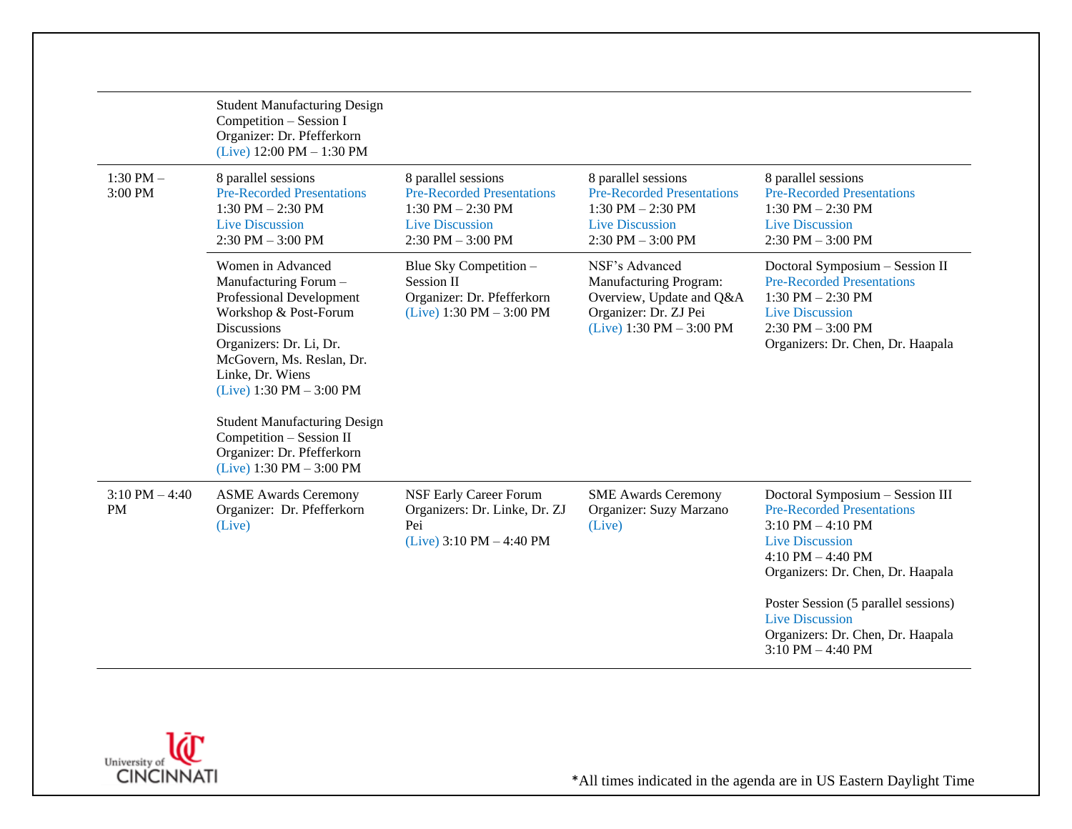| | | | | |
|---|---|---|---|---|
| | Student Manufacturing Design Competition – Session I<br>Organizer: Dr. Pfefferkorn<br>(Live) 12:00 PM – 1:30 PM | | | |
| 1:30 PM – 3:00 PM | 8 parallel sessions<br>Pre-Recorded Presentations<br>1:30 PM – 2:30 PM<br>Live Discussion<br>2:30 PM – 3:00 PM | 8 parallel sessions<br>Pre-Recorded Presentations<br>1:30 PM – 2:30 PM<br>Live Discussion<br>2:30 PM – 3:00 PM | 8 parallel sessions<br>Pre-Recorded Presentations<br>1:30 PM – 2:30 PM<br>Live Discussion<br>2:30 PM – 3:00 PM | 8 parallel sessions<br>Pre-Recorded Presentations<br>1:30 PM – 2:30 PM<br>Live Discussion<br>2:30 PM – 3:00 PM |
| | Women in Advanced Manufacturing Forum – Professional Development Workshop & Post-Forum Discussions<br>Organizers: Dr. Li, Dr. McGovern, Ms. Reslan, Dr. Linke, Dr. Wiens<br>(Live) 1:30 PM – 3:00 PM<br><br>Student Manufacturing Design Competition – Session II<br>Organizer: Dr. Pfefferkorn<br>(Live) 1:30 PM – 3:00 PM | Blue Sky Competition – Session II<br>Organizer: Dr. Pfefferkorn<br>(Live) 1:30 PM – 3:00 PM | NSF's Advanced Manufacturing Program: Overview, Update and Q&A<br>Organizer: Dr. ZJ Pei<br>(Live) 1:30 PM – 3:00 PM | Doctoral Symposium – Session II<br>Pre-Recorded Presentations<br>1:30 PM – 2:30 PM<br>Live Discussion<br>2:30 PM – 3:00 PM<br>Organizers: Dr. Chen, Dr. Haapala |
| 3:10 PM – 4:40 PM | ASME Awards Ceremony<br>Organizer: Dr. Pfefferkorn<br>(Live) | NSF Early Career Forum<br>Organizers: Dr. Linke, Dr. ZJ Pei<br>(Live) 3:10 PM – 4:40 PM | SME Awards Ceremony<br>Organizer: Suzy Marzano<br>(Live) | Doctoral Symposium – Session III<br>Pre-Recorded Presentations<br>3:10 PM – 4:10 PM<br>Live Discussion<br>4:10 PM – 4:40 PM<br>Organizers: Dr. Chen, Dr. Haapala<br><br>Poster Session (5 parallel sessions)<br>Live Discussion<br>Organizers: Dr. Chen, Dr. Haapala<br>3:10 PM – 4:40 PM |

University of CINCINNATI

*All times indicated in the agenda are in US Eastern Daylight Time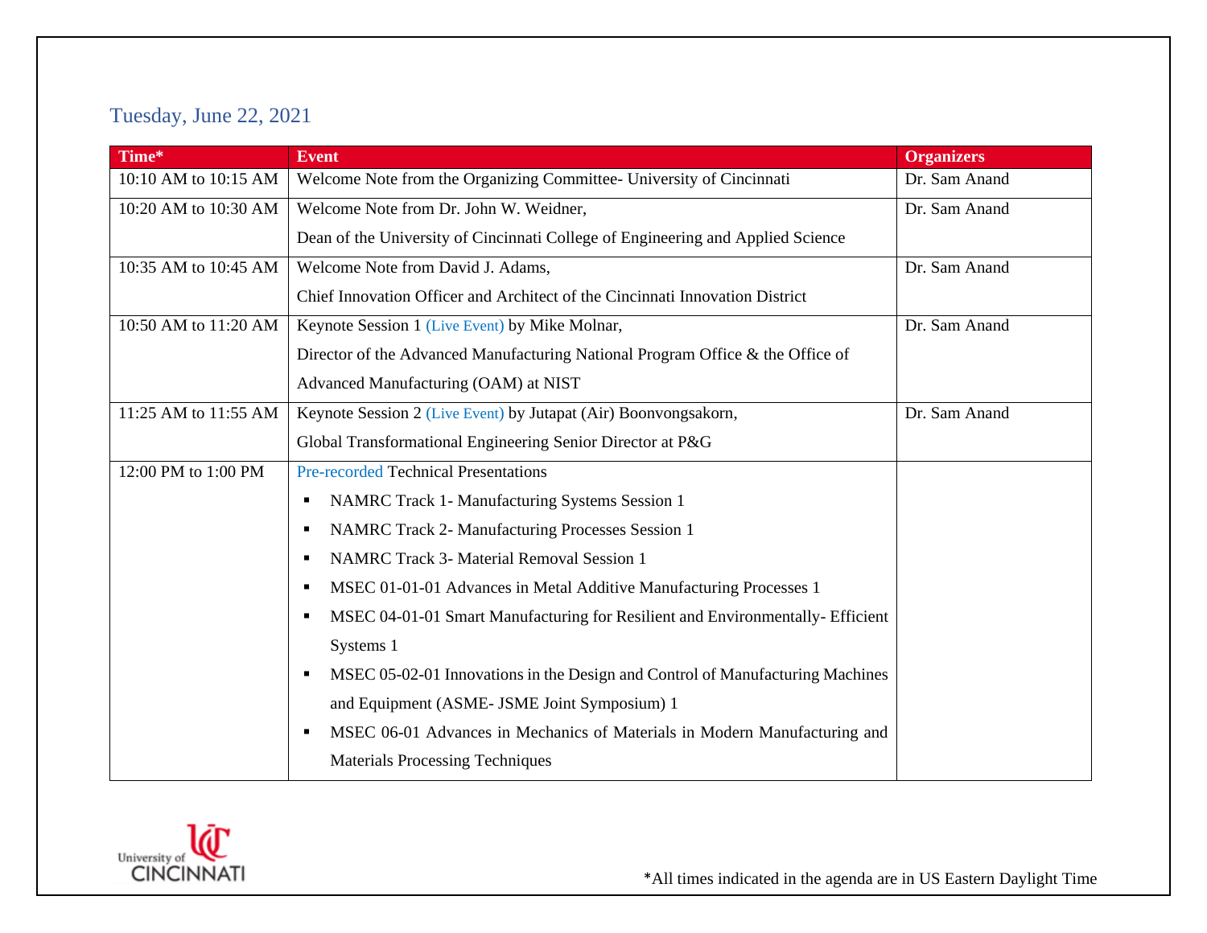## Tuesday, June 22, 2021

| Time* | Event | Organizers |
|---|---|---|
| 10:10 AM to 10:15 AM | Welcome Note from the Organizing Committee- University of Cincinnati | Dr. Sam Anand |
| 10:20 AM to 10:30 AM | Welcome Note from Dr. John W. Weidner,<br>Dean of the University of Cincinnati College of Engineering and Applied Science | Dr. Sam Anand |
| 10:35 AM to 10:45 AM | Welcome Note from David J. Adams,<br>Chief Innovation Officer and Architect of the Cincinnati Innovation District | Dr. Sam Anand |
| 10:50 AM to 11:20 AM | Keynote Session 1 (Live Event) by Mike Molnar,<br>Director of the Advanced Manufacturing National Program Office & the Office of Advanced Manufacturing (OAM) at NIST | Dr. Sam Anand |
| 11:25 AM to 11:55 AM | Keynote Session 2 (Live Event) by Jutapat (Air) Boonvongsakorn,<br>Global Transformational Engineering Senior Director at P&G | Dr. Sam Anand |
| 12:00 PM to 1:00 PM | Pre-recorded Technical Presentations<br>▪ NAMRC Track 1- Manufacturing Systems Session 1<br>▪ NAMRC Track 2- Manufacturing Processes Session 1<br>▪ NAMRC Track 3- Material Removal Session 1<br>▪ MSEC 01-01-01 Advances in Metal Additive Manufacturing Processes 1<br>▪ MSEC 04-01-01 Smart Manufacturing for Resilient and Environmentally- Efficient Systems 1<br>▪ MSEC 05-02-01 Innovations in the Design and Control of Manufacturing Machines and Equipment (ASME- JSME Joint Symposium) 1<br>▪ MSEC 06-01 Advances in Mechanics of Materials in Modern Manufacturing and Materials Processing Techniques | |

*All times indicated in the agenda are in US Eastern Daylight Time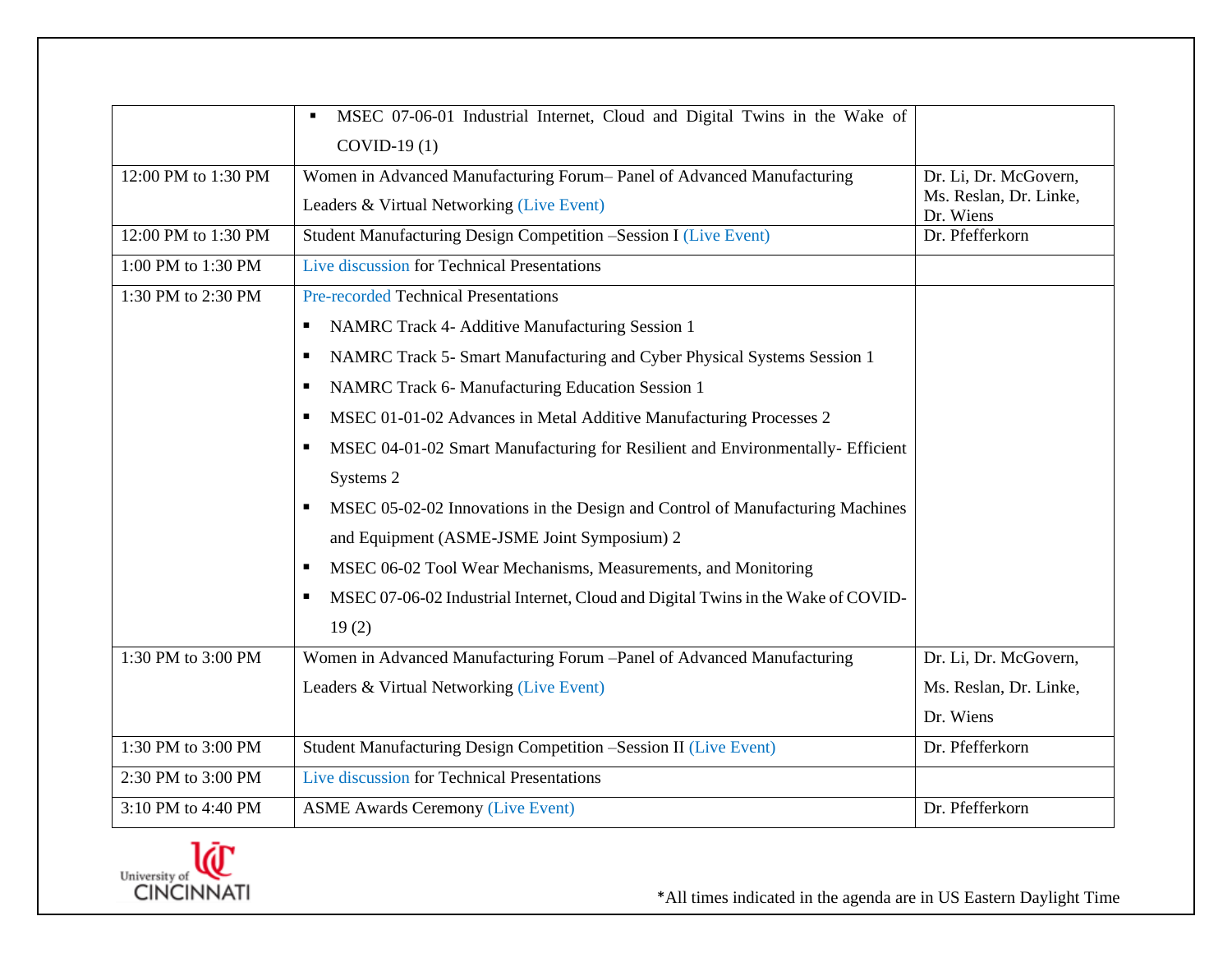| | | |
|---|---|---|
| | ▪ MSEC 07-06-01 Industrial Internet, Cloud and Digital Twins in the Wake of COVID-19 (1) | |
| 12:00 PM to 1:30 PM | Women in Advanced Manufacturing Forum– Panel of Advanced Manufacturing Leaders & Virtual Networking (Live Event) | Dr. Li, Dr. McGovern, Ms. Reslan, Dr. Linke, Dr. Wiens |
| 12:00 PM to 1:30 PM | Student Manufacturing Design Competition –Session I (Live Event) | Dr. Pfefferkorn |
| 1:00 PM to 1:30 PM | Live discussion for Technical Presentations | |
| 1:30 PM to 2:30 PM | Pre-recorded Technical Presentations<br>▪ NAMRC Track 4- Additive Manufacturing Session 1<br>▪ NAMRC Track 5- Smart Manufacturing and Cyber Physical Systems Session 1<br>▪ NAMRC Track 6- Manufacturing Education Session 1<br>▪ MSEC 01-01-02 Advances in Metal Additive Manufacturing Processes 2<br>▪ MSEC 04-01-02 Smart Manufacturing for Resilient and Environmentally- Efficient Systems 2<br>▪ MSEC 05-02-02 Innovations in the Design and Control of Manufacturing Machines and Equipment (ASME-JSME Joint Symposium) 2<br>▪ MSEC 06-02 Tool Wear Mechanisms, Measurements, and Monitoring<br>▪ MSEC 07-06-02 Industrial Internet, Cloud and Digital Twins in the Wake of COVID-19 (2) | |
| 1:30 PM to 3:00 PM | Women in Advanced Manufacturing Forum –Panel of Advanced Manufacturing Leaders & Virtual Networking (Live Event) | Dr. Li, Dr. McGovern, Ms. Reslan, Dr. Linke, Dr. Wiens |
| 1:30 PM to 3:00 PM | Student Manufacturing Design Competition –Session II (Live Event) | Dr. Pfefferkorn |
| 2:30 PM to 3:00 PM | Live discussion for Technical Presentations | |
| 3:10 PM to 4:40 PM | ASME Awards Ceremony (Live Event) | Dr. Pfefferkorn |

*All times indicated in the agenda are in US Eastern Daylight Time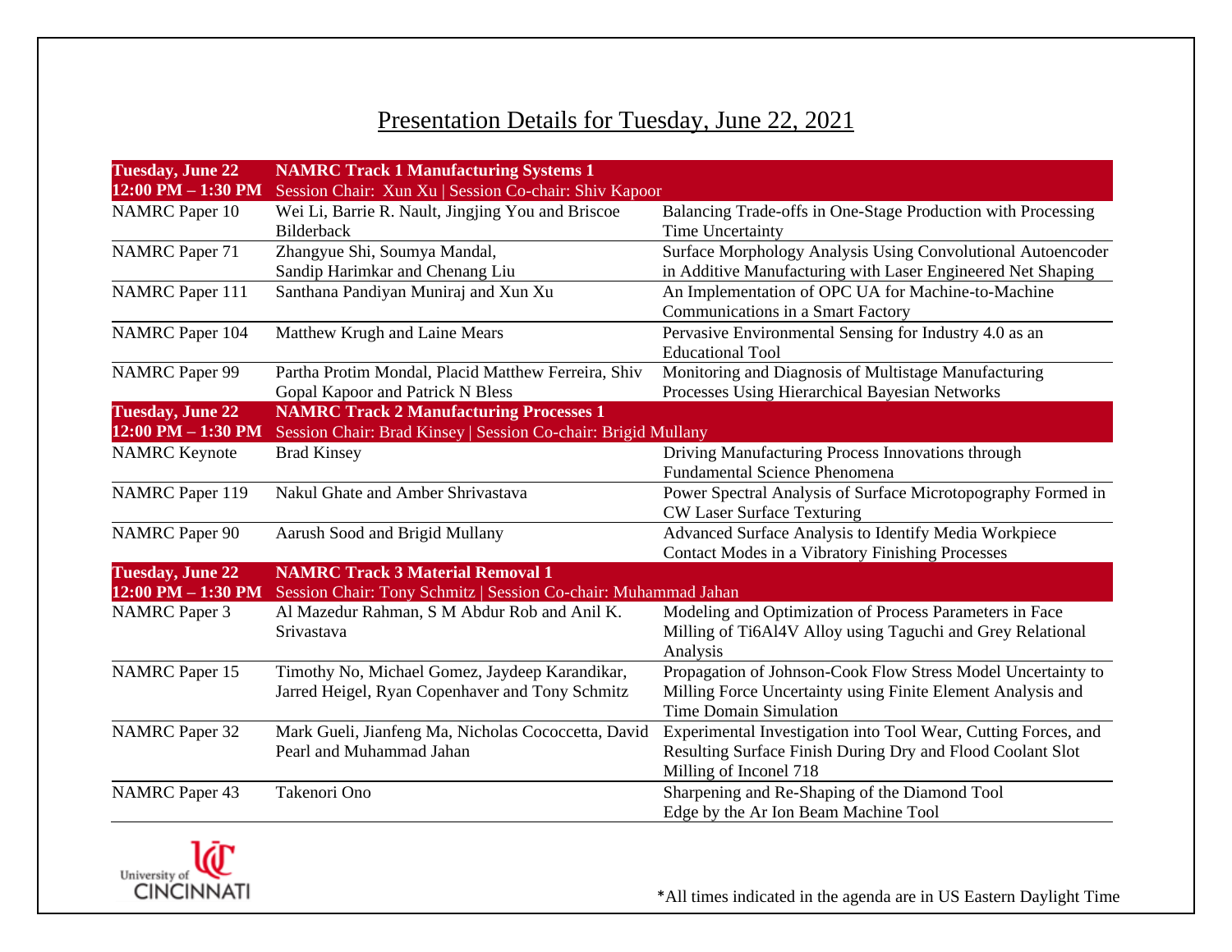# Presentation Details for Tuesday, June 22, 2021

| | | |
|---|---|---|
| **Tuesday, June 22** **12:00 PM – 1:30 PM** | **NAMRC Track 1 Manufacturing Systems 1** Session Chair: Xun Xu \| Session Co-chair: Shiv Kapoor | |
| NAMRC Paper 10 | Wei Li, Barrie R. Nault, Jingjing You and Briscoe Bilderback | Balancing Trade-offs in One-Stage Production with Processing Time Uncertainty |
| NAMRC Paper 71 | Zhangyue Shi, Soumya Mandal, Sandip Harimkar and Chenang Liu | Surface Morphology Analysis Using Convolutional Autoencoder in Additive Manufacturing with Laser Engineered Net Shaping |
| NAMRC Paper 111 | Santhana Pandiyan Muniraj and Xun Xu | An Implementation of OPC UA for Machine-to-Machine Communications in a Smart Factory |
| NAMRC Paper 104 | Matthew Krugh and Laine Mears | Pervasive Environmental Sensing for Industry 4.0 as an Educational Tool |
| NAMRC Paper 99 | Partha Protim Mondal, Placid Matthew Ferreira, Shiv Gopal Kapoor and Patrick N Bless | Monitoring and Diagnosis of Multistage Manufacturing Processes Using Hierarchical Bayesian Networks |
| **Tuesday, June 22** **12:00 PM – 1:30 PM** | **NAMRC Track 2 Manufacturing Processes 1** Session Chair: Brad Kinsey \| Session Co-chair: Brigid Mullany | |
| NAMRC Keynote | Brad Kinsey | Driving Manufacturing Process Innovations through Fundamental Science Phenomena |
| NAMRC Paper 119 | Nakul Ghate and Amber Shrivastava | Power Spectral Analysis of Surface Microtopography Formed in CW Laser Surface Texturing |
| NAMRC Paper 90 | Aarush Sood and Brigid Mullany | Advanced Surface Analysis to Identify Media Workpiece Contact Modes in a Vibratory Finishing Processes |
| **Tuesday, June 22** **12:00 PM – 1:30 PM** | **NAMRC Track 3 Material Removal 1** Session Chair: Tony Schmitz \| Session Co-chair: Muhammad Jahan | |
| NAMRC Paper 3 | Al Mazedur Rahman, S M Abdur Rob and Anil K. Srivastava | Modeling and Optimization of Process Parameters in Face Milling of Ti6Al4V Alloy using Taguchi and Grey Relational Analysis |
| NAMRC Paper 15 | Timothy No, Michael Gomez, Jaydeep Karandikar, Jarred Heigel, Ryan Copenhaver and Tony Schmitz | Propagation of Johnson-Cook Flow Stress Model Uncertainty to Milling Force Uncertainty using Finite Element Analysis and Time Domain Simulation |
| NAMRC Paper 32 | Mark Gueli, Jianfeng Ma, Nicholas Cococcetta, David Pearl and Muhammad Jahan | Experimental Investigation into Tool Wear, Cutting Forces, and Resulting Surface Finish During Dry and Flood Coolant Slot Milling of Inconel 718 |
| NAMRC Paper 43 | Takenori Ono | Sharpening and Re-Shaping of the Diamond Tool Edge by the Ar Ion Beam Machine Tool |

University of CINCINNATI

*All times indicated in the agenda are in US Eastern Daylight Time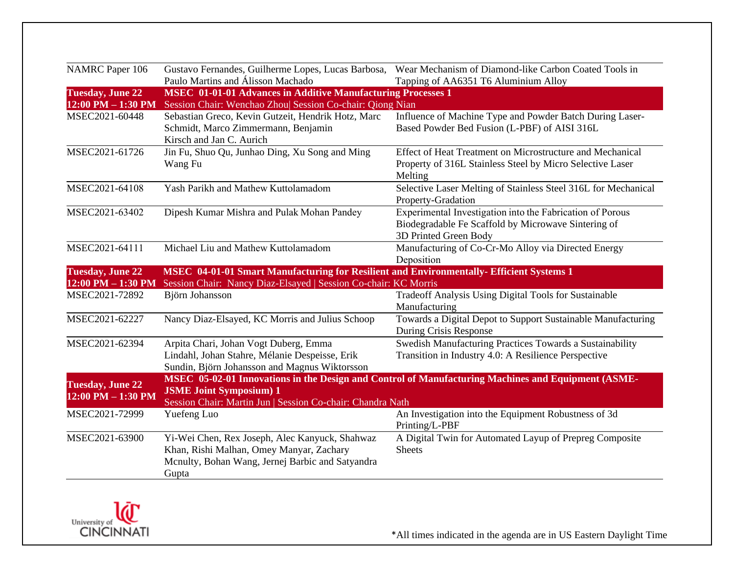| | | |
|---|---|---|
| NAMRC Paper 106 | Gustavo Fernandes, Guilherme Lopes, Lucas Barbosa, Paulo Martins and Álisson Machado | Wear Mechanism of Diamond-like Carbon Coated Tools in Tapping of AA6351 T6 Aluminium Alloy |
| **Tuesday, June 22 12:00 PM – 1:30 PM** | **MSEC 01-01-01 Advances in Additive Manufacturing Processes 1** Session Chair: Wenchao Zhou\| Session Co-chair: Qiong Nian | |
| MSEC2021-60448 | Sebastian Greco, Kevin Gutzeit, Hendrik Hotz, Marc Schmidt, Marco Zimmermann, Benjamin Kirsch and Jan C. Aurich | Influence of Machine Type and Powder Batch During Laser-Based Powder Bed Fusion (L-PBF) of AISI 316L |
| MSEC2021-61726 | Jin Fu, Shuo Qu, Junhao Ding, Xu Song and Ming Wang Fu | Effect of Heat Treatment on Microstructure and Mechanical Property of 316L Stainless Steel by Micro Selective Laser Melting |
| MSEC2021-64108 | Yash Parikh and Mathew Kuttolamadom | Selective Laser Melting of Stainless Steel 316L for Mechanical Property-Gradation |
| MSEC2021-63402 | Dipesh Kumar Mishra and Pulak Mohan Pandey | Experimental Investigation into the Fabrication of Porous Biodegradable Fe Scaffold by Microwave Sintering of 3D Printed Green Body |
| MSEC2021-64111 | Michael Liu and Mathew Kuttolamadom | Manufacturing of Co-Cr-Mo Alloy via Directed Energy Deposition |
| **Tuesday, June 22 12:00 PM – 1:30 PM** | **MSEC 04-01-01 Smart Manufacturing for Resilient and Environmentally- Efficient Systems 1** Session Chair: Nancy Diaz-Elsayed \| Session Co-chair: KC Morris | |
| MSEC2021-72892 | Björn Johansson | Tradeoff Analysis Using Digital Tools for Sustainable Manufacturing |
| MSEC2021-62227 | Nancy Diaz-Elsayed, KC Morris and Julius Schoop | Towards a Digital Depot to Support Sustainable Manufacturing During Crisis Response |
| MSEC2021-62394 | Arpita Chari, Johan Vogt Duberg, Emma Lindahl, Johan Stahre, Mélanie Despeisse, Erik Sundin, Björn Johansson and Magnus Wiktorsson | Swedish Manufacturing Practices Towards a Sustainability Transition in Industry 4.0: A Resilience Perspective |
| **Tuesday, June 22 12:00 PM – 1:30 PM** | **MSEC 05-02-01 Innovations in the Design and Control of Manufacturing Machines and Equipment (ASME-JSME Joint Symposium) 1** Session Chair: Martin Jun \| Session Co-chair: Chandra Nath | |
| MSEC2021-72999 | Yuefeng Luo | An Investigation into the Equipment Robustness of 3d Printing/L-PBF |
| MSEC2021-63900 | Yi-Wei Chen, Rex Joseph, Alec Kanyuck, Shahwaz Khan, Rishi Malhan, Omey Manyar, Zachary Mcnulty, Bohan Wang, Jernej Barbic and Satyandra Gupta | A Digital Twin for Automated Layup of Prepreg Composite Sheets |

*All times indicated in the agenda are in US Eastern Daylight Time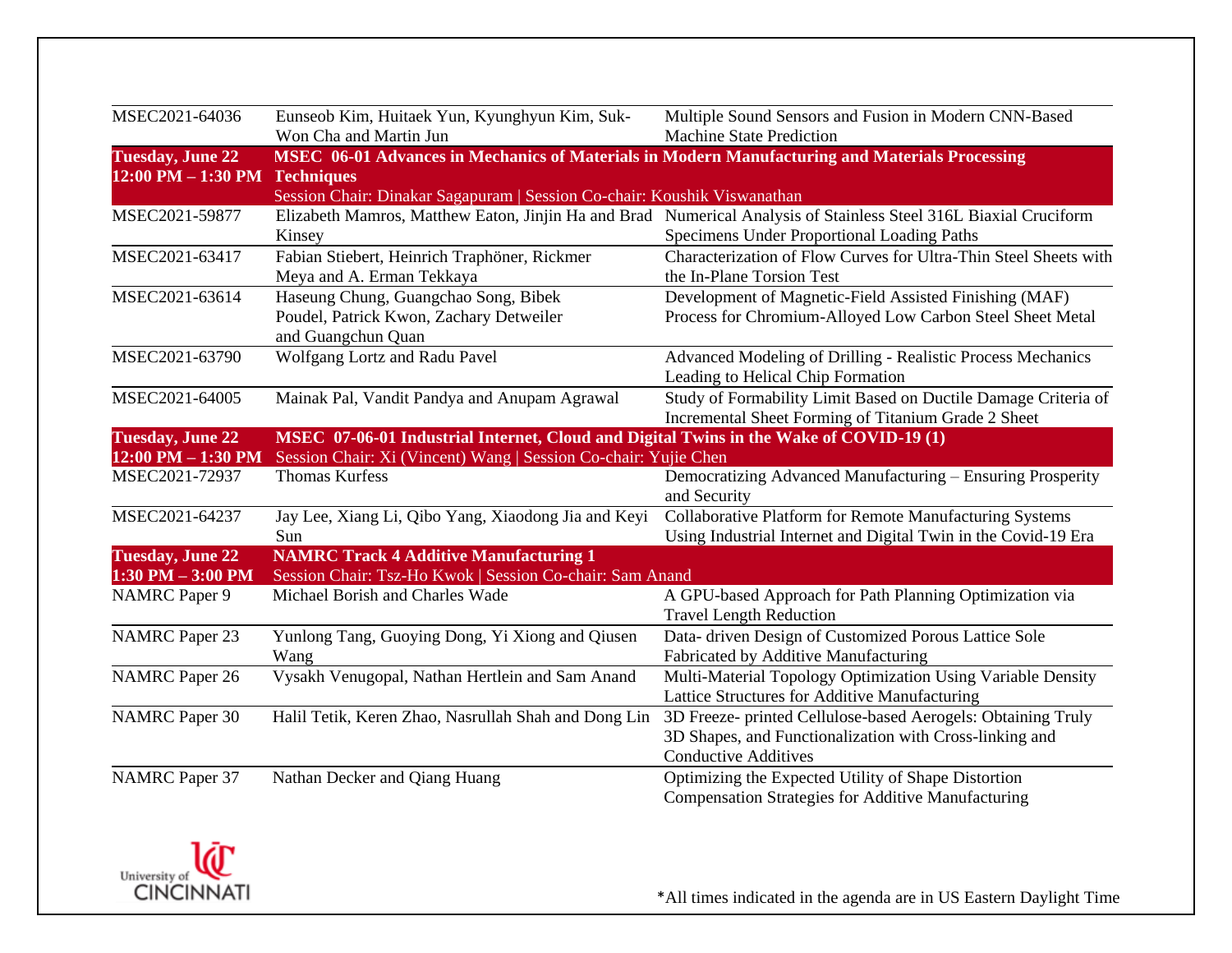| | | |
|---|---|---|
| MSEC2021-64036 | Eunseob Kim, Huitaek Yun, Kyunghyun Kim, Suk-Won Cha and Martin Jun | Multiple Sound Sensors and Fusion in Modern CNN-Based Machine State Prediction |
| **Tuesday, June 22 12:00 PM – 1:30 PM** | **MSEC 06-01 Advances in Mechanics of Materials in Modern Manufacturing and Materials Processing Techniques** Session Chair: Dinakar Sagapuram \| Session Co-chair: Koushik Viswanathan | |
| MSEC2021-59877 | Elizabeth Mamros, Matthew Eaton, Jinjin Ha and Brad Kinsey | Numerical Analysis of Stainless Steel 316L Biaxial Cruciform Specimens Under Proportional Loading Paths |
| MSEC2021-63417 | Fabian Stiebert, Heinrich Traphöner, Rickmer Meya and A. Erman Tekkaya | Characterization of Flow Curves for Ultra-Thin Steel Sheets with the In-Plane Torsion Test |
| MSEC2021-63614 | Haseung Chung, Guangchao Song, Bibek Poudel, Patrick Kwon, Zachary Detweiler and Guangchun Quan | Development of Magnetic-Field Assisted Finishing (MAF) Process for Chromium-Alloyed Low Carbon Steel Sheet Metal |
| MSEC2021-63790 | Wolfgang Lortz and Radu Pavel | Advanced Modeling of Drilling - Realistic Process Mechanics Leading to Helical Chip Formation |
| MSEC2021-64005 | Mainak Pal, Vandit Pandya and Anupam Agrawal | Study of Formability Limit Based on Ductile Damage Criteria of Incremental Sheet Forming of Titanium Grade 2 Sheet |
| **Tuesday, June 22 12:00 PM – 1:30 PM** | **MSEC 07-06-01 Industrial Internet, Cloud and Digital Twins in the Wake of COVID-19 (1)** Session Chair: Xi (Vincent) Wang \| Session Co-chair: Yujie Chen | |
| MSEC2021-72937 | Thomas Kurfess | Democratizing Advanced Manufacturing – Ensuring Prosperity and Security |
| MSEC2021-64237 | Jay Lee, Xiang Li, Qibo Yang, Xiaodong Jia and Keyi Sun | Collaborative Platform for Remote Manufacturing Systems Using Industrial Internet and Digital Twin in the Covid-19 Era |
| **Tuesday, June 22 1:30 PM – 3:00 PM** | **NAMRC Track 4 Additive Manufacturing 1** Session Chair: Tsz-Ho Kwok \| Session Co-chair: Sam Anand | |
| NAMRC Paper 9 | Michael Borish and Charles Wade | A GPU-based Approach for Path Planning Optimization via Travel Length Reduction |
| NAMRC Paper 23 | Yunlong Tang, Guoying Dong, Yi Xiong and Qiusen Wang | Data- driven Design of Customized Porous Lattice Sole Fabricated by Additive Manufacturing |
| NAMRC Paper 26 | Vysakh Venugopal, Nathan Hertlein and Sam Anand | Multi-Material Topology Optimization Using Variable Density Lattice Structures for Additive Manufacturing |
| NAMRC Paper 30 | Halil Tetik, Keren Zhao, Nasrullah Shah and Dong Lin | 3D Freeze- printed Cellulose-based Aerogels: Obtaining Truly 3D Shapes, and Functionalization with Cross-linking and Conductive Additives |
| NAMRC Paper 37 | Nathan Decker and Qiang Huang | Optimizing the Expected Utility of Shape Distortion Compensation Strategies for Additive Manufacturing |

University of Cincinnati

*All times indicated in the agenda are in US Eastern Daylight Time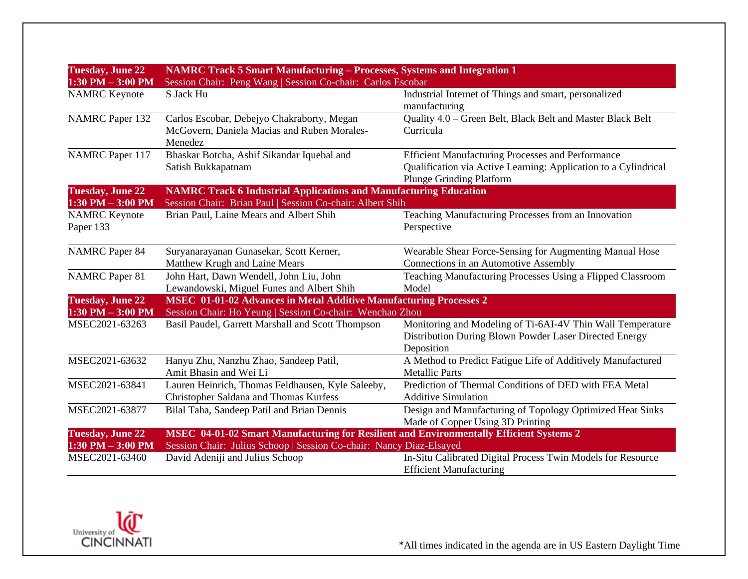| Tuesday, June 22<br>1:30 PM – 3:00 PM | **NAMRC Track 5 Smart Manufacturing – Processes, Systems and Integration 1**<br>Session Chair: Peng Wang \| Session Co-chair: Carlos Escobar | |
|---|---|---|
| NAMRC Keynote | S Jack Hu | Industrial Internet of Things and smart, personalized manufacturing |
| NAMRC Paper 132 | Carlos Escobar, Debejyo Chakraborty, Megan McGovern, Daniela Macias and Ruben Morales-Menedez | Quality 4.0 – Green Belt, Black Belt and Master Black Belt Curricula |
| NAMRC Paper 117 | Bhaskar Botcha, Ashif Sikandar Iquebal and Satish Bukkapatnam | Efficient Manufacturing Processes and Performance Qualification via Active Learning: Application to a Cylindrical Plunge Grinding Platform |

| Tuesday, June 22<br>1:30 PM – 3:00 PM | **NAMRC Track 6 Industrial Applications and Manufacturing Education**<br>Session Chair: Brian Paul \| Session Co-chair: Albert Shih | |
|---|---|---|
| NAMRC Keynote Paper 133 | Brian Paul, Laine Mears and Albert Shih | Teaching Manufacturing Processes from an Innovation Perspective |
| NAMRC Paper 84 | Suryanarayanan Gunasekar, Scott Kerner, Matthew Krugh and Laine Mears | Wearable Shear Force-Sensing for Augmenting Manual Hose Connections in an Automotive Assembly |
| NAMRC Paper 81 | John Hart, Dawn Wendell, John Liu, John Lewandowski, Miguel Funes and Albert Shih | Teaching Manufacturing Processes Using a Flipped Classroom Model |

| Tuesday, June 22<br>1:30 PM – 3:00 PM | **MSEC 01-01-02 Advances in Metal Additive Manufacturing Processes 2**<br>Session Chair: Ho Yeung \| Session Co-chair: Wenchao Zhou | |
|---|---|---|
| MSEC2021-63263 | Basil Paudel, Garrett Marshall and Scott Thompson | Monitoring and Modeling of Ti-6AI-4V Thin Wall Temperature Distribution During Blown Powder Laser Directed Energy Deposition |
| MSEC2021-63632 | Hanyu Zhu, Nanzhu Zhao, Sandeep Patil, Amit Bhasin and Wei Li | A Method to Predict Fatigue Life of Additively Manufactured Metallic Parts |
| MSEC2021-63841 | Lauren Heinrich, Thomas Feldhausen, Kyle Saleeby, Christopher Saldana and Thomas Kurfess | Prediction of Thermal Conditions of DED with FEA Metal Additive Simulation |
| MSEC2021-63877 | Bilal Taha, Sandeep Patil and Brian Dennis | Design and Manufacturing of Topology Optimized Heat Sinks Made of Copper Using 3D Printing |

| Tuesday, June 22<br>1:30 PM – 3:00 PM | **MSEC 04-01-02 Smart Manufacturing for Resilient and Environmentally Efficient Systems 2**<br>Session Chair: Julius Schoop \| Session Co-chair: Nancy Diaz-Elsayed | |
|---|---|---|
| MSEC2021-63460 | David Adeniji and Julius Schoop | In-Situ Calibrated Digital Process Twin Models for Resource Efficient Manufacturing |

*All times indicated in the agenda are in US Eastern Daylight Time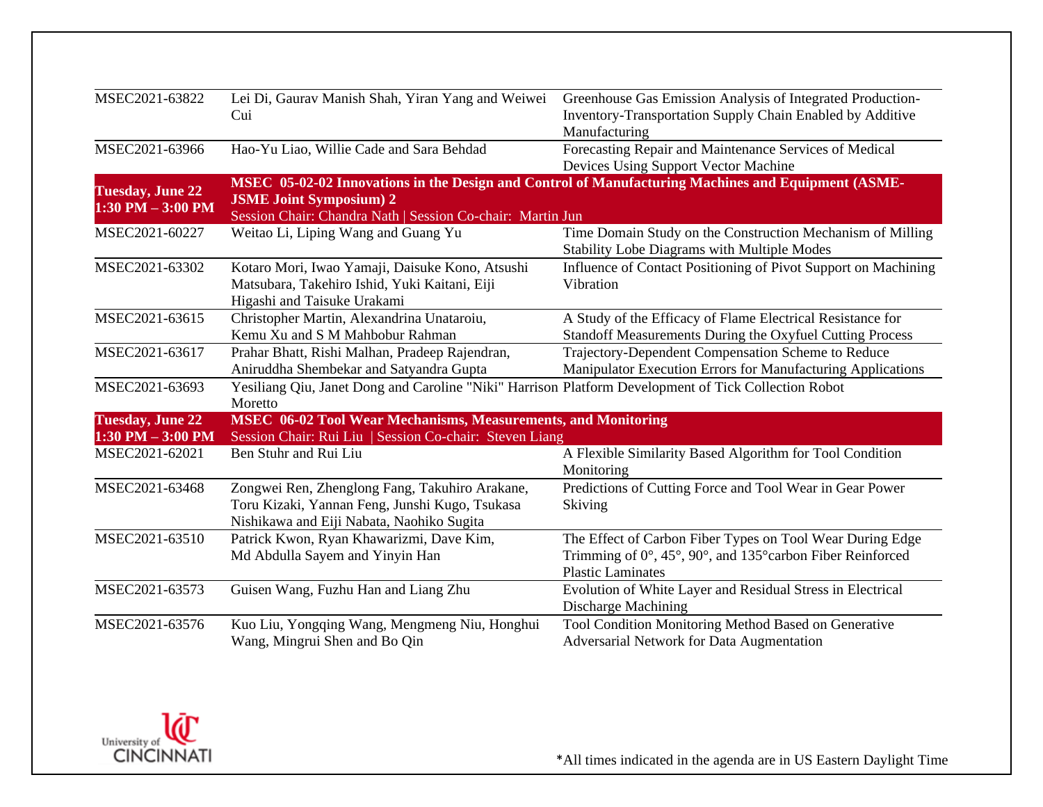| | | |
|---|---|---|
| MSEC2021-63822 | Lei Di, Gaurav Manish Shah, Yiran Yang and Weiwei Cui | Greenhouse Gas Emission Analysis of Integrated Production-Inventory-Transportation Supply Chain Enabled by Additive Manufacturing |
| MSEC2021-63966 | Hao-Yu Liao, Willie Cade and Sara Behdad | Forecasting Repair and Maintenance Services of Medical Devices Using Support Vector Machine |
| **Tuesday, June 22 1:30 PM – 3:00 PM** | **MSEC 05-02-02 Innovations in the Design and Control of Manufacturing Machines and Equipment (ASME-JSME Joint Symposium) 2** Session Chair: Chandra Nath \| Session Co-chair: Martin Jun | |
| MSEC2021-60227 | Weitao Li, Liping Wang and Guang Yu | Time Domain Study on the Construction Mechanism of Milling Stability Lobe Diagrams with Multiple Modes |
| MSEC2021-63302 | Kotaro Mori, Iwao Yamaji, Daisuke Kono, Atsushi Matsubara, Takehiro Ishid, Yuki Kaitani, Eiji Higashi and Taisuke Urakami | Influence of Contact Positioning of Pivot Support on Machining Vibration |
| MSEC2021-63615 | Christopher Martin, Alexandrina Unataroiu, Kemu Xu and S M Mahbobur Rahman | A Study of the Efficacy of Flame Electrical Resistance for Standoff Measurements During the Oxyfuel Cutting Process |
| MSEC2021-63617 | Prahar Bhatt, Rishi Malhan, Pradeep Rajendran, Aniruddha Shembekar and Satyandra Gupta | Trajectory-Dependent Compensation Scheme to Reduce Manipulator Execution Errors for Manufacturing Applications |
| MSEC2021-63693 | Yesiliang Qiu, Janet Dong and Caroline "Niki" Harrison Moretto | Platform Development of Tick Collection Robot |
| **Tuesday, June 22 1:30 PM – 3:00 PM** | **MSEC 06-02 Tool Wear Mechanisms, Measurements, and Monitoring** Session Chair: Rui Liu \| Session Co-chair: Steven Liang | |
| MSEC2021-62021 | Ben Stuhr and Rui Liu | A Flexible Similarity Based Algorithm for Tool Condition Monitoring |
| MSEC2021-63468 | Zongwei Ren, Zhenglong Fang, Takuhiro Arakane, Toru Kizaki, Yannan Feng, Junshi Kugo, Tsukasa Nishikawa and Eiji Nabata, Naohiko Sugita | Predictions of Cutting Force and Tool Wear in Gear Power Skiving |
| MSEC2021-63510 | Patrick Kwon, Ryan Khawarizmi, Dave Kim, Md Abdulla Sayem and Yinyin Han | The Effect of Carbon Fiber Types on Tool Wear During Edge Trimming of 0°, 45°, 90°, and 135°carbon Fiber Reinforced Plastic Laminates |
| MSEC2021-63573 | Guisen Wang, Fuzhu Han and Liang Zhu | Evolution of White Layer and Residual Stress in Electrical Discharge Machining |
| MSEC2021-63576 | Kuo Liu, Yongqing Wang, Mengmeng Niu, Honghui Wang, Mingrui Shen and Bo Qin | Tool Condition Monitoring Method Based on Generative Adversarial Network for Data Augmentation |

*All times indicated in the agenda are in US Eastern Daylight Time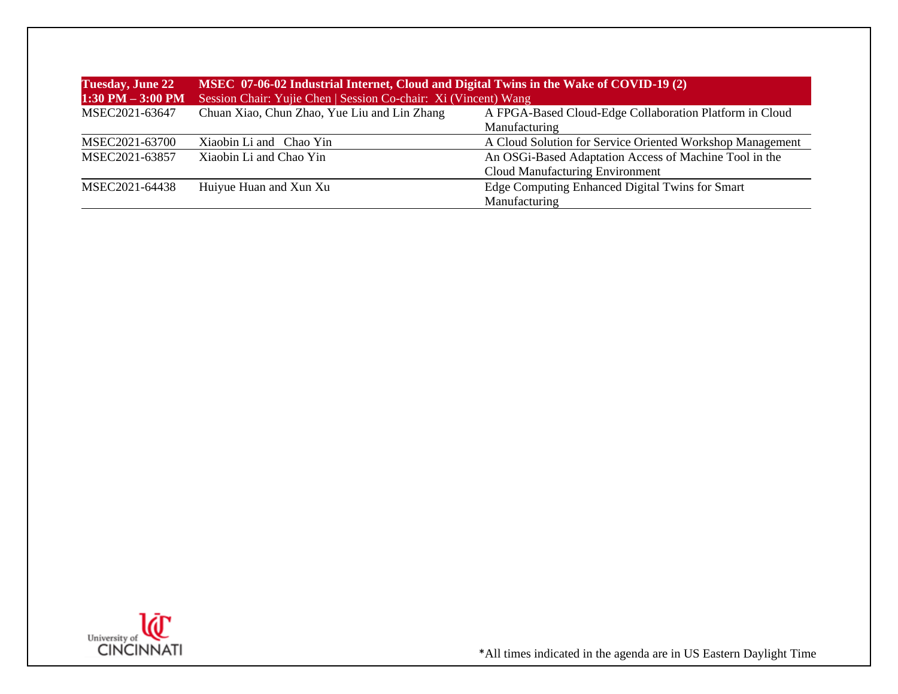| Tuesday, June 22<br>1:30 PM – 3:00 PM | MSEC 07-06-02 Industrial Internet, Cloud and Digital Twins in the Wake of COVID-19 (2)<br>Session Chair: Yujie Chen \| Session Co-chair: Xi (Vincent) Wang | |
|---|---|---|
| MSEC2021-63647 | Chuan Xiao, Chun Zhao, Yue Liu and Lin Zhang | A FPGA-Based Cloud-Edge Collaboration Platform in Cloud Manufacturing |
| MSEC2021-63700 | Xiaobin Li and Chao Yin | A Cloud Solution for Service Oriented Workshop Management |
| MSEC2021-63857 | Xiaobin Li and Chao Yin | An OSGi-Based Adaptation Access of Machine Tool in the Cloud Manufacturing Environment |
| MSEC2021-64438 | Huiyue Huan and Xun Xu | Edge Computing Enhanced Digital Twins for Smart Manufacturing |

*All times indicated in the agenda are in US Eastern Daylight Time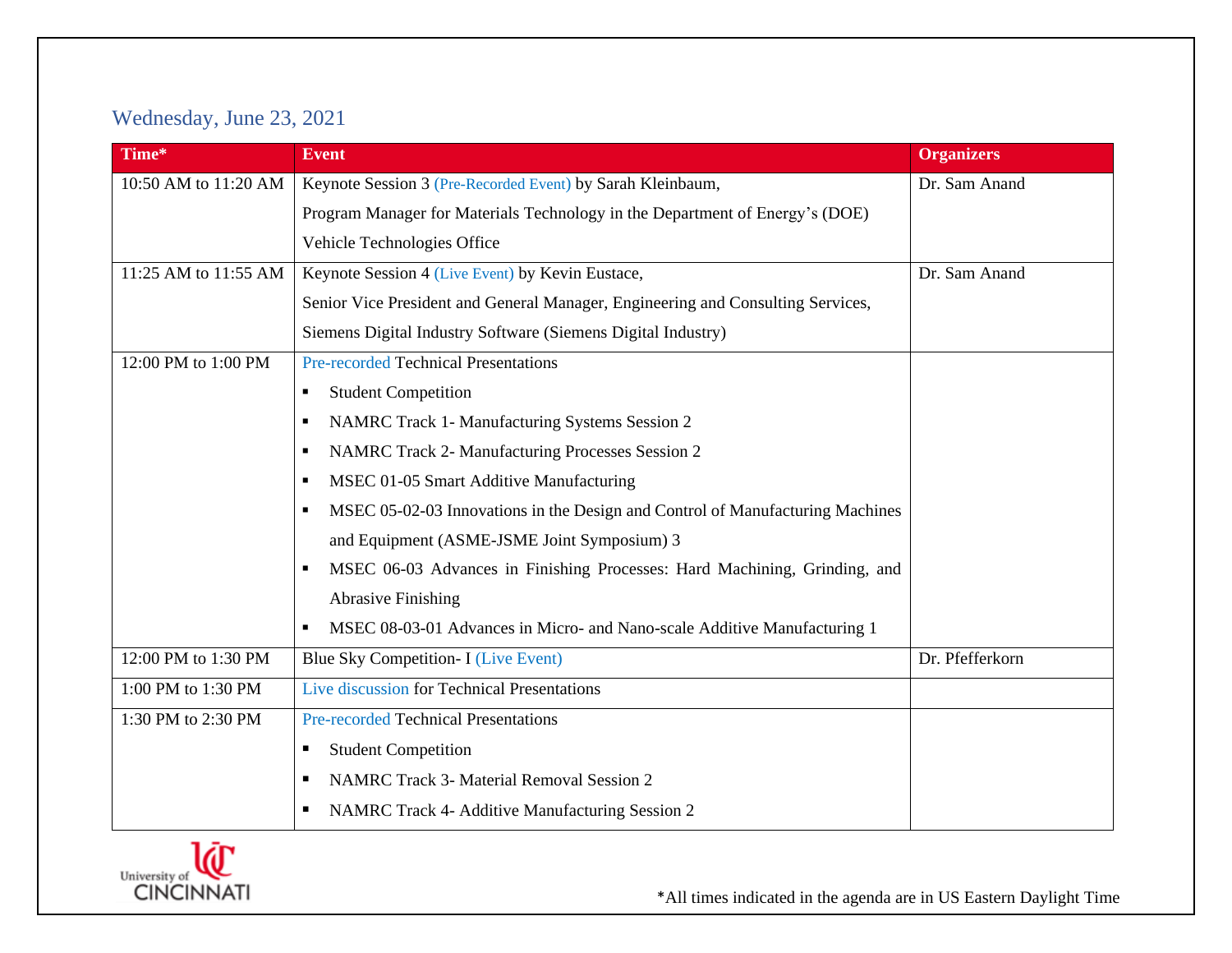## Wednesday, June 23, 2021

| Time* | Event | Organizers |
|---|---|---|
| 10:50 AM to 11:20 AM | Keynote Session 3 (Pre-Recorded Event) by Sarah Kleinbaum, Program Manager for Materials Technology in the Department of Energy’s (DOE) Vehicle Technologies Office | Dr. Sam Anand |
| 11:25 AM to 11:55 AM | Keynote Session 4 (Live Event) by Kevin Eustace, Senior Vice President and General Manager, Engineering and Consulting Services, Siemens Digital Industry Software (Siemens Digital Industry) | Dr. Sam Anand |
| 12:00 PM to 1:00 PM | Pre-recorded Technical Presentations<br>▪ Student Competition<br>▪ NAMRC Track 1- Manufacturing Systems Session 2<br>▪ NAMRC Track 2- Manufacturing Processes Session 2<br>▪ MSEC 01-05 Smart Additive Manufacturing<br>▪ MSEC 05-02-03 Innovations in the Design and Control of Manufacturing Machines and Equipment (ASME-JSME Joint Symposium) 3<br>▪ MSEC 06-03 Advances in Finishing Processes: Hard Machining, Grinding, and Abrasive Finishing<br>▪ MSEC 08-03-01 Advances in Micro- and Nano-scale Additive Manufacturing 1 | |
| 12:00 PM to 1:30 PM | Blue Sky Competition- I (Live Event) | Dr. Pfefferkorn |
| 1:00 PM to 1:30 PM | Live discussion for Technical Presentations | |
| 1:30 PM to 2:30 PM | Pre-recorded Technical Presentations<br>▪ Student Competition<br>▪ NAMRC Track 3- Material Removal Session 2<br>▪ NAMRC Track 4- Additive Manufacturing Session 2 | |

*All times indicated in the agenda are in US Eastern Daylight Time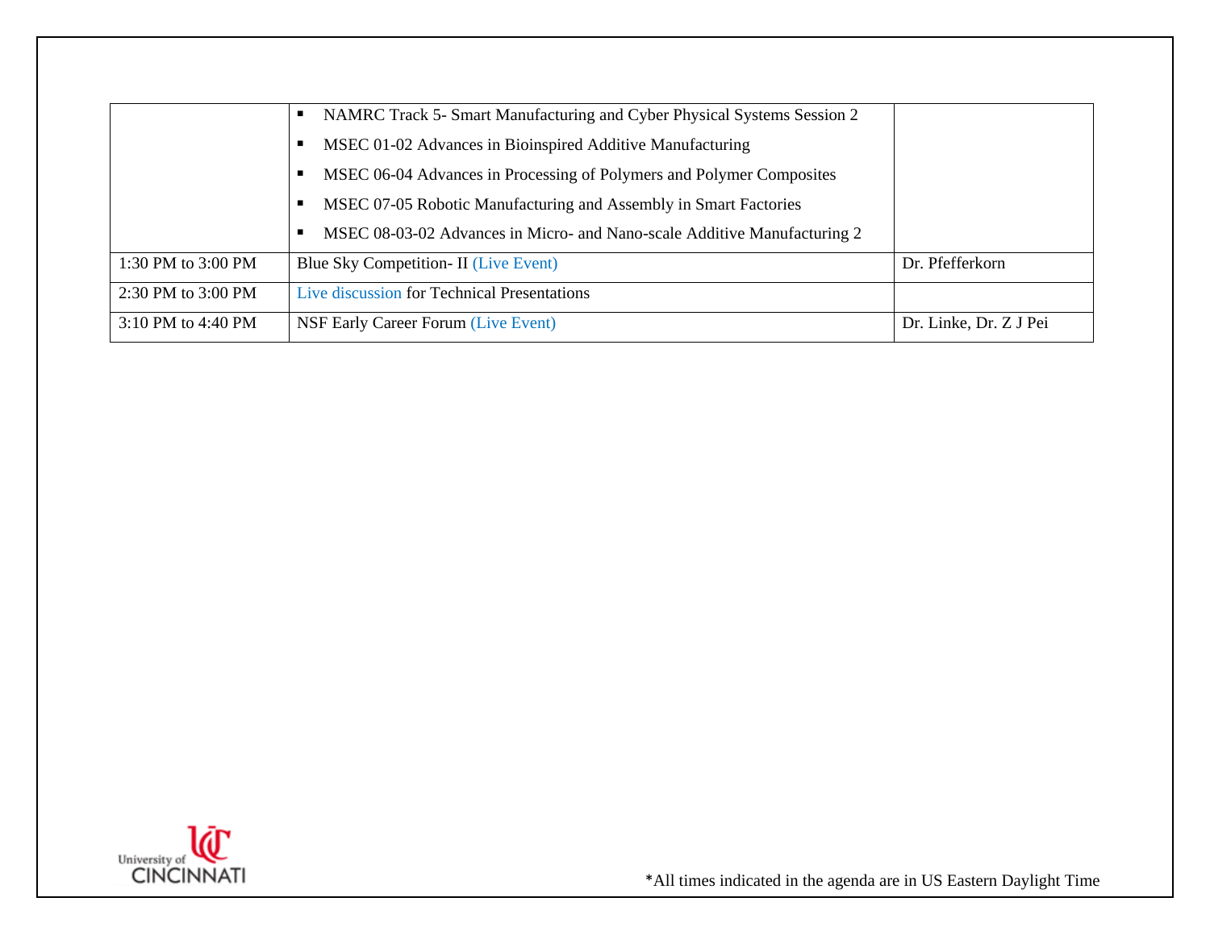| | | |
|---|---|---|
| | ▪ NAMRC Track 5- Smart Manufacturing and Cyber Physical Systems Session 2<br>▪ MSEC 01-02 Advances in Bioinspired Additive Manufacturing<br>▪ MSEC 06-04 Advances in Processing of Polymers and Polymer Composites<br>▪ MSEC 07-05 Robotic Manufacturing and Assembly in Smart Factories<br>▪ MSEC 08-03-02 Advances in Micro- and Nano-scale Additive Manufacturing 2 | |
| 1:30 PM to 3:00 PM | Blue Sky Competition- II (Live Event) | Dr. Pfefferkorn |
| 2:30 PM to 3:00 PM | Live discussion for Technical Presentations | |
| 3:10 PM to 4:40 PM | NSF Early Career Forum (Live Event) | Dr. Linke, Dr. Z J Pei |

*All times indicated in the agenda are in US Eastern Daylight Time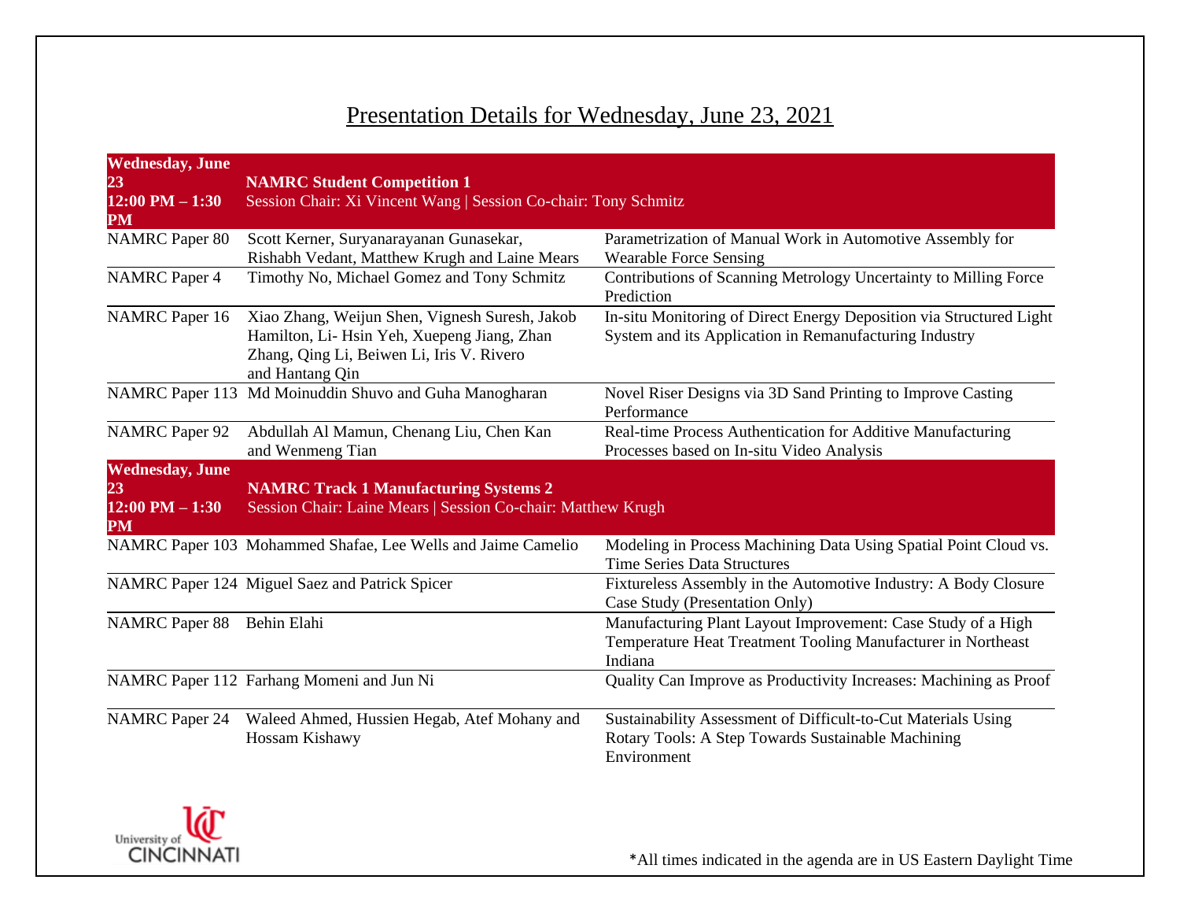# Presentation Details for Wednesday, June 23, 2021

| **Wednesday, June 23 12:00 PM – 1:30 PM** | **NAMRC Student Competition 1** Session Chair: Xi Vincent Wang \| Session Co-chair: Tony Schmitz | |
|---|---|---|
| NAMRC Paper 80 | Scott Kerner, Suryanarayanan Gunasekar, Rishabh Vedant, Matthew Krugh and Laine Mears | Parametrization of Manual Work in Automotive Assembly for Wearable Force Sensing |
| NAMRC Paper 4 | Timothy No, Michael Gomez and Tony Schmitz | Contributions of Scanning Metrology Uncertainty to Milling Force Prediction |
| NAMRC Paper 16 | Xiao Zhang, Weijun Shen, Vignesh Suresh, Jakob Hamilton, Li- Hsin Yeh, Xuepeng Jiang, Zhan Zhang, Qing Li, Beiwen Li, Iris V. Rivero and Hantang Qin | In-situ Monitoring of Direct Energy Deposition via Structured Light System and its Application in Remanufacturing Industry |
| NAMRC Paper 113 | Md Moinuddin Shuvo and Guha Manogharan | Novel Riser Designs via 3D Sand Printing to Improve Casting Performance |
| NAMRC Paper 92 | Abdullah Al Mamun, Chenang Liu, Chen Kan and Wenmeng Tian | Real-time Process Authentication for Additive Manufacturing Processes based on In-situ Video Analysis |
| **Wednesday, June 23 12:00 PM – 1:30 PM** | **NAMRC Track 1 Manufacturing Systems 2** Session Chair: Laine Mears \| Session Co-chair: Matthew Krugh | |
| NAMRC Paper 103 | Mohammed Shafae, Lee Wells and Jaime Camelio | Modeling in Process Machining Data Using Spatial Point Cloud vs. Time Series Data Structures |
| NAMRC Paper 124 | Miguel Saez and Patrick Spicer | Fixtureless Assembly in the Automotive Industry: A Body Closure Case Study (Presentation Only) |
| NAMRC Paper 88 | Behin Elahi | Manufacturing Plant Layout Improvement: Case Study of a High Temperature Heat Treatment Tooling Manufacturer in Northeast Indiana |
| NAMRC Paper 112 | Farhang Momeni and Jun Ni | Quality Can Improve as Productivity Increases: Machining as Proof |
| NAMRC Paper 24 | Waleed Ahmed, Hussien Hegab, Atef Mohany and Hossam Kishawy | Sustainability Assessment of Difficult-to-Cut Materials Using Rotary Tools: A Step Towards Sustainable Machining Environment |

University of CINCINNATI

*All times indicated in the agenda are in US Eastern Daylight Time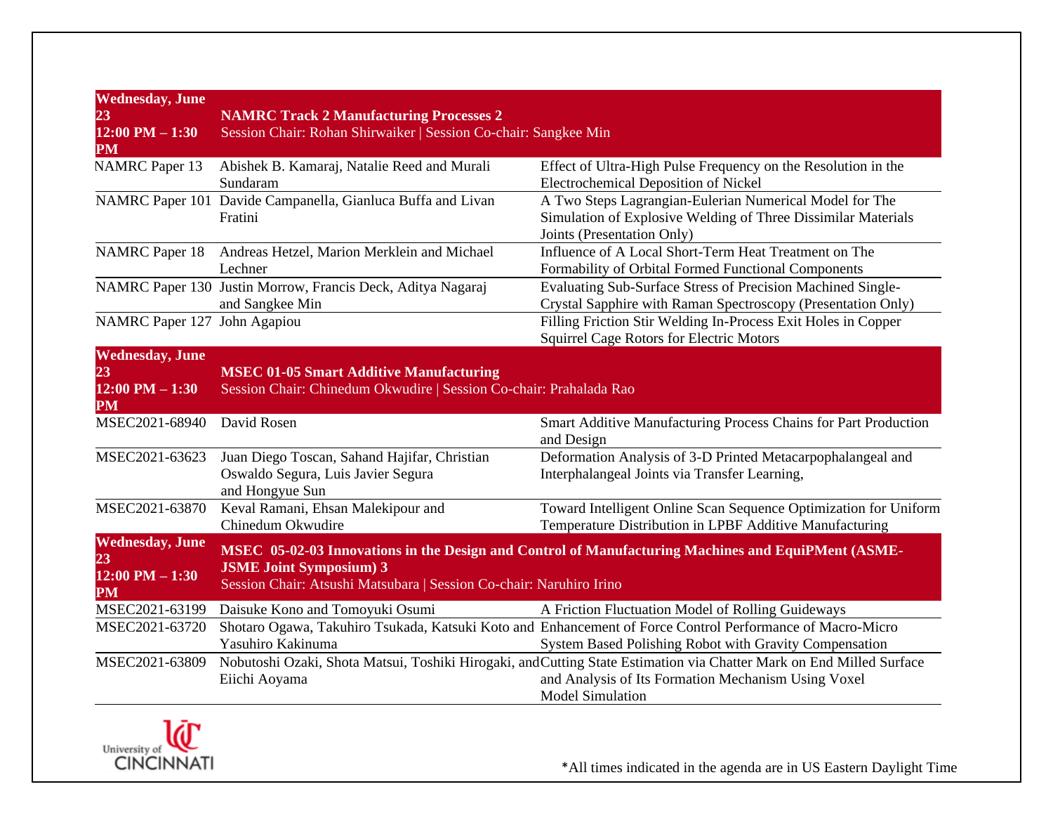| Wednesday, June 23 12:00 PM – 1:30 PM | **NAMRC Track 2 Manufacturing Processes 2** Session Chair: Rohan Shirwaiker \| Session Co-chair: Sangkee Min | |
|---|---|---|
| NAMRC Paper 13 | Abishek B. Kamaraj, Natalie Reed and Murali Sundaram | Effect of Ultra-High Pulse Frequency on the Resolution in the Electrochemical Deposition of Nickel |
| NAMRC Paper 101 | Davide Campanella, Gianluca Buffa and Livan Fratini | A Two Steps Lagrangian-Eulerian Numerical Model for The Simulation of Explosive Welding of Three Dissimilar Materials Joints (Presentation Only) |
| NAMRC Paper 18 | Andreas Hetzel, Marion Merklein and Michael Lechner | Influence of A Local Short-Term Heat Treatment on The Formability of Orbital Formed Functional Components |
| NAMRC Paper 130 | Justin Morrow, Francis Deck, Aditya Nagaraj and Sangkee Min | Evaluating Sub-Surface Stress of Precision Machined Single-Crystal Sapphire with Raman Spectroscopy (Presentation Only) |
| NAMRC Paper 127 | John Agapiou | Filling Friction Stir Welding In-Process Exit Holes in Copper Squirrel Cage Rotors for Electric Motors |

| Wednesday, June 23 12:00 PM – 1:30 PM | **MSEC 01-05 Smart Additive Manufacturing** Session Chair: Chinedum Okwudire \| Session Co-chair: Prahalada Rao | |
|---|---|---|
| MSEC2021-68940 | David Rosen | Smart Additive Manufacturing Process Chains for Part Production and Design |
| MSEC2021-63623 | Juan Diego Toscan, Sahand Hajifar, Christian Oswaldo Segura, Luis Javier Segura and Hongyue Sun | Deformation Analysis of 3-D Printed Metacarpophalangeal and Interphalangeal Joints via Transfer Learning, |
| MSEC2021-63870 | Keval Ramani, Ehsan Malekipour and Chinedum Okwudire | Toward Intelligent Online Scan Sequence Optimization for Uniform Temperature Distribution in LPBF Additive Manufacturing |

| Wednesday, June 23 12:00 PM – 1:30 PM | **MSEC 05-02-03 Innovations in the Design and Control of Manufacturing Machines and EquiPMent (ASME-JSME Joint Symposium) 3** Session Chair: Atsushi Matsubara \| Session Co-chair: Naruhiro Irino | |
|---|---|---|
| MSEC2021-63199 | Daisuke Kono and Tomoyuki Osumi | A Friction Fluctuation Model of Rolling Guideways |
| MSEC2021-63720 | Shotaro Ogawa, Takuhiro Tsukada, Katsuki Koto and Yasuhiro Kakinuma | Enhancement of Force Control Performance of Macro-Micro System Based Polishing Robot with Gravity Compensation |
| MSEC2021-63809 | Nobutoshi Ozaki, Shota Matsui, Toshiki Hirogaki, and Eiichi Aoyama | Cutting State Estimation via Chatter Mark on End Milled Surface and Analysis of Its Formation Mechanism Using Voxel Model Simulation |

*All times indicated in the agenda are in US Eastern Daylight Time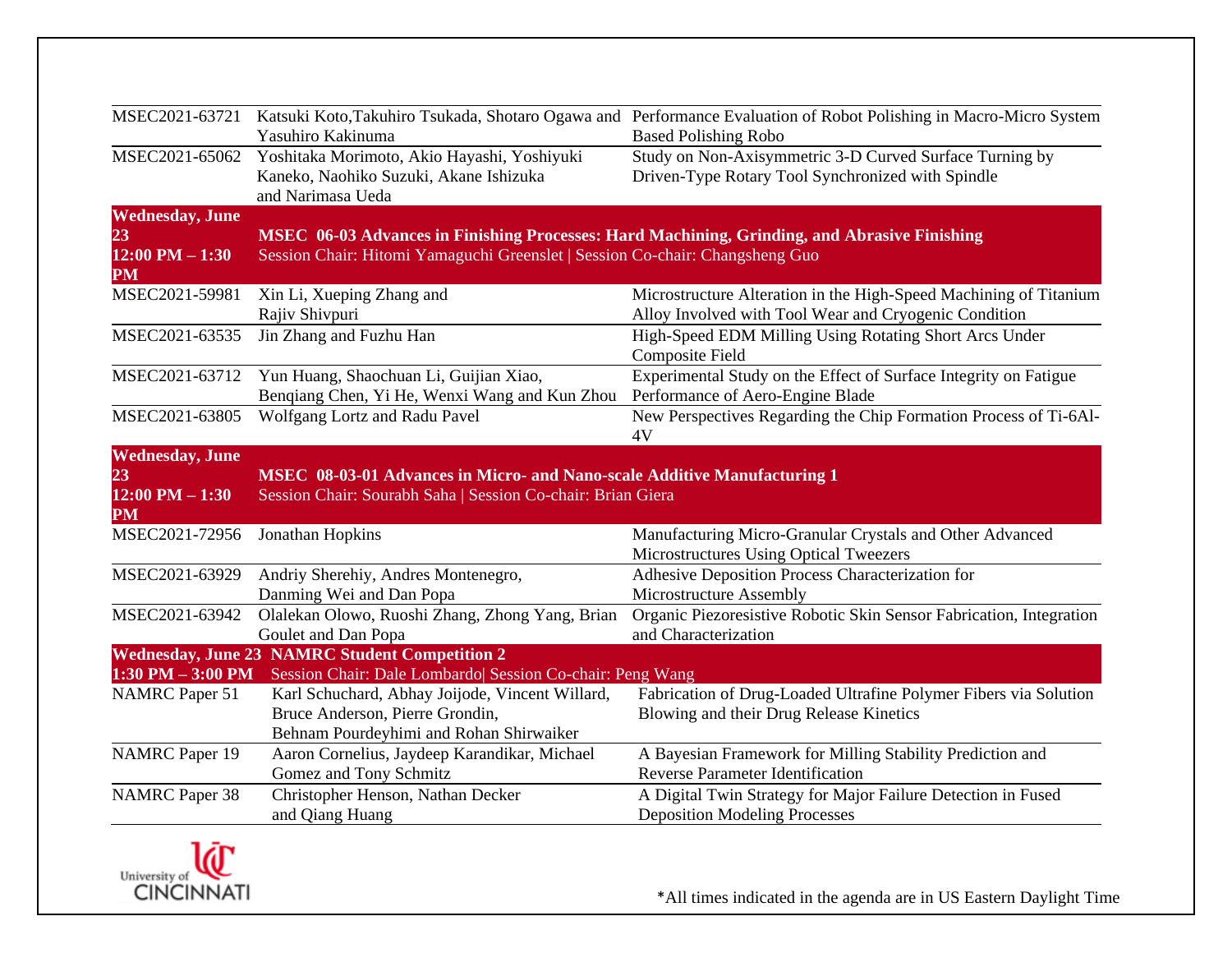| | | |
|---|---|---|
| MSEC2021-63721 | Katsuki Koto,Takuhiro Tsukada, Shotaro Ogawa and Yasuhiro Kakinuma | Performance Evaluation of Robot Polishing in Macro-Micro System Based Polishing Robo |
| MSEC2021-65062 | Yoshitaka Morimoto, Akio Hayashi, Yoshiyuki Kaneko, Naohiko Suzuki, Akane Ishizuka and Narimasa Ueda | Study on Non-Axisymmetric 3-D Curved Surface Turning by Driven-Type Rotary Tool Synchronized with Spindle |
| **Wednesday, June 23 12:00 PM – 1:30 PM** | **MSEC 06-03 Advances in Finishing Processes: Hard Machining, Grinding, and Abrasive Finishing** Session Chair: Hitomi Yamaguchi Greenslet \| Session Co-chair: Changsheng Guo | |
| MSEC2021-59981 | Xin Li, Xueping Zhang and Rajiv Shivpuri | Microstructure Alteration in the High-Speed Machining of Titanium Alloy Involved with Tool Wear and Cryogenic Condition |
| MSEC2021-63535 | Jin Zhang and Fuzhu Han | High-Speed EDM Milling Using Rotating Short Arcs Under Composite Field |
| MSEC2021-63712 | Yun Huang, Shaochuan Li, Guijian Xiao, Benqiang Chen, Yi He, Wenxi Wang and Kun Zhou | Experimental Study on the Effect of Surface Integrity on Fatigue Performance of Aero-Engine Blade |
| MSEC2021-63805 | Wolfgang Lortz and Radu Pavel | New Perspectives Regarding the Chip Formation Process of Ti-6Al-4V |
| **Wednesday, June 23 12:00 PM – 1:30 PM** | **MSEC 08-03-01 Advances in Micro- and Nano-scale Additive Manufacturing 1** Session Chair: Sourabh Saha \| Session Co-chair: Brian Giera | |
| MSEC2021-72956 | Jonathan Hopkins | Manufacturing Micro-Granular Crystals and Other Advanced Microstructures Using Optical Tweezers |
| MSEC2021-63929 | Andriy Sherehiy, Andres Montenegro, Danming Wei and Dan Popa | Adhesive Deposition Process Characterization for Microstructure Assembly |
| MSEC2021-63942 | Olalekan Olowo, Ruoshi Zhang, Zhong Yang, Brian Goulet and Dan Popa | Organic Piezoresistive Robotic Skin Sensor Fabrication, Integration and Characterization |
| **Wednesday, June 23 1:30 PM – 3:00 PM** | **NAMRC Student Competition 2** Session Chair: Dale Lombardo\| Session Co-chair: Peng Wang | |
| NAMRC Paper 51 | Karl Schuchard, Abhay Joijode, Vincent Willard, Bruce Anderson, Pierre Grondin, Behnam Pourdeyhimi and Rohan Shirwaiker | Fabrication of Drug-Loaded Ultrafine Polymer Fibers via Solution Blowing and their Drug Release Kinetics |
| NAMRC Paper 19 | Aaron Cornelius, Jaydeep Karandikar, Michael Gomez and Tony Schmitz | A Bayesian Framework for Milling Stability Prediction and Reverse Parameter Identification |
| NAMRC Paper 38 | Christopher Henson, Nathan Decker and Qiang Huang | A Digital Twin Strategy for Major Failure Detection in Fused Deposition Modeling Processes |

*All times indicated in the agenda are in US Eastern Daylight Time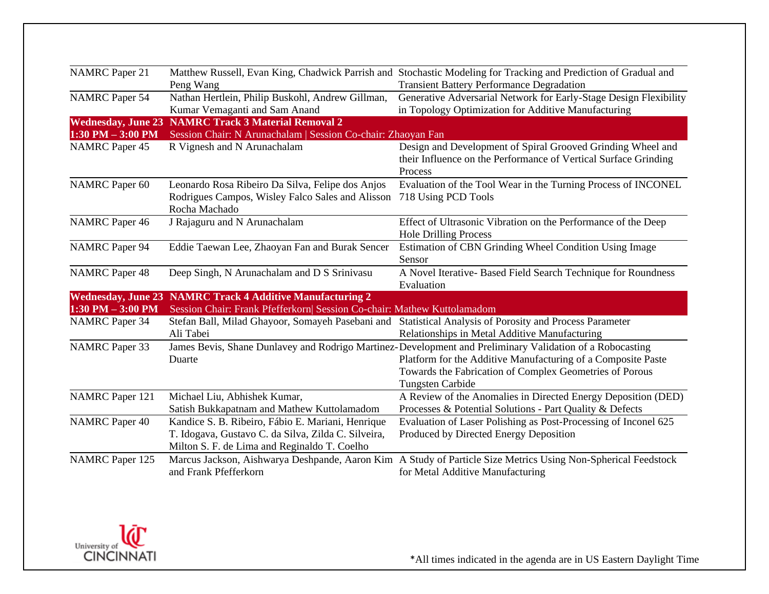| | | |
|---|---|---|
| NAMRC Paper 21 | Matthew Russell, Evan King, Chadwick Parrish and Peng Wang | Stochastic Modeling for Tracking and Prediction of Gradual and Transient Battery Performance Degradation |
| NAMRC Paper 54 | Nathan Hertlein, Philip Buskohl, Andrew Gillman, Kumar Vemaganti and Sam Anand | Generative Adversarial Network for Early-Stage Design Flexibility in Topology Optimization for Additive Manufacturing |
| **Wednesday, June 23** **1:30 PM – 3:00 PM** | **NAMRC Track 3 Material Removal 2** Session Chair: N Arunachalam \| Session Co-chair: Zhaoyan Fan | |
| NAMRC Paper 45 | R Vignesh and N Arunachalam | Design and Development of Spiral Grooved Grinding Wheel and their Influence on the Performance of Vertical Surface Grinding Process |
| NAMRC Paper 60 | Leonardo Rosa Ribeiro Da Silva, Felipe dos Anjos Rodrigues Campos, Wisley Falco Sales and Alisson Rocha Machado | Evaluation of the Tool Wear in the Turning Process of INCONEL 718 Using PCD Tools |
| NAMRC Paper 46 | J Rajaguru and N Arunachalam | Effect of Ultrasonic Vibration on the Performance of the Deep Hole Drilling Process |
| NAMRC Paper 94 | Eddie Taewan Lee, Zhaoyan Fan and Burak Sencer | Estimation of CBN Grinding Wheel Condition Using Image Sensor |
| NAMRC Paper 48 | Deep Singh, N Arunachalam and D S Srinivasu | A Novel Iterative- Based Field Search Technique for Roundness Evaluation |
| **Wednesday, June 23** **1:30 PM – 3:00 PM** | **NAMRC Track 4 Additive Manufacturing 2** Session Chair: Frank Pfefferkorn\| Session Co-chair: Mathew Kuttolamadom | |
| NAMRC Paper 34 | Stefan Ball, Milad Ghayoor, Somayeh Pasebani and Ali Tabei | Statistical Analysis of Porosity and Process Parameter Relationships in Metal Additive Manufacturing |
| NAMRC Paper 33 | James Bevis, Shane Dunlavey and Rodrigo Martinez-Duarte | Development and Preliminary Validation of a Robocasting Platform for the Additive Manufacturing of a Composite Paste Towards the Fabrication of Complex Geometries of Porous Tungsten Carbide |
| NAMRC Paper 121 | Michael Liu, Abhishek Kumar, Satish Bukkapatnam and Mathew Kuttolamadom | A Review of the Anomalies in Directed Energy Deposition (DED) Processes & Potential Solutions - Part Quality & Defects |
| NAMRC Paper 40 | Kandice S. B. Ribeiro, Fábio E. Mariani, Henrique T. Idogava, Gustavo C. da Silva, Zilda C. Silveira, Milton S. F. de Lima and Reginaldo T. Coelho | Evaluation of Laser Polishing as Post-Processing of Inconel 625 Produced by Directed Energy Deposition |
| NAMRC Paper 125 | Marcus Jackson, Aishwarya Deshpande, Aaron Kim and Frank Pfefferkorn | A Study of Particle Size Metrics Using Non-Spherical Feedstock for Metal Additive Manufacturing |

*All times indicated in the agenda are in US Eastern Daylight Time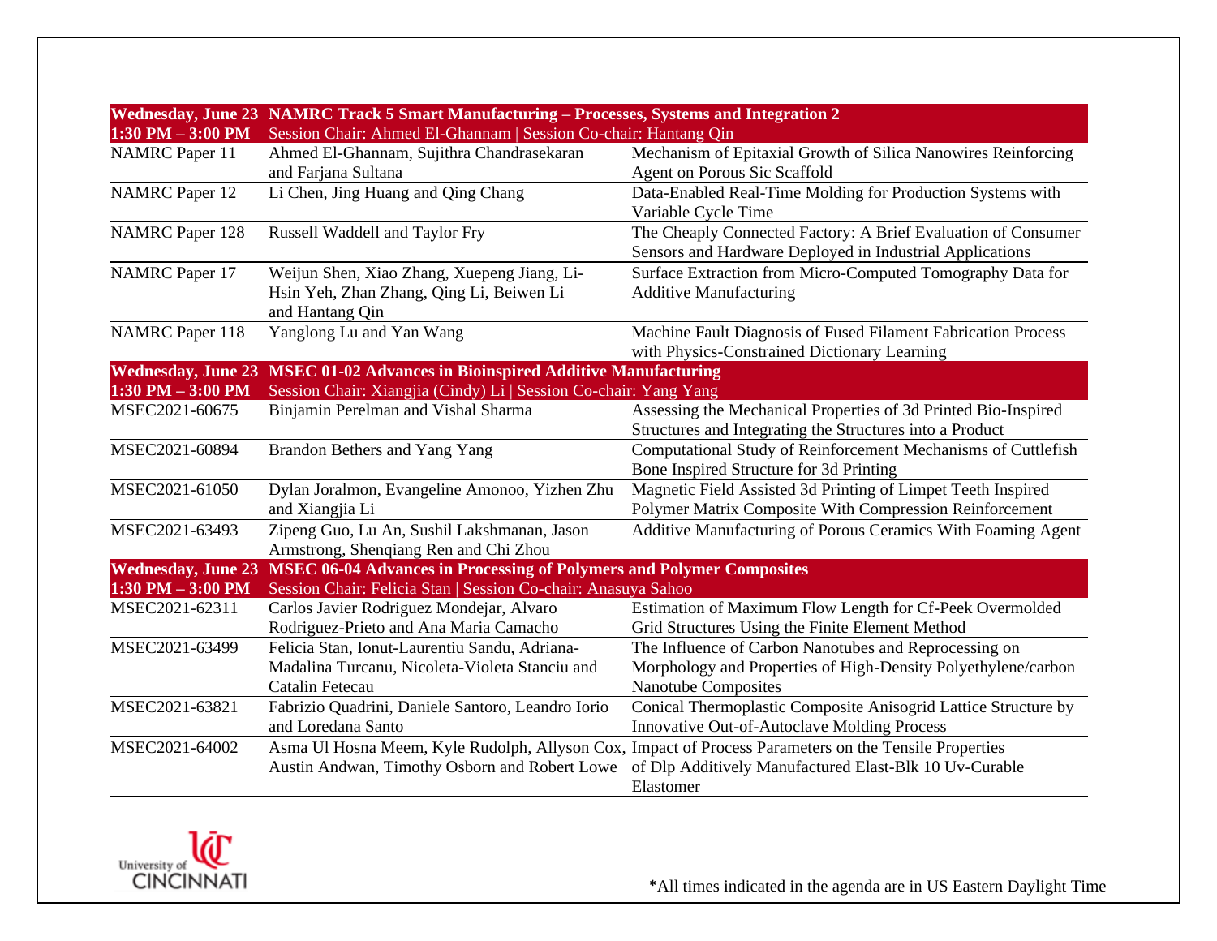| Wednesday, June 23<br>1:30 PM – 3:00 PM | **NAMRC Track 5 Smart Manufacturing – Processes, Systems and Integration 2**<br>Session Chair: Ahmed El-Ghannam \| Session Co-chair: Hantang Qin | |
|---|---|---|
| NAMRC Paper 11 | Ahmed El-Ghannam, Sujithra Chandrasekaran and Farjana Sultana | Mechanism of Epitaxial Growth of Silica Nanowires Reinforcing Agent on Porous Sic Scaffold |
| NAMRC Paper 12 | Li Chen, Jing Huang and Qing Chang | Data-Enabled Real-Time Molding for Production Systems with Variable Cycle Time |
| NAMRC Paper 128 | Russell Waddell and Taylor Fry | The Cheaply Connected Factory: A Brief Evaluation of Consumer Sensors and Hardware Deployed in Industrial Applications |
| NAMRC Paper 17 | Weijun Shen, Xiao Zhang, Xuepeng Jiang, Li-Hsin Yeh, Zhan Zhang, Qing Li, Beiwen Li and Hantang Qin | Surface Extraction from Micro-Computed Tomography Data for Additive Manufacturing |
| NAMRC Paper 118 | Yanglong Lu and Yan Wang | Machine Fault Diagnosis of Fused Filament Fabrication Process with Physics-Constrained Dictionary Learning |
| **Wednesday, June 23<br>1:30 PM – 3:00 PM** | **MSEC 01-02 Advances in Bioinspired Additive Manufacturing**<br>Session Chair: Xiangjia (Cindy) Li \| Session Co-chair: Yang Yang | |
| MSEC2021-60675 | Binjamin Perelman and Vishal Sharma | Assessing the Mechanical Properties of 3d Printed Bio-Inspired Structures and Integrating the Structures into a Product |
| MSEC2021-60894 | Brandon Bethers and Yang Yang | Computational Study of Reinforcement Mechanisms of Cuttlefish Bone Inspired Structure for 3d Printing |
| MSEC2021-61050 | Dylan Joralmon, Evangeline Amonoo, Yizhen Zhu and Xiangjia Li | Magnetic Field Assisted 3d Printing of Limpet Teeth Inspired Polymer Matrix Composite With Compression Reinforcement |
| MSEC2021-63493 | Zipeng Guo, Lu An, Sushil Lakshmanan, Jason Armstrong, Shenqiang Ren and Chi Zhou | Additive Manufacturing of Porous Ceramics With Foaming Agent |
| **Wednesday, June 23<br>1:30 PM – 3:00 PM** | **MSEC 06-04 Advances in Processing of Polymers and Polymer Composites**<br>Session Chair: Felicia Stan \| Session Co-chair: Anasuya Sahoo | |
| MSEC2021-62311 | Carlos Javier Rodriguez Mondejar, Alvaro Rodriguez-Prieto and Ana Maria Camacho | Estimation of Maximum Flow Length for Cf-Peek Overmolded Grid Structures Using the Finite Element Method |
| MSEC2021-63499 | Felicia Stan, Ionut-Laurentiu Sandu, Adriana-Madalina Turcanu, Nicoleta-Violeta Stanciu and Catalin Fetecau | The Influence of Carbon Nanotubes and Reprocessing on Morphology and Properties of High-Density Polyethylene/carbon Nanotube Composites |
| MSEC2021-63821 | Fabrizio Quadrini, Daniele Santoro, Leandro Iorio and Loredana Santo | Conical Thermoplastic Composite Anisogrid Lattice Structure by Innovative Out-of-Autoclave Molding Process |
| MSEC2021-64002 | Asma Ul Hosna Meem, Kyle Rudolph, Allyson Cox, Austin Andwan, Timothy Osborn and Robert Lowe | Impact of Process Parameters on the Tensile Properties of Dlp Additively Manufactured Elast-Blk 10 Uv-Curable Elastomer |

*All times indicated in the agenda are in US Eastern Daylight Time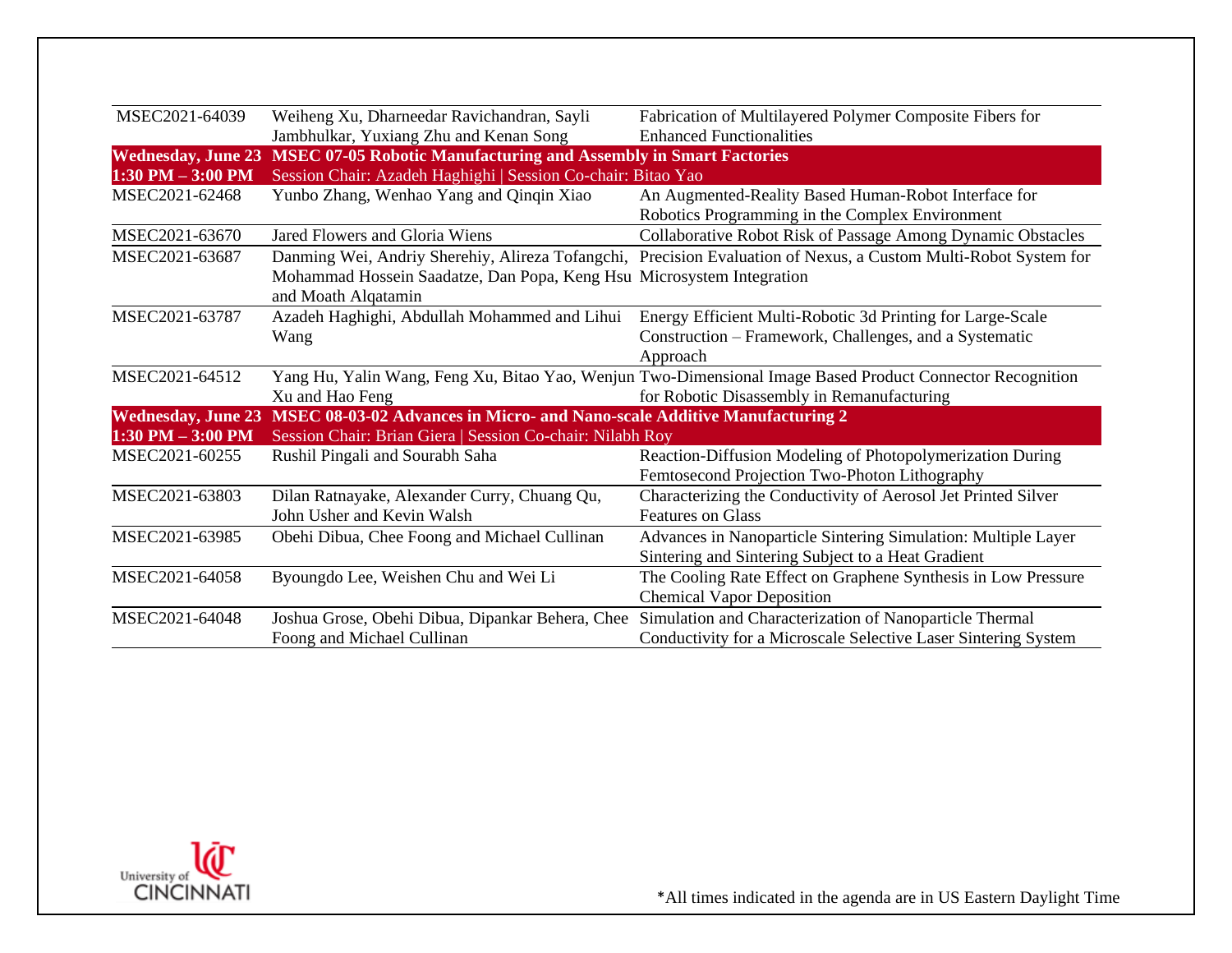| | | |
|---|---|---|
| MSEC2021-64039 | Weiheng Xu, Dharneedar Ravichandran, Sayli Jambhulkar, Yuxiang Zhu and Kenan Song | Fabrication of Multilayered Polymer Composite Fibers for Enhanced Functionalities |
| **Wednesday, June 23** **1:30 PM – 3:00 PM** | **MSEC 07-05 Robotic Manufacturing and Assembly in Smart Factories** Session Chair: Azadeh Haghighi \| Session Co-chair: Bitao Yao | |
| MSEC2021-62468 | Yunbo Zhang, Wenhao Yang and Qinqin Xiao | An Augmented-Reality Based Human-Robot Interface for Robotics Programming in the Complex Environment |
| MSEC2021-63670 | Jared Flowers and Gloria Wiens | Collaborative Robot Risk of Passage Among Dynamic Obstacles |
| MSEC2021-63687 | Danming Wei, Andriy Sherehiy, Alireza Tofangchi, Mohammad Hossein Saadatze, Dan Popa, Keng Hsu and Moath Alqatamin | Precision Evaluation of Nexus, a Custom Multi-Robot System for Microsystem Integration |
| MSEC2021-63787 | Azadeh Haghighi, Abdullah Mohammed and Lihui Wang | Energy Efficient Multi-Robotic 3d Printing for Large-Scale Construction – Framework, Challenges, and a Systematic Approach |
| MSEC2021-64512 | Yang Hu, Yalin Wang, Feng Xu, Bitao Yao, Wenjun Xu and Hao Feng | Two-Dimensional Image Based Product Connector Recognition for Robotic Disassembly in Remanufacturing |
| **Wednesday, June 23** **1:30 PM – 3:00 PM** | **MSEC 08-03-02 Advances in Micro- and Nano-scale Additive Manufacturing 2** Session Chair: Brian Giera \| Session Co-chair: Nilabh Roy | |
| MSEC2021-60255 | Rushil Pingali and Sourabh Saha | Reaction-Diffusion Modeling of Photopolymerization During Femtosecond Projection Two-Photon Lithography |
| MSEC2021-63803 | Dilan Ratnayake, Alexander Curry, Chuang Qu, John Usher and Kevin Walsh | Characterizing the Conductivity of Aerosol Jet Printed Silver Features on Glass |
| MSEC2021-63985 | Obehi Dibua, Chee Foong and Michael Cullinan | Advances in Nanoparticle Sintering Simulation: Multiple Layer Sintering and Sintering Subject to a Heat Gradient |
| MSEC2021-64058 | Byoungdo Lee, Weishen Chu and Wei Li | The Cooling Rate Effect on Graphene Synthesis in Low Pressure Chemical Vapor Deposition |
| MSEC2021-64048 | Joshua Grose, Obehi Dibua, Dipankar Behera, Chee Foong and Michael Cullinan | Simulation and Characterization of Nanoparticle Thermal Conductivity for a Microscale Selective Laser Sintering System |

*All times indicated in the agenda are in US Eastern Daylight Time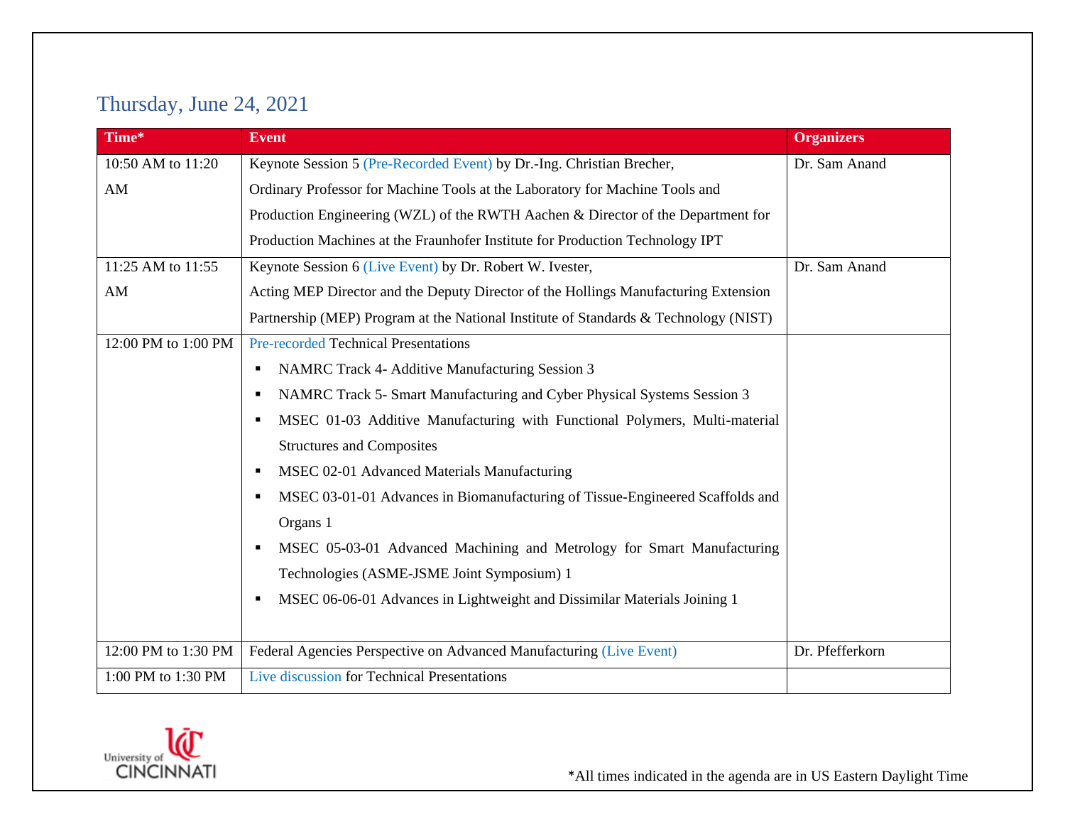## Thursday, June 24, 2021

| Time* | Event | Organizers |
|---|---|---|
| 10:50 AM to 11:20 AM | Keynote Session 5 (Pre-Recorded Event) by Dr.-Ing. Christian Brecher, Ordinary Professor for Machine Tools at the Laboratory for Machine Tools and Production Engineering (WZL) of the RWTH Aachen & Director of the Department for Production Machines at the Fraunhofer Institute for Production Technology IPT | Dr. Sam Anand |
| 11:25 AM to 11:55 AM | Keynote Session 6 (Live Event) by Dr. Robert W. Ivester, Acting MEP Director and the Deputy Director of the Hollings Manufacturing Extension Partnership (MEP) Program at the National Institute of Standards & Technology (NIST) | Dr. Sam Anand |
| 12:00 PM to 1:00 PM | Pre-recorded Technical Presentations<br>▪ NAMRC Track 4- Additive Manufacturing Session 3<br>▪ NAMRC Track 5- Smart Manufacturing and Cyber Physical Systems Session 3<br>▪ MSEC 01-03 Additive Manufacturing with Functional Polymers, Multi-material Structures and Composites<br>▪ MSEC 02-01 Advanced Materials Manufacturing<br>▪ MSEC 03-01-01 Advances in Biomanufacturing of Tissue-Engineered Scaffolds and Organs 1<br>▪ MSEC 05-03-01 Advanced Machining and Metrology for Smart Manufacturing Technologies (ASME-JSME Joint Symposium) 1<br>▪ MSEC 06-06-01 Advances in Lightweight and Dissimilar Materials Joining 1 | |
| 12:00 PM to 1:30 PM | Federal Agencies Perspective on Advanced Manufacturing (Live Event) | Dr. Pfefferkorn |
| 1:00 PM to 1:30 PM | Live discussion for Technical Presentations | |

*All times indicated in the agenda are in US Eastern Daylight Time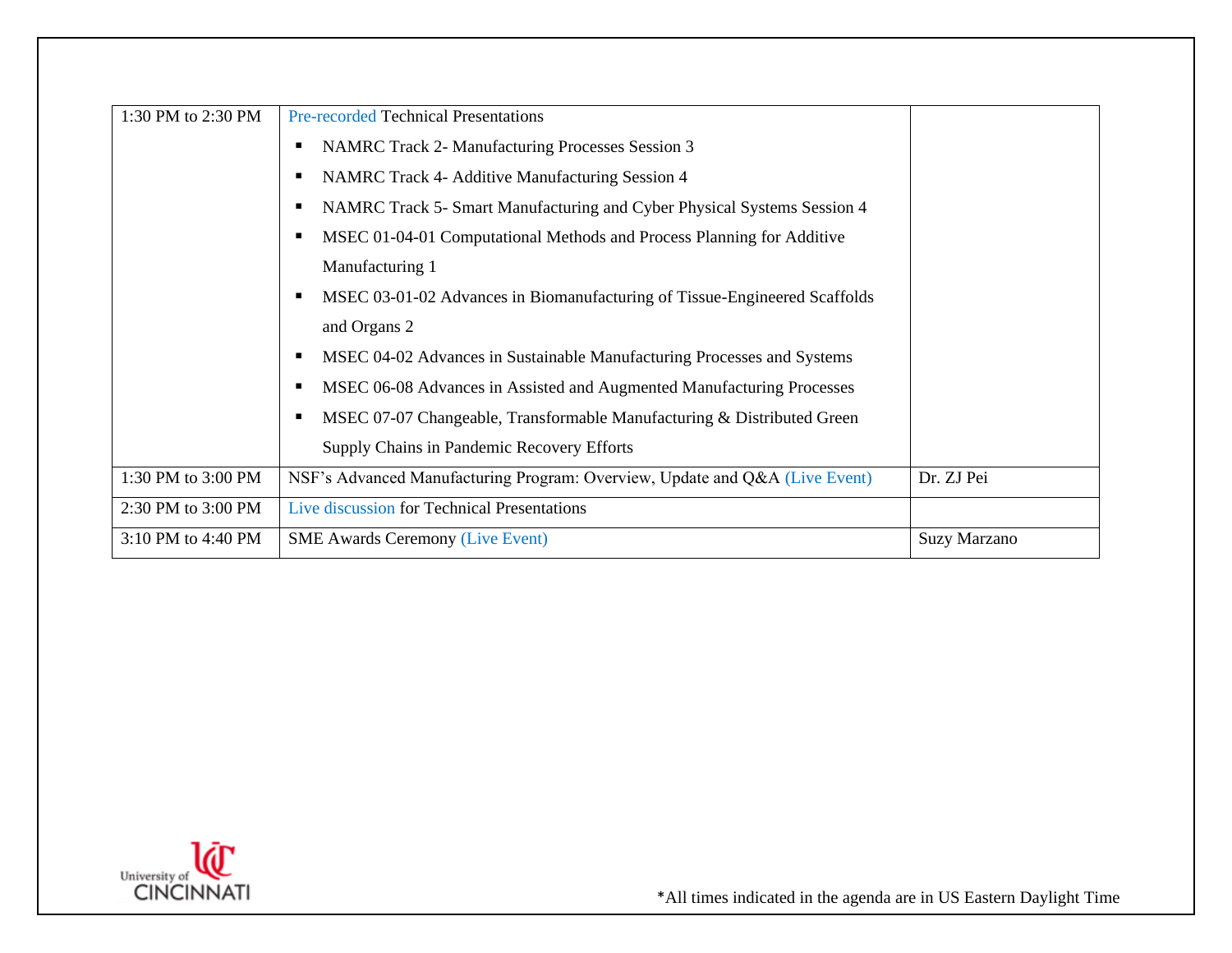| | | |
|---|---|---|
| 1:30 PM to 2:30 PM | Pre-recorded Technical Presentations<br>▪ NAMRC Track 2- Manufacturing Processes Session 3<br>▪ NAMRC Track 4- Additive Manufacturing Session 4<br>▪ NAMRC Track 5- Smart Manufacturing and Cyber Physical Systems Session 4<br>▪ MSEC 01-04-01 Computational Methods and Process Planning for Additive Manufacturing 1<br>▪ MSEC 03-01-02 Advances in Biomanufacturing of Tissue-Engineered Scaffolds and Organs 2<br>▪ MSEC 04-02 Advances in Sustainable Manufacturing Processes and Systems<br>▪ MSEC 06-08 Advances in Assisted and Augmented Manufacturing Processes<br>▪ MSEC 07-07 Changeable, Transformable Manufacturing & Distributed Green Supply Chains in Pandemic Recovery Efforts | |
| 1:30 PM to 3:00 PM | NSF's Advanced Manufacturing Program: Overview, Update and Q&A (Live Event) | Dr. ZJ Pei |
| 2:30 PM to 3:00 PM | Live discussion for Technical Presentations | |
| 3:10 PM to 4:40 PM | SME Awards Ceremony (Live Event) | Suzy Marzano |

*All times indicated in the agenda are in US Eastern Daylight Time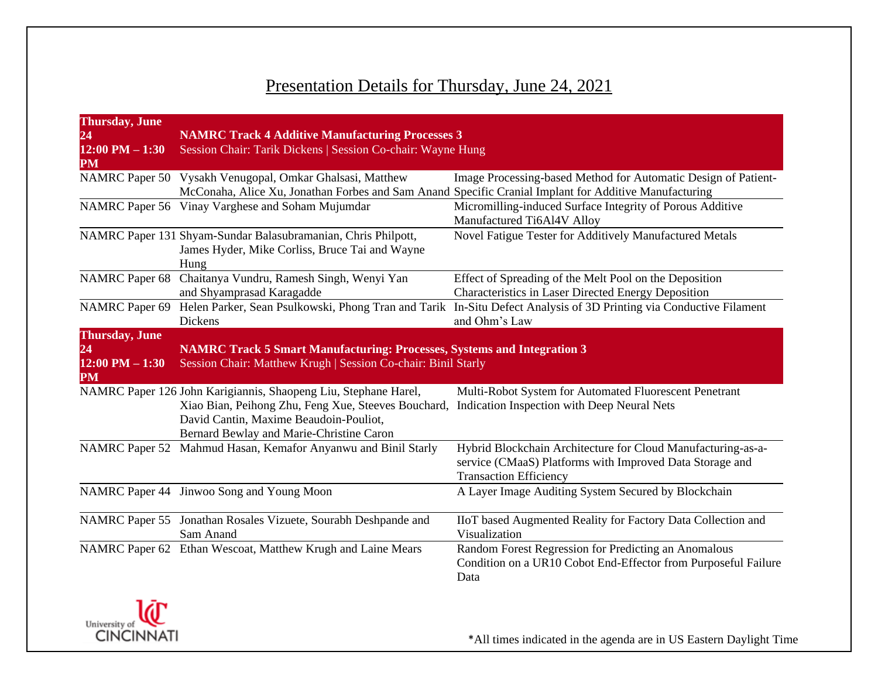# Presentation Details for Thursday, June 24, 2021

| Thursday, June 24 12:00 PM – 1:30 PM | **NAMRC Track 4 Additive Manufacturing Processes 3** Session Chair: Tarik Dickens \| Session Co-chair: Wayne Hung | |
|---|---|---|
| NAMRC Paper 50 | Vysakh Venugopal, Omkar Ghalsasi, Matthew McConaha, Alice Xu, Jonathan Forbes and Sam Anand | Image Processing-based Method for Automatic Design of Patient-Specific Cranial Implant for Additive Manufacturing |
| NAMRC Paper 56 | Vinay Varghese and Soham Mujumdar | Micromilling-induced Surface Integrity of Porous Additive Manufactured Ti6Al4V Alloy |
| NAMRC Paper 131 | Shyam-Sundar Balasubramanian, Chris Philpott, James Hyder, Mike Corliss, Bruce Tai and Wayne Hung | Novel Fatigue Tester for Additively Manufactured Metals |
| NAMRC Paper 68 | Chaitanya Vundru, Ramesh Singh, Wenyi Yan and Shyamprasad Karagadde | Effect of Spreading of the Melt Pool on the Deposition Characteristics in Laser Directed Energy Deposition |
| NAMRC Paper 69 | Helen Parker, Sean Psulkowski, Phong Tran and Tarik Dickens | In-Situ Defect Analysis of 3D Printing via Conductive Filament and Ohm's Law |
| **Thursday, June 24 12:00 PM – 1:30 PM** | **NAMRC Track 5 Smart Manufacturing: Processes, Systems and Integration 3** Session Chair: Matthew Krugh \| Session Co-chair: Binil Starly | |
| NAMRC Paper 126 | John Karigiannis, Shaopeng Liu, Stephane Harel, Xiao Bian, Peihong Zhu, Feng Xue, Steeves Bouchard, David Cantin, Maxime Beaudoin-Pouliot, Bernard Bewlay and Marie-Christine Caron | Multi-Robot System for Automated Fluorescent Penetrant Indication Inspection with Deep Neural Nets |
| NAMRC Paper 52 | Mahmud Hasan, Kemafor Anyanwu and Binil Starly | Hybrid Blockchain Architecture for Cloud Manufacturing-as-a-service (CMaaS) Platforms with Improved Data Storage and Transaction Efficiency |
| NAMRC Paper 44 | Jinwoo Song and Young Moon | A Layer Image Auditing System Secured by Blockchain |
| NAMRC Paper 55 | Jonathan Rosales Vizuete, Sourabh Deshpande and Sam Anand | IIoT based Augmented Reality for Factory Data Collection and Visualization |
| NAMRC Paper 62 | Ethan Wescoat, Matthew Krugh and Laine Mears | Random Forest Regression for Predicting an Anomalous Condition on a UR10 Cobot End-Effector from Purposeful Failure Data |

University of Cincinnati

*All times indicated in the agenda are in US Eastern Daylight Time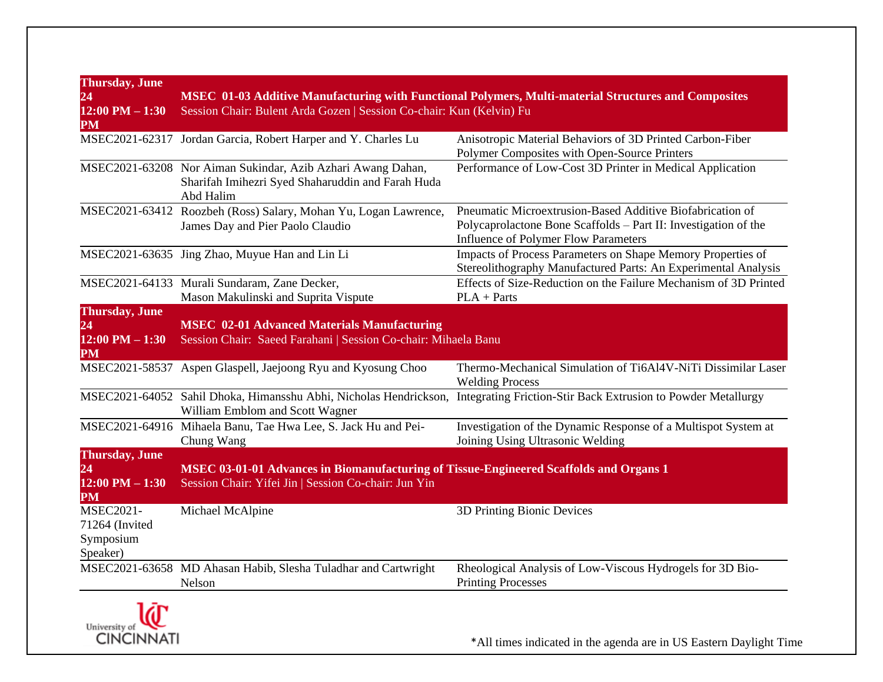| Thursday, June 24 12:00 PM – 1:30 PM | **MSEC 01-03 Additive Manufacturing with Functional Polymers, Multi-material Structures and Composites** Session Chair: Bulent Arda Gozen \| Session Co-chair: Kun (Kelvin) Fu | |
|---|---|---|
| MSEC2021-62317 | Jordan Garcia, Robert Harper and Y. Charles Lu | Anisotropic Material Behaviors of 3D Printed Carbon-Fiber Polymer Composites with Open-Source Printers |
| MSEC2021-63208 | Nor Aiman Sukindar, Azib Azhari Awang Dahan, Sharifah Imihezri Syed Shaharuddin and Farah Huda Abd Halim | Performance of Low-Cost 3D Printer in Medical Application |
| MSEC2021-63412 | Roozbeh (Ross) Salary, Mohan Yu, Logan Lawrence, James Day and Pier Paolo Claudio | Pneumatic Microextrusion-Based Additive Biofabrication of Polycaprolactone Bone Scaffolds – Part II: Investigation of the Influence of Polymer Flow Parameters |
| MSEC2021-63635 | Jing Zhao, Muyue Han and Lin Li | Impacts of Process Parameters on Shape Memory Properties of Stereolithography Manufactured Parts: An Experimental Analysis |
| MSEC2021-64133 | Murali Sundaram, Zane Decker, Mason Makulinski and Suprita Vispute | Effects of Size-Reduction on the Failure Mechanism of 3D Printed PLA + Parts |
| **Thursday, June 24 12:00 PM – 1:30 PM** | **MSEC 02-01 Advanced Materials Manufacturing** Session Chair: Saeed Farahani \| Session Co-chair: Mihaela Banu | |
| MSEC2021-58537 | Aspen Glaspell, Jaejoong Ryu and Kyosung Choo | Thermo-Mechanical Simulation of Ti6Al4V-NiTi Dissimilar Laser Welding Process |
| MSEC2021-64052 | Sahil Dhoka, Himansshu Abhi, Nicholas Hendrickson, William Emblom and Scott Wagner | Integrating Friction-Stir Back Extrusion to Powder Metallurgy |
| MSEC2021-64916 | Mihaela Banu, Tae Hwa Lee, S. Jack Hu and Pei-Chung Wang | Investigation of the Dynamic Response of a Multispot System at Joining Using Ultrasonic Welding |
| **Thursday, June 24 12:00 PM – 1:30 PM** | **MSEC 03-01-01 Advances in Biomanufacturing of Tissue-Engineered Scaffolds and Organs 1** Session Chair: Yifei Jin \| Session Co-chair: Jun Yin | |
| MSEC2021-71264 (Invited Symposium Speaker) | Michael McAlpine | 3D Printing Bionic Devices |
| MSEC2021-63658 | MD Ahasan Habib, Slesha Tuladhar and Cartwright Nelson | Rheological Analysis of Low-Viscous Hydrogels for 3D Bio-Printing Processes |

University of CINCINNATI

*All times indicated in the agenda are in US Eastern Daylight Time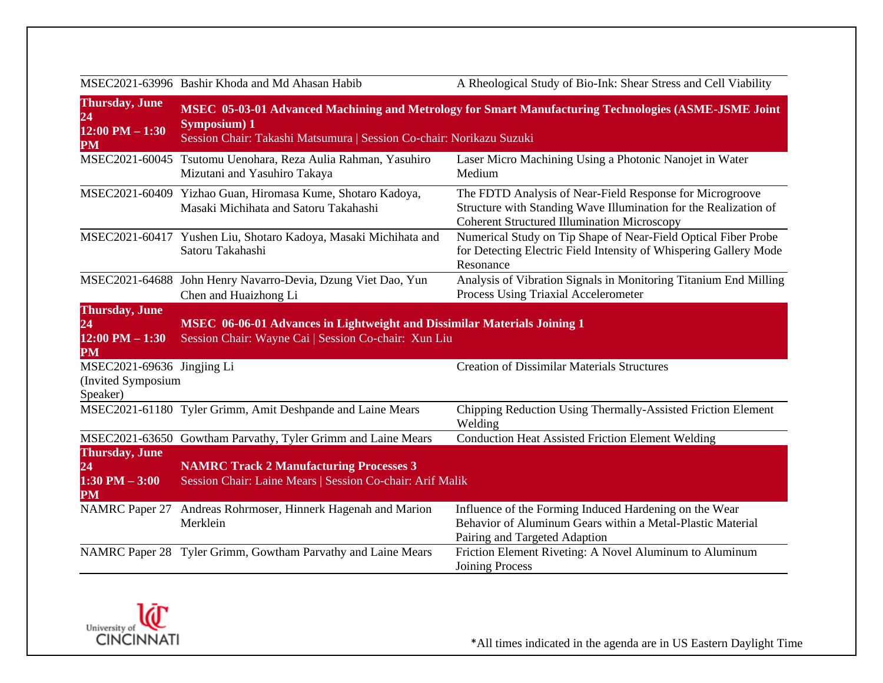| | | |
|---|---|---|
| MSEC2021-63996 | Bashir Khoda and Md Ahasan Habib | A Rheological Study of Bio-Ink: Shear Stress and Cell Viability |
| **Thursday, June 24 12:00 PM – 1:30 PM** | **MSEC 05-03-01 Advanced Machining and Metrology for Smart Manufacturing Technologies (ASME-JSME Joint Symposium) 1** Session Chair: Takashi Matsumura \| Session Co-chair: Norikazu Suzuki | |
| MSEC2021-60045 | Tsutomu Uenohara, Reza Aulia Rahman, Yasuhiro Mizutani and Yasuhiro Takaya | Laser Micro Machining Using a Photonic Nanojet in Water Medium |
| MSEC2021-60409 | Yizhao Guan, Hiromasa Kume, Shotaro Kadoya, Masaki Michihata and Satoru Takahashi | The FDTD Analysis of Near-Field Response for Microgroove Structure with Standing Wave Illumination for the Realization of Coherent Structured Illumination Microscopy |
| MSEC2021-60417 | Yushen Liu, Shotaro Kadoya, Masaki Michihata and Satoru Takahashi | Numerical Study on Tip Shape of Near-Field Optical Fiber Probe for Detecting Electric Field Intensity of Whispering Gallery Mode Resonance |
| MSEC2021-64688 | John Henry Navarro-Devia, Dzung Viet Dao, Yun Chen and Huaizhong Li | Analysis of Vibration Signals in Monitoring Titanium End Milling Process Using Triaxial Accelerometer |
| **Thursday, June 24 12:00 PM – 1:30 PM** | **MSEC 06-06-01 Advances in Lightweight and Dissimilar Materials Joining 1** Session Chair: Wayne Cai \| Session Co-chair: Xun Liu | |
| MSEC2021-69636 (Invited Symposium Speaker) | Jingjing Li | Creation of Dissimilar Materials Structures |
| MSEC2021-61180 | Tyler Grimm, Amit Deshpande and Laine Mears | Chipping Reduction Using Thermally-Assisted Friction Element Welding |
| MSEC2021-63650 | Gowtham Parvathy, Tyler Grimm and Laine Mears | Conduction Heat Assisted Friction Element Welding |
| **Thursday, June 24 1:30 PM – 3:00 PM** | **NAMRC Track 2 Manufacturing Processes 3** Session Chair: Laine Mears \| Session Co-chair: Arif Malik | |
| NAMRC Paper 27 | Andreas Rohrmoser, Hinnerk Hagenah and Marion Merklein | Influence of the Forming Induced Hardening on the Wear Behavior of Aluminum Gears within a Metal-Plastic Material Pairing and Targeted Adaption |
| NAMRC Paper 28 | Tyler Grimm, Gowtham Parvathy and Laine Mears | Friction Element Riveting: A Novel Aluminum to Aluminum Joining Process |

*All times indicated in the agenda are in US Eastern Daylight Time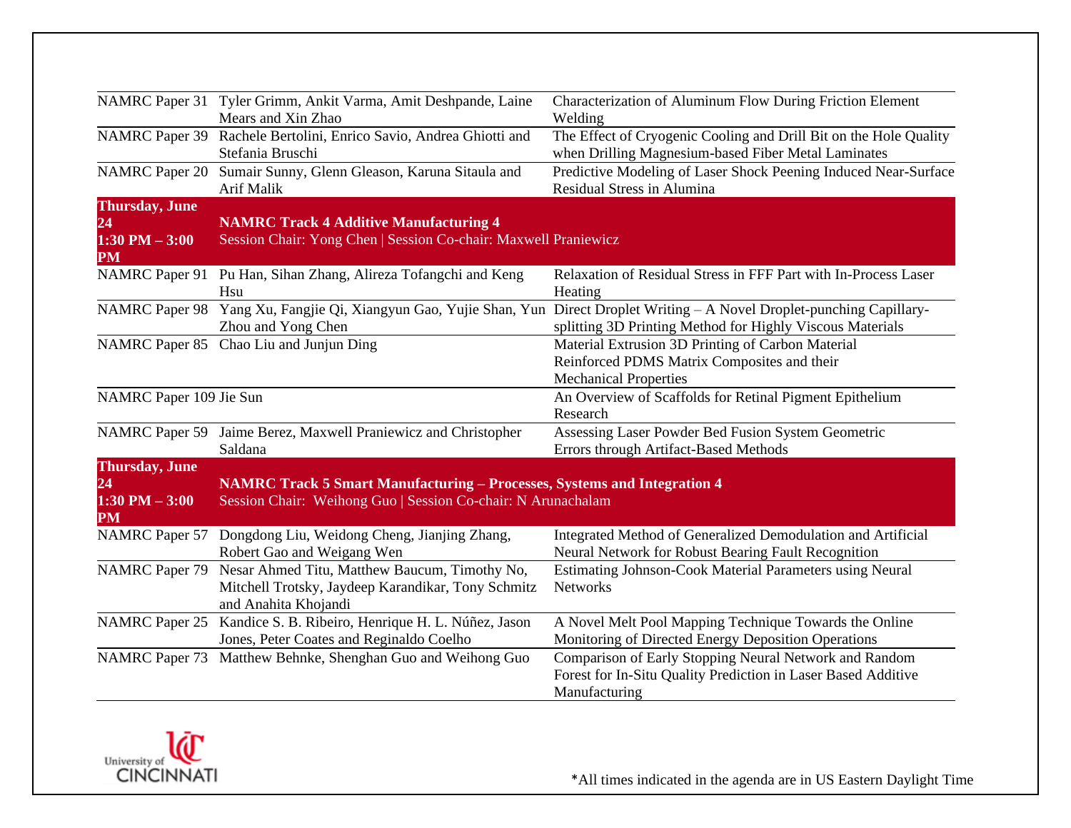| | | |
|---|---|---|
| NAMRC Paper 31 | Tyler Grimm, Ankit Varma, Amit Deshpande, Laine Mears and Xin Zhao | Characterization of Aluminum Flow During Friction Element Welding |
| NAMRC Paper 39 | Rachele Bertolini, Enrico Savio, Andrea Ghiotti and Stefania Bruschi | The Effect of Cryogenic Cooling and Drill Bit on the Hole Quality when Drilling Magnesium-based Fiber Metal Laminates |
| NAMRC Paper 20 | Sumair Sunny, Glenn Gleason, Karuna Sitaula and Arif Malik | Predictive Modeling of Laser Shock Peening Induced Near-Surface Residual Stress in Alumina |
| **Thursday, June 24 1:30 PM – 3:00 PM** | **NAMRC Track 4 Additive Manufacturing 4** Session Chair: Yong Chen \| Session Co-chair: Maxwell Praniewicz | |
| NAMRC Paper 91 | Pu Han, Sihan Zhang, Alireza Tofangchi and Keng Hsu | Relaxation of Residual Stress in FFF Part with In-Process Laser Heating |
| NAMRC Paper 98 | Yang Xu, Fangjie Qi, Xiangyun Gao, Yujie Shan, Yun Zhou and Yong Chen | Direct Droplet Writing – A Novel Droplet-punching Capillary-splitting 3D Printing Method for Highly Viscous Materials |
| NAMRC Paper 85 | Chao Liu and Junjun Ding | Material Extrusion 3D Printing of Carbon Material Reinforced PDMS Matrix Composites and their Mechanical Properties |
| NAMRC Paper 109 | Jie Sun | An Overview of Scaffolds for Retinal Pigment Epithelium Research |
| NAMRC Paper 59 | Jaime Berez, Maxwell Praniewicz and Christopher Saldana | Assessing Laser Powder Bed Fusion System Geometric Errors through Artifact-Based Methods |
| **Thursday, June 24 1:30 PM – 3:00 PM** | **NAMRC Track 5 Smart Manufacturing – Processes, Systems and Integration 4** Session Chair: Weihong Guo \| Session Co-chair: N Arunachalam | |
| NAMRC Paper 57 | Dongdong Liu, Weidong Cheng, Jianjing Zhang, Robert Gao and Weigang Wen | Integrated Method of Generalized Demodulation and Artificial Neural Network for Robust Bearing Fault Recognition |
| NAMRC Paper 79 | Nesar Ahmed Titu, Matthew Baucum, Timothy No, Mitchell Trotsky, Jaydeep Karandikar, Tony Schmitz and Anahita Khojandi | Estimating Johnson-Cook Material Parameters using Neural Networks |
| NAMRC Paper 25 | Kandice S. B. Ribeiro, Henrique H. L. Núñez, Jason Jones, Peter Coates and Reginaldo Coelho | A Novel Melt Pool Mapping Technique Towards the Online Monitoring of Directed Energy Deposition Operations |
| NAMRC Paper 73 | Matthew Behnke, Shenghan Guo and Weihong Guo | Comparison of Early Stopping Neural Network and Random Forest for In-Situ Quality Prediction in Laser Based Additive Manufacturing |

*All times indicated in the agenda are in US Eastern Daylight Time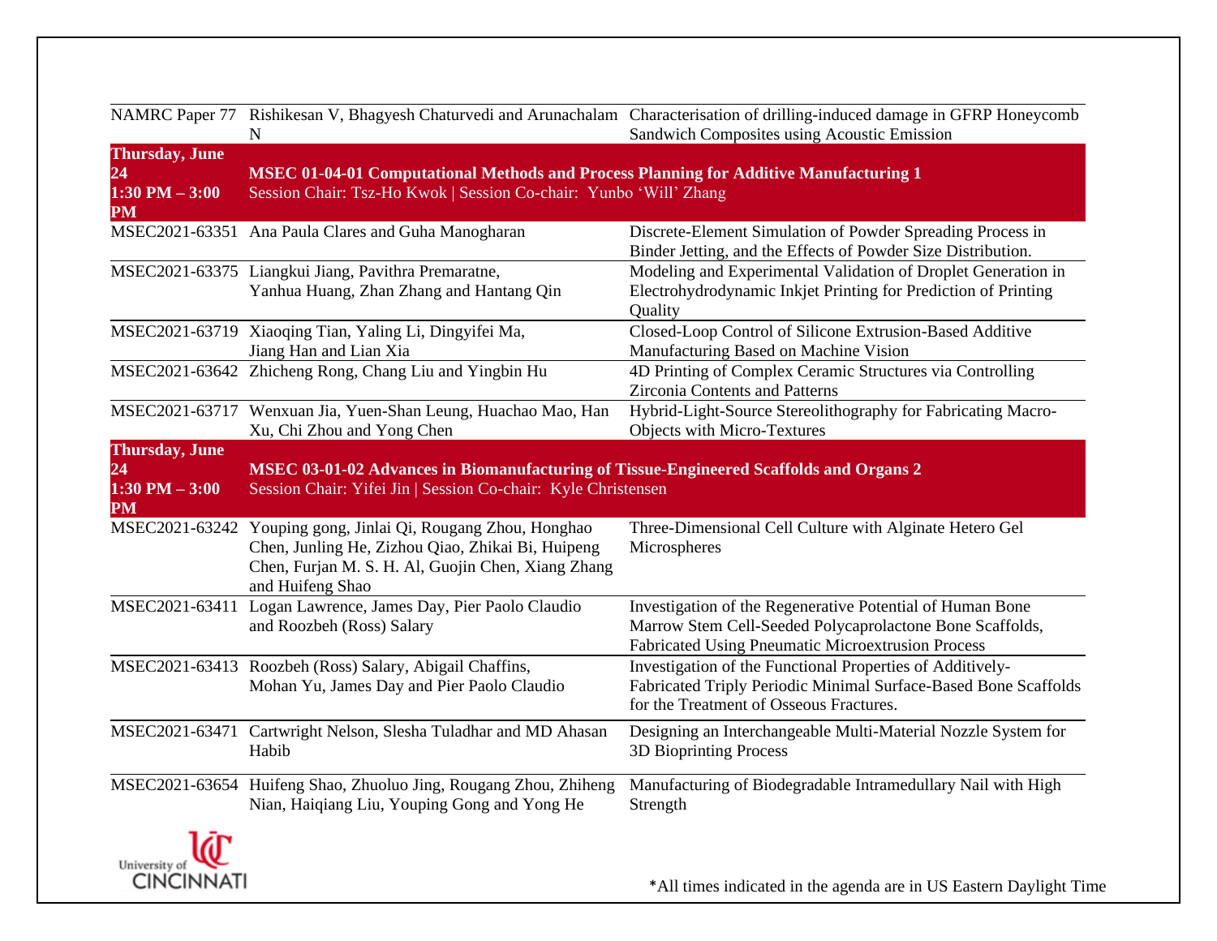| | | |
|---|---|---|
| NAMRC Paper 77 | Rishikesan V, Bhagyesh Chaturvedi and Arunachalam N | Characterisation of drilling-induced damage in GFRP Honeycomb Sandwich Composites using Acoustic Emission |
| **Thursday, June 24 1:30 PM – 3:00 PM** | **MSEC 01-04-01 Computational Methods and Process Planning for Additive Manufacturing 1** Session Chair: Tsz-Ho Kwok \| Session Co-chair: Yunbo 'Will' Zhang | |
| MSEC2021-63351 | Ana Paula Clares and Guha Manogharan | Discrete-Element Simulation of Powder Spreading Process in Binder Jetting, and the Effects of Powder Size Distribution. |
| MSEC2021-63375 | Liangkui Jiang, Pavithra Premaratne, Yanhua Huang, Zhan Zhang and Hantang Qin | Modeling and Experimental Validation of Droplet Generation in Electrohydrodynamic Inkjet Printing for Prediction of Printing Quality |
| MSEC2021-63719 | Xiaoqing Tian, Yaling Li, Dingyifei Ma, Jiang Han and Lian Xia | Closed-Loop Control of Silicone Extrusion-Based Additive Manufacturing Based on Machine Vision |
| MSEC2021-63642 | Zhicheng Rong, Chang Liu and Yingbin Hu | 4D Printing of Complex Ceramic Structures via Controlling Zirconia Contents and Patterns |
| MSEC2021-63717 | Wenxuan Jia, Yuen-Shan Leung, Huachao Mao, Han Xu, Chi Zhou and Yong Chen | Hybrid-Light-Source Stereolithography for Fabricating Macro-Objects with Micro-Textures |
| **Thursday, June 24 1:30 PM – 3:00 PM** | **MSEC 03-01-02 Advances in Biomanufacturing of Tissue-Engineered Scaffolds and Organs 2** Session Chair: Yifei Jin \| Session Co-chair: Kyle Christensen | |
| MSEC2021-63242 | Youping gong, Jinlai Qi, Rougang Zhou, Honghao Chen, Junling He, Zizhou Qiao, Zhikai Bi, Huipeng Chen, Furjan M. S. H. Al, Guojin Chen, Xiang Zhang and Huifeng Shao | Three-Dimensional Cell Culture with Alginate Hetero Gel Microspheres |
| MSEC2021-63411 | Logan Lawrence, James Day, Pier Paolo Claudio and Roozbeh (Ross) Salary | Investigation of the Regenerative Potential of Human Bone Marrow Stem Cell-Seeded Polycaprolactone Bone Scaffolds, Fabricated Using Pneumatic Microextrusion Process |
| MSEC2021-63413 | Roozbeh (Ross) Salary, Abigail Chaffins, Mohan Yu, James Day and Pier Paolo Claudio | Investigation of the Functional Properties of Additively-Fabricated Triply Periodic Minimal Surface-Based Bone Scaffolds for the Treatment of Osseous Fractures. |
| MSEC2021-63471 | Cartwright Nelson, Slesha Tuladhar and MD Ahasan Habib | Designing an Interchangeable Multi-Material Nozzle System for 3D Bioprinting Process |
| MSEC2021-63654 | Huifeng Shao, Zhuoluo Jing, Rougang Zhou, Zhiheng Nian, Haiqiang Liu, Youping Gong and Yong He | Manufacturing of Biodegradable Intramedullary Nail with High Strength |

*All times indicated in the agenda are in US Eastern Daylight Time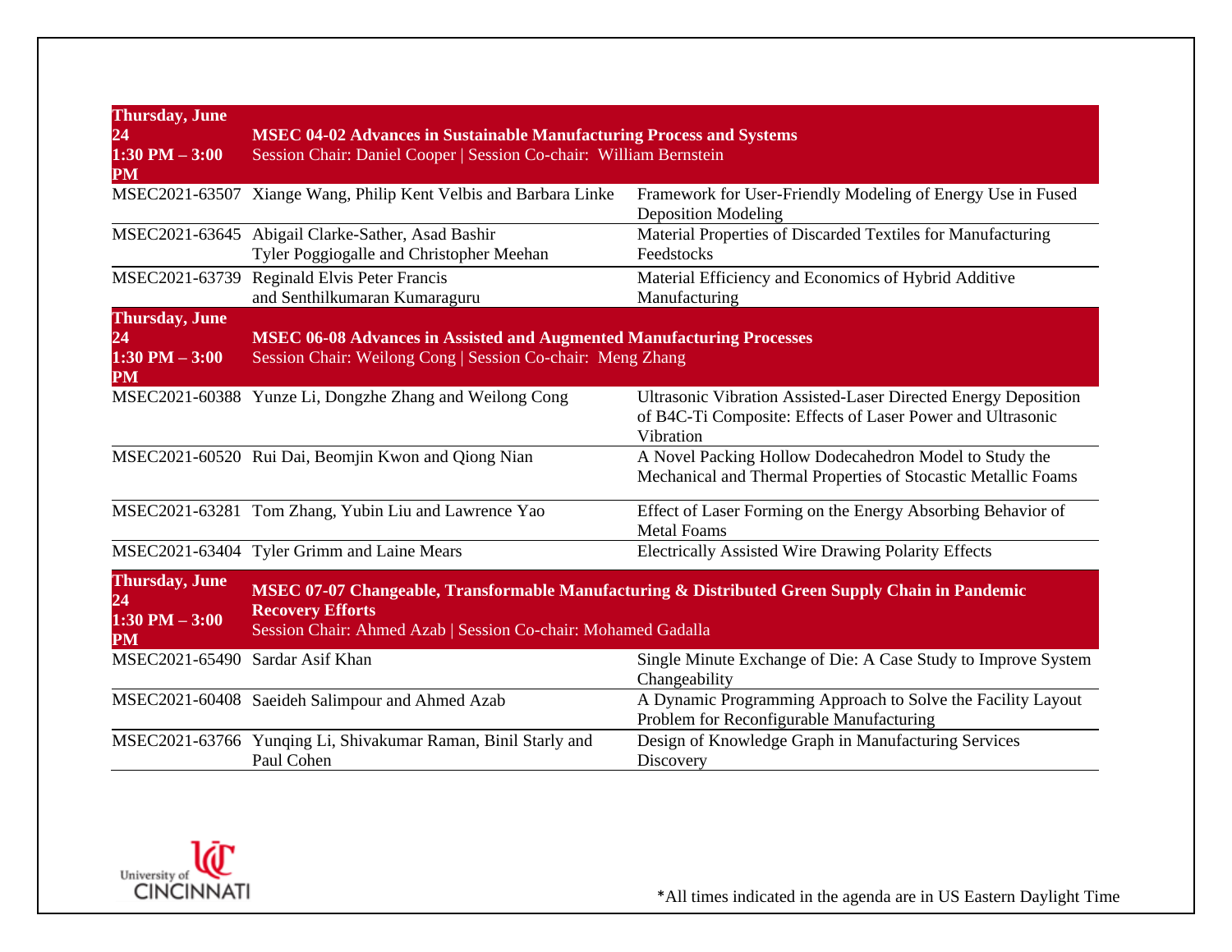| Thursday, June 24<br>1:30 PM – 3:00 PM | **MSEC 04-02 Advances in Sustainable Manufacturing Process and Systems**<br>Session Chair: Daniel Cooper \| Session Co-chair: William Bernstein | |
|---|---|---|
| MSEC2021-63507 | Xiange Wang, Philip Kent Velbis and Barbara Linke | Framework for User-Friendly Modeling of Energy Use in Fused Deposition Modeling |
| MSEC2021-63645 | Abigail Clarke-Sather, Asad Bashir Tyler Poggiogalle and Christopher Meehan | Material Properties of Discarded Textiles for Manufacturing Feedstocks |
| MSEC2021-63739 | Reginald Elvis Peter Francis and Senthilkumaran Kumaraguru | Material Efficiency and Economics of Hybrid Additive Manufacturing |

| Thursday, June 24<br>1:30 PM – 3:00 PM | **MSEC 06-08 Advances in Assisted and Augmented Manufacturing Processes**<br>Session Chair: Weilong Cong \| Session Co-chair: Meng Zhang | |
|---|---|---|
| MSEC2021-60388 | Yunze Li, Dongzhe Zhang and Weilong Cong | Ultrasonic Vibration Assisted-Laser Directed Energy Deposition of B4C-Ti Composite: Effects of Laser Power and Ultrasonic Vibration |
| MSEC2021-60520 | Rui Dai, Beomjin Kwon and Qiong Nian | A Novel Packing Hollow Dodecahedron Model to Study the Mechanical and Thermal Properties of Stocastic Metallic Foams |
| MSEC2021-63281 | Tom Zhang, Yubin Liu and Lawrence Yao | Effect of Laser Forming on the Energy Absorbing Behavior of Metal Foams |
| MSEC2021-63404 | Tyler Grimm and Laine Mears | Electrically Assisted Wire Drawing Polarity Effects |

| Thursday, June 24<br>1:30 PM – 3:00 PM | **MSEC 07-07 Changeable, Transformable Manufacturing & Distributed Green Supply Chain in Pandemic Recovery Efforts**<br>Session Chair: Ahmed Azab \| Session Co-chair: Mohamed Gadalla | |
|---|---|---|
| MSEC2021-65490 | Sardar Asif Khan | Single Minute Exchange of Die: A Case Study to Improve System Changeability |
| MSEC2021-60408 | Saeideh Salimpour and Ahmed Azab | A Dynamic Programming Approach to Solve the Facility Layout Problem for Reconfigurable Manufacturing |
| MSEC2021-63766 | Yunqing Li, Shivakumar Raman, Binil Starly and Paul Cohen | Design of Knowledge Graph in Manufacturing Services Discovery |

University of CINCINNATI

*All times indicated in the agenda are in US Eastern Daylight Time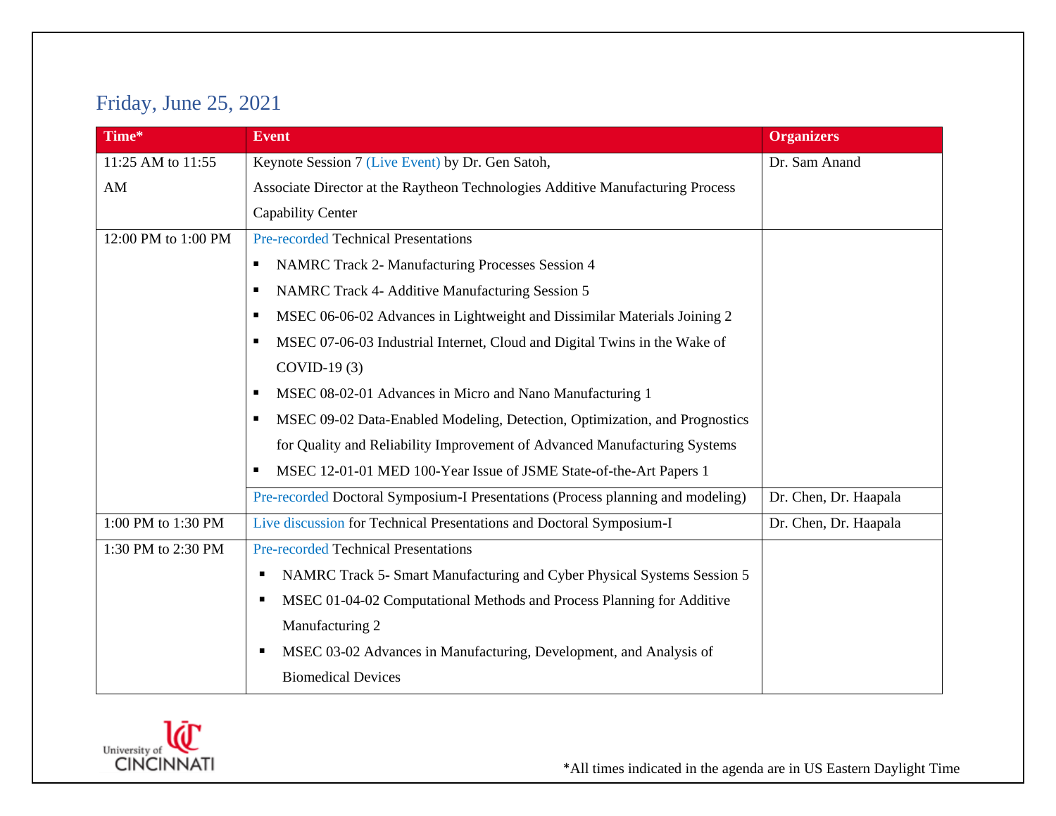## Friday, June 25, 2021

| Time* | Event | Organizers |
|---|---|---|
| 11:25 AM to 11:55 AM | Keynote Session 7 (Live Event) by Dr. Gen Satoh, Associate Director at the Raytheon Technologies Additive Manufacturing Process Capability Center | Dr. Sam Anand |
| 12:00 PM to 1:00 PM | Pre-recorded Technical Presentations<br>▪ NAMRC Track 2- Manufacturing Processes Session 4<br>▪ NAMRC Track 4- Additive Manufacturing Session 5<br>▪ MSEC 06-06-02 Advances in Lightweight and Dissimilar Materials Joining 2<br>▪ MSEC 07-06-03 Industrial Internet, Cloud and Digital Twins in the Wake of COVID-19 (3)<br>▪ MSEC 08-02-01 Advances in Micro and Nano Manufacturing 1<br>▪ MSEC 09-02 Data-Enabled Modeling, Detection, Optimization, and Prognostics for Quality and Reliability Improvement of Advanced Manufacturing Systems<br>▪ MSEC 12-01-01 MED 100-Year Issue of JSME State-of-the-Art Papers 1 | |
| | Pre-recorded Doctoral Symposium-I Presentations (Process planning and modeling) | Dr. Chen, Dr. Haapala |
| 1:00 PM to 1:30 PM | Live discussion for Technical Presentations and Doctoral Symposium-I | Dr. Chen, Dr. Haapala |
| 1:30 PM to 2:30 PM | Pre-recorded Technical Presentations<br>▪ NAMRC Track 5- Smart Manufacturing and Cyber Physical Systems Session 5<br>▪ MSEC 01-04-02 Computational Methods and Process Planning for Additive Manufacturing 2<br>▪ MSEC 03-02 Advances in Manufacturing, Development, and Analysis of Biomedical Devices | |

*All times indicated in the agenda are in US Eastern Daylight Time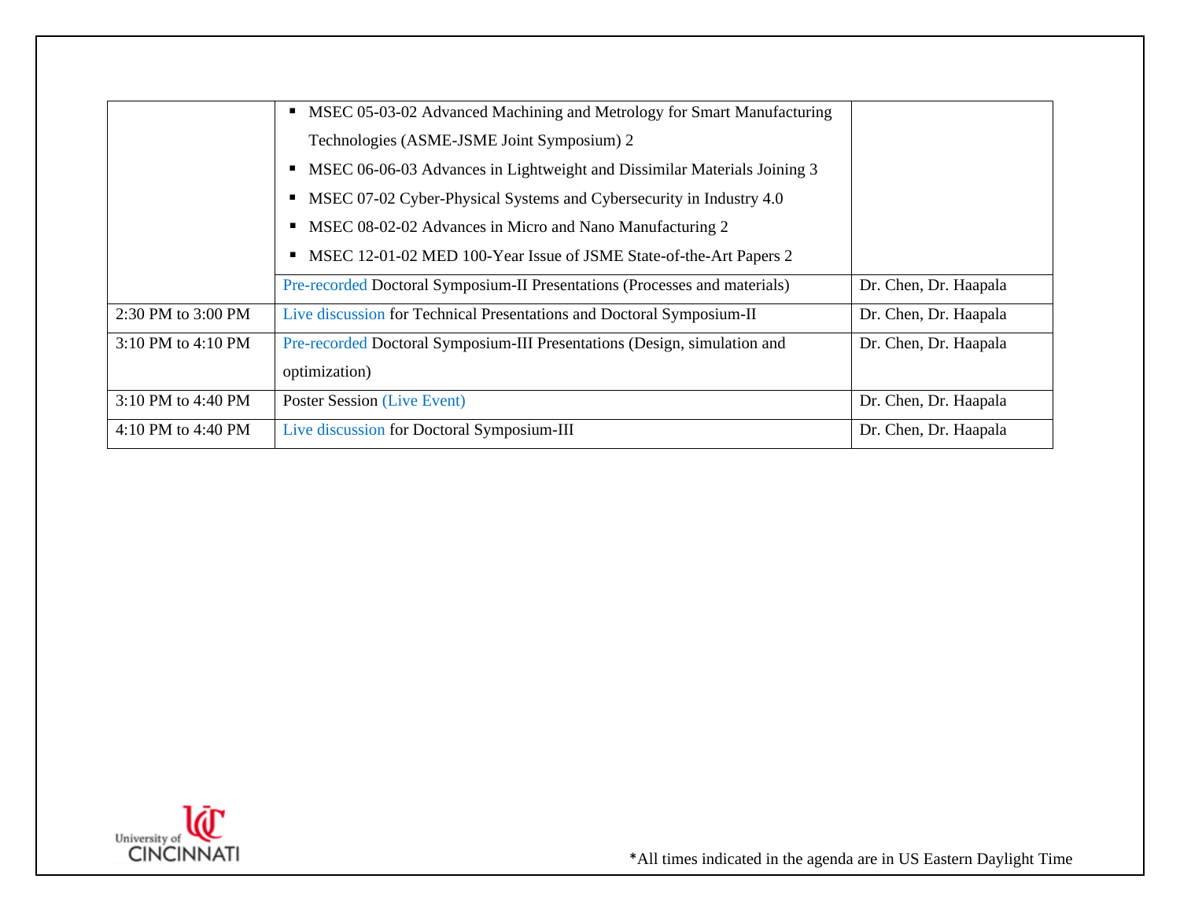| | | |
|---|---|---|
| | ▪ MSEC 05-03-02 Advanced Machining and Metrology for Smart Manufacturing Technologies (ASME-JSME Joint Symposium) 2<br>▪ MSEC 06-06-03 Advances in Lightweight and Dissimilar Materials Joining 3<br>▪ MSEC 07-02 Cyber-Physical Systems and Cybersecurity in Industry 4.0<br>▪ MSEC 08-02-02 Advances in Micro and Nano Manufacturing 2<br>▪ MSEC 12-01-02 MED 100-Year Issue of JSME State-of-the-Art Papers 2 | |
| | Pre-recorded Doctoral Symposium-II Presentations (Processes and materials) | Dr. Chen, Dr. Haapala |
| 2:30 PM to 3:00 PM | Live discussion for Technical Presentations and Doctoral Symposium-II | Dr. Chen, Dr. Haapala |
| 3:10 PM to 4:10 PM | Pre-recorded Doctoral Symposium-III Presentations (Design, simulation and optimization) | Dr. Chen, Dr. Haapala |
| 3:10 PM to 4:40 PM | Poster Session (Live Event) | Dr. Chen, Dr. Haapala |
| 4:10 PM to 4:40 PM | Live discussion for Doctoral Symposium-III | Dr. Chen, Dr. Haapala |

*All times indicated in the agenda are in US Eastern Daylight Time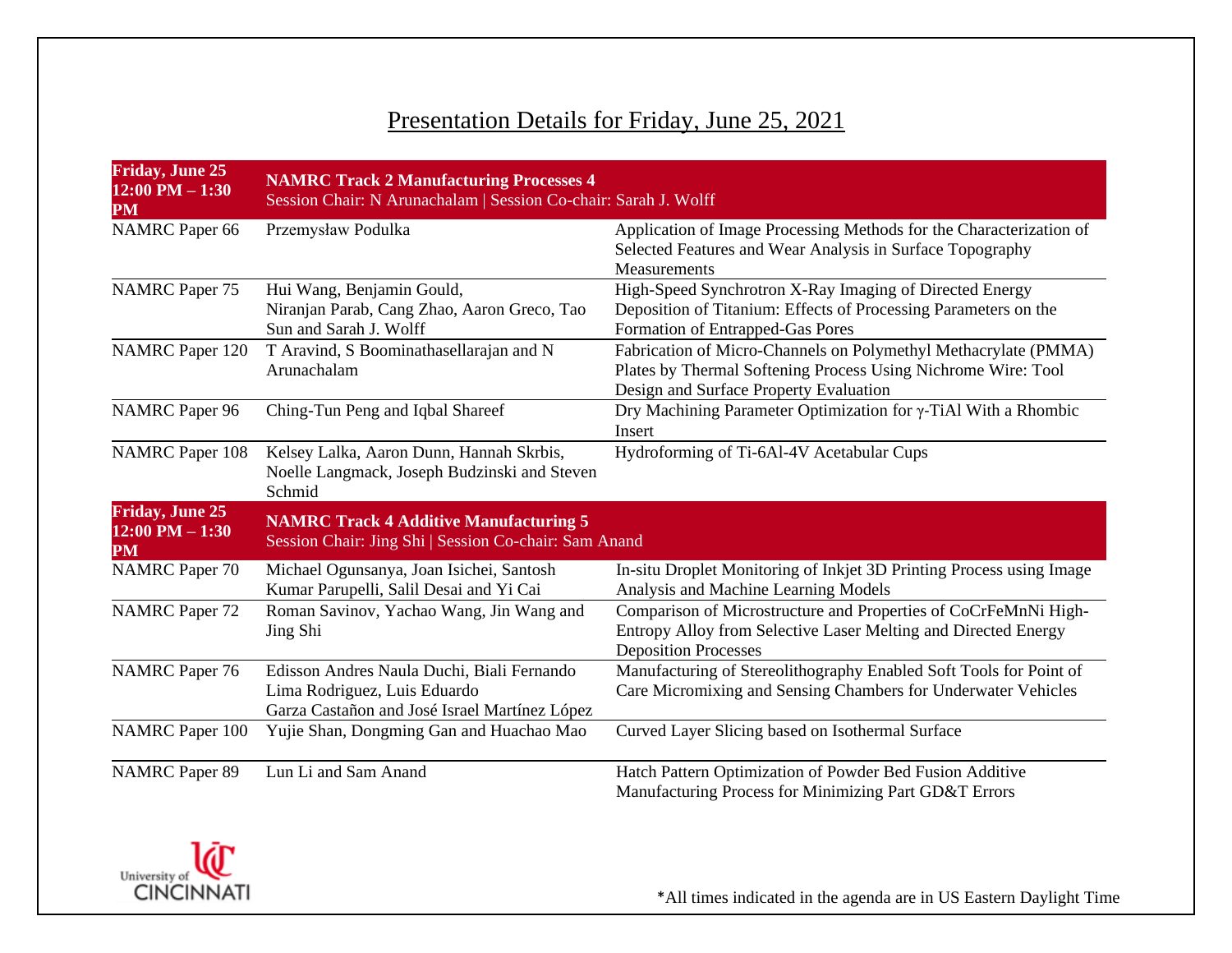## Presentation Details for Friday, June 25, 2021

| **Friday, June 25 12:00 PM – 1:30 PM** | **NAMRC Track 2 Manufacturing Processes 4** Session Chair: N Arunachalam \| Session Co-chair: Sarah J. Wolff | |
|---|---|---|
| NAMRC Paper 66 | Przemysław Podulka | Application of Image Processing Methods for the Characterization of Selected Features and Wear Analysis in Surface Topography Measurements |
| NAMRC Paper 75 | Hui Wang, Benjamin Gould, Niranjan Parab, Cang Zhao, Aaron Greco, Tao Sun and Sarah J. Wolff | High-Speed Synchrotron X-Ray Imaging of Directed Energy Deposition of Titanium: Effects of Processing Parameters on the Formation of Entrapped-Gas Pores |
| NAMRC Paper 120 | T Aravind, S Boominathasellarajan and N Arunachalam | Fabrication of Micro-Channels on Polymethyl Methacrylate (PMMA) Plates by Thermal Softening Process Using Nichrome Wire: Tool Design and Surface Property Evaluation |
| NAMRC Paper 96 | Ching-Tun Peng and Iqbal Shareef | Dry Machining Parameter Optimization for γ-TiAl With a Rhombic Insert |
| NAMRC Paper 108 | Kelsey Lalka, Aaron Dunn, Hannah Skrbis, Noelle Langmack, Joseph Budzinski and Steven Schmid | Hydroforming of Ti-6Al-4V Acetabular Cups |
| **Friday, June 25 12:00 PM – 1:30 PM** | **NAMRC Track 4 Additive Manufacturing 5** Session Chair: Jing Shi \| Session Co-chair: Sam Anand | |
| NAMRC Paper 70 | Michael Ogunsanya, Joan Isichei, Santosh Kumar Parupelli, Salil Desai and Yi Cai | In-situ Droplet Monitoring of Inkjet 3D Printing Process using Image Analysis and Machine Learning Models |
| NAMRC Paper 72 | Roman Savinov, Yachao Wang, Jin Wang and Jing Shi | Comparison of Microstructure and Properties of CoCrFeMnNi High-Entropy Alloy from Selective Laser Melting and Directed Energy Deposition Processes |
| NAMRC Paper 76 | Edisson Andres Naula Duchi, Biali Fernando Lima Rodriguez, Luis Eduardo Garza Castañon and José Israel Martínez López | Manufacturing of Stereolithography Enabled Soft Tools for Point of Care Micromixing and Sensing Chambers for Underwater Vehicles |
| NAMRC Paper 100 | Yujie Shan, Dongming Gan and Huachao Mao | Curved Layer Slicing based on Isothermal Surface |
| NAMRC Paper 89 | Lun Li and Sam Anand | Hatch Pattern Optimization of Powder Bed Fusion Additive Manufacturing Process for Minimizing Part GD&T Errors |

University of Cincinnati

*All times indicated in the agenda are in US Eastern Daylight Time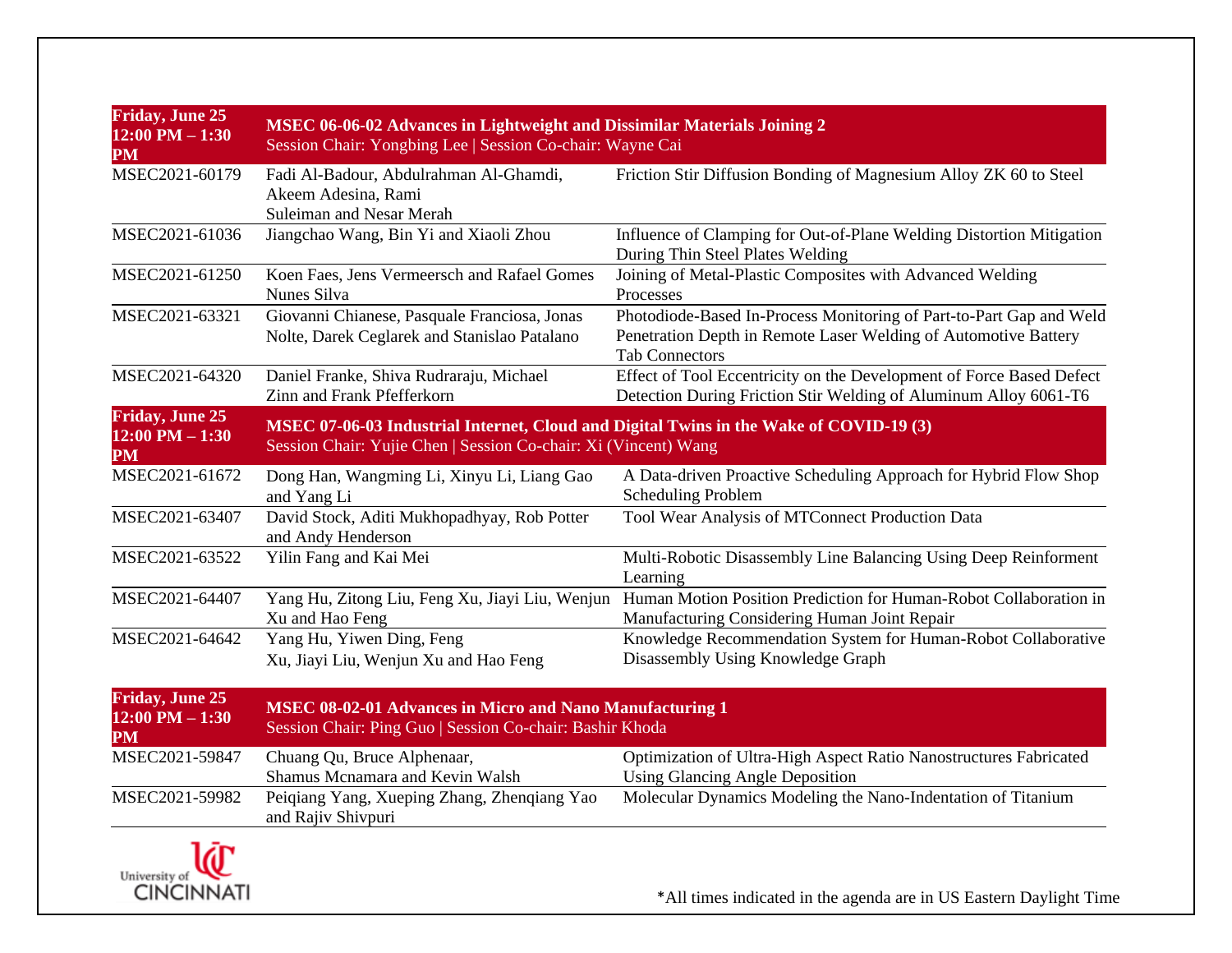| Friday, June 25 12:00 PM – 1:30 PM | MSEC 06-06-02 Advances in Lightweight and Dissimilar Materials Joining 2 Session Chair: Yongbing Lee \| Session Co-chair: Wayne Cai | |
|---|---|---|
| MSEC2021-60179 | Fadi Al-Badour, Abdulrahman Al-Ghamdi, Akeem Adesina, Rami Suleiman and Nesar Merah | Friction Stir Diffusion Bonding of Magnesium Alloy ZK 60 to Steel |
| MSEC2021-61036 | Jiangchao Wang, Bin Yi and Xiaoli Zhou | Influence of Clamping for Out-of-Plane Welding Distortion Mitigation During Thin Steel Plates Welding |
| MSEC2021-61250 | Koen Faes, Jens Vermeersch and Rafael Gomes Nunes Silva | Joining of Metal-Plastic Composites with Advanced Welding Processes |
| MSEC2021-63321 | Giovanni Chianese, Pasquale Franciosa, Jonas Nolte, Darek Ceglarek and Stanislao Patalano | Photodiode-Based In-Process Monitoring of Part-to-Part Gap and Weld Penetration Depth in Remote Laser Welding of Automotive Battery Tab Connectors |
| MSEC2021-64320 | Daniel Franke, Shiva Rudraraju, Michael Zinn and Frank Pfefferkorn | Effect of Tool Eccentricity on the Development of Force Based Defect Detection During Friction Stir Welding of Aluminum Alloy 6061-T6 |

| Friday, June 25 12:00 PM – 1:30 PM | MSEC 07-06-03 Industrial Internet, Cloud and Digital Twins in the Wake of COVID-19 (3) Session Chair: Yujie Chen \| Session Co-chair: Xi (Vincent) Wang | |
|---|---|---|
| MSEC2021-61672 | Dong Han, Wangming Li, Xinyu Li, Liang Gao and Yang Li | A Data-driven Proactive Scheduling Approach for Hybrid Flow Shop Scheduling Problem |
| MSEC2021-63407 | David Stock, Aditi Mukhopadhyay, Rob Potter and Andy Henderson | Tool Wear Analysis of MTConnect Production Data |
| MSEC2021-63522 | Yilin Fang and Kai Mei | Multi-Robotic Disassembly Line Balancing Using Deep Reinforment Learning |
| MSEC2021-64407 | Yang Hu, Zitong Liu, Feng Xu, Jiayi Liu, Wenjun Xu and Hao Feng | Human Motion Position Prediction for Human-Robot Collaboration in Manufacturing Considering Human Joint Repair |
| MSEC2021-64642 | Yang Hu, Yiwen Ding, Feng Xu, Jiayi Liu, Wenjun Xu and Hao Feng | Knowledge Recommendation System for Human-Robot Collaborative Disassembly Using Knowledge Graph |

| Friday, June 25 12:00 PM – 1:30 PM | MSEC 08-02-01 Advances in Micro and Nano Manufacturing 1 Session Chair: Ping Guo \| Session Co-chair: Bashir Khoda | |
|---|---|---|
| MSEC2021-59847 | Chuang Qu, Bruce Alphenaar, Shamus Mcnamara and Kevin Walsh | Optimization of Ultra-High Aspect Ratio Nanostructures Fabricated Using Glancing Angle Deposition |
| MSEC2021-59982 | Peiqiang Yang, Xueping Zhang, Zhenqiang Yao and Rajiv Shivpuri | Molecular Dynamics Modeling the Nano-Indentation of Titanium |

*All times indicated in the agenda are in US Eastern Daylight Time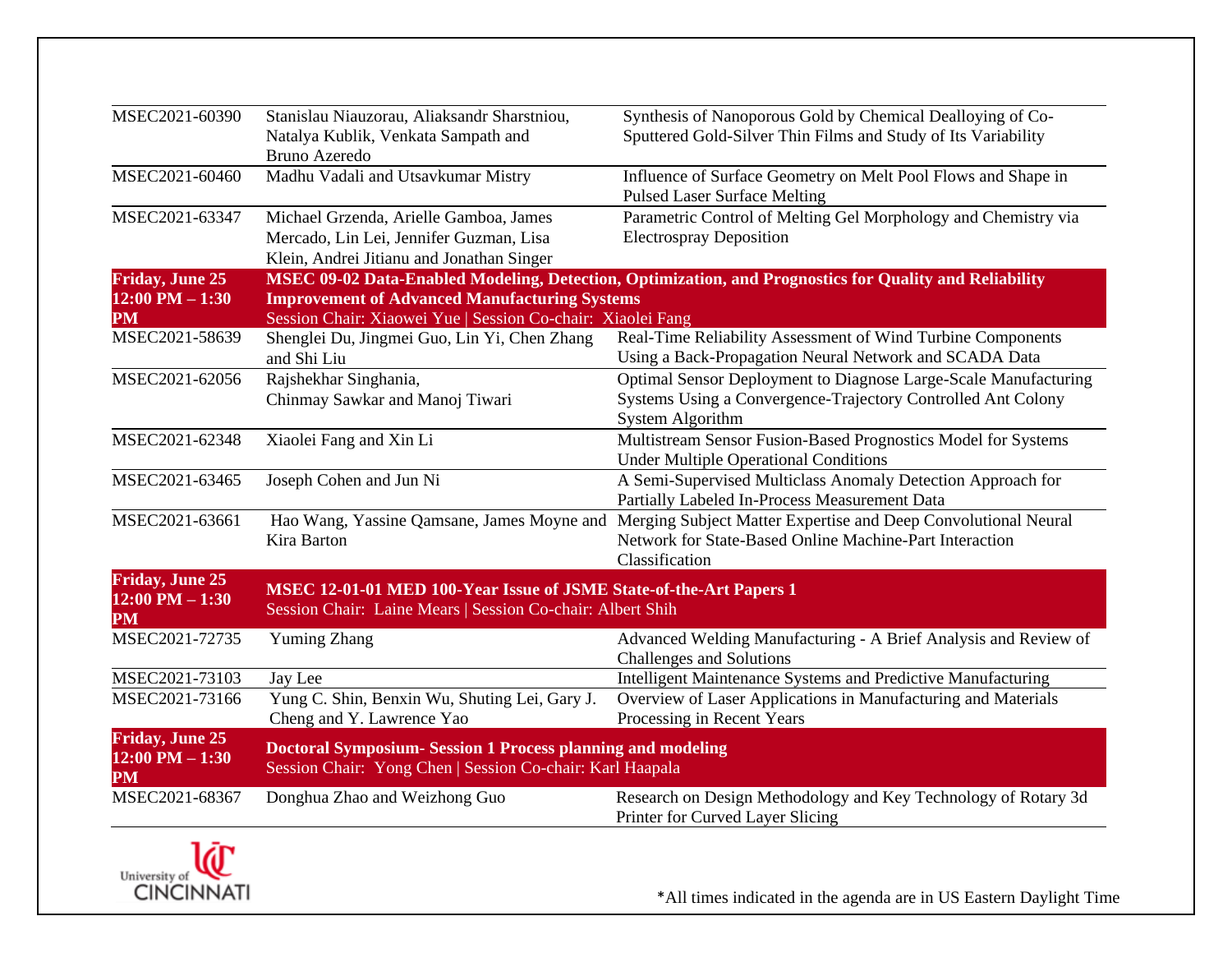| | | |
|---|---|---|
| MSEC2021-60390 | Stanislau Niauzorau, Aliaksandr Sharstniou, Natalya Kublik, Venkata Sampath and Bruno Azeredo | Synthesis of Nanoporous Gold by Chemical Dealloying of Co-Sputtered Gold-Silver Thin Films and Study of Its Variability |
| MSEC2021-60460 | Madhu Vadali and Utsavkumar Mistry | Influence of Surface Geometry on Melt Pool Flows and Shape in Pulsed Laser Surface Melting |
| MSEC2021-63347 | Michael Grzenda, Arielle Gamboa, James Mercado, Lin Lei, Jennifer Guzman, Lisa Klein, Andrei Jitianu and Jonathan Singer | Parametric Control of Melting Gel Morphology and Chemistry via Electrospray Deposition |
| **Friday, June 25 12:00 PM – 1:30 PM** | **MSEC 09-02 Data-Enabled Modeling, Detection, Optimization, and Prognostics for Quality and Reliability Improvement of Advanced Manufacturing Systems** Session Chair: Xiaowei Yue \| Session Co-chair: Xiaolei Fang | |
| MSEC2021-58639 | Shenglei Du, Jingmei Guo, Lin Yi, Chen Zhang and Shi Liu | Real-Time Reliability Assessment of Wind Turbine Components Using a Back-Propagation Neural Network and SCADA Data |
| MSEC2021-62056 | Rajshekhar Singhania, Chinmay Sawkar and Manoj Tiwari | Optimal Sensor Deployment to Diagnose Large-Scale Manufacturing Systems Using a Convergence-Trajectory Controlled Ant Colony System Algorithm |
| MSEC2021-62348 | Xiaolei Fang and Xin Li | Multistream Sensor Fusion-Based Prognostics Model for Systems Under Multiple Operational Conditions |
| MSEC2021-63465 | Joseph Cohen and Jun Ni | A Semi-Supervised Multiclass Anomaly Detection Approach for Partially Labeled In-Process Measurement Data |
| MSEC2021-63661 | Hao Wang, Yassine Qamsane, James Moyne and Kira Barton | Merging Subject Matter Expertise and Deep Convolutional Neural Network for State-Based Online Machine-Part Interaction Classification |
| **Friday, June 25 12:00 PM – 1:30 PM** | **MSEC 12-01-01 MED 100-Year Issue of JSME State-of-the-Art Papers 1** Session Chair: Laine Mears \| Session Co-chair: Albert Shih | |
| MSEC2021-72735 | Yuming Zhang | Advanced Welding Manufacturing - A Brief Analysis and Review of Challenges and Solutions |
| MSEC2021-73103 | Jay Lee | Intelligent Maintenance Systems and Predictive Manufacturing |
| MSEC2021-73166 | Yung C. Shin, Benxin Wu, Shuting Lei, Gary J. Cheng and Y. Lawrence Yao | Overview of Laser Applications in Manufacturing and Materials Processing in Recent Years |
| **Friday, June 25 12:00 PM – 1:30 PM** | **Doctoral Symposium- Session 1 Process planning and modeling** Session Chair: Yong Chen \| Session Co-chair: Karl Haapala | |
| MSEC2021-68367 | Donghua Zhao and Weizhong Guo | Research on Design Methodology and Key Technology of Rotary 3d Printer for Curved Layer Slicing |

\*All times indicated in the agenda are in US Eastern Daylight Time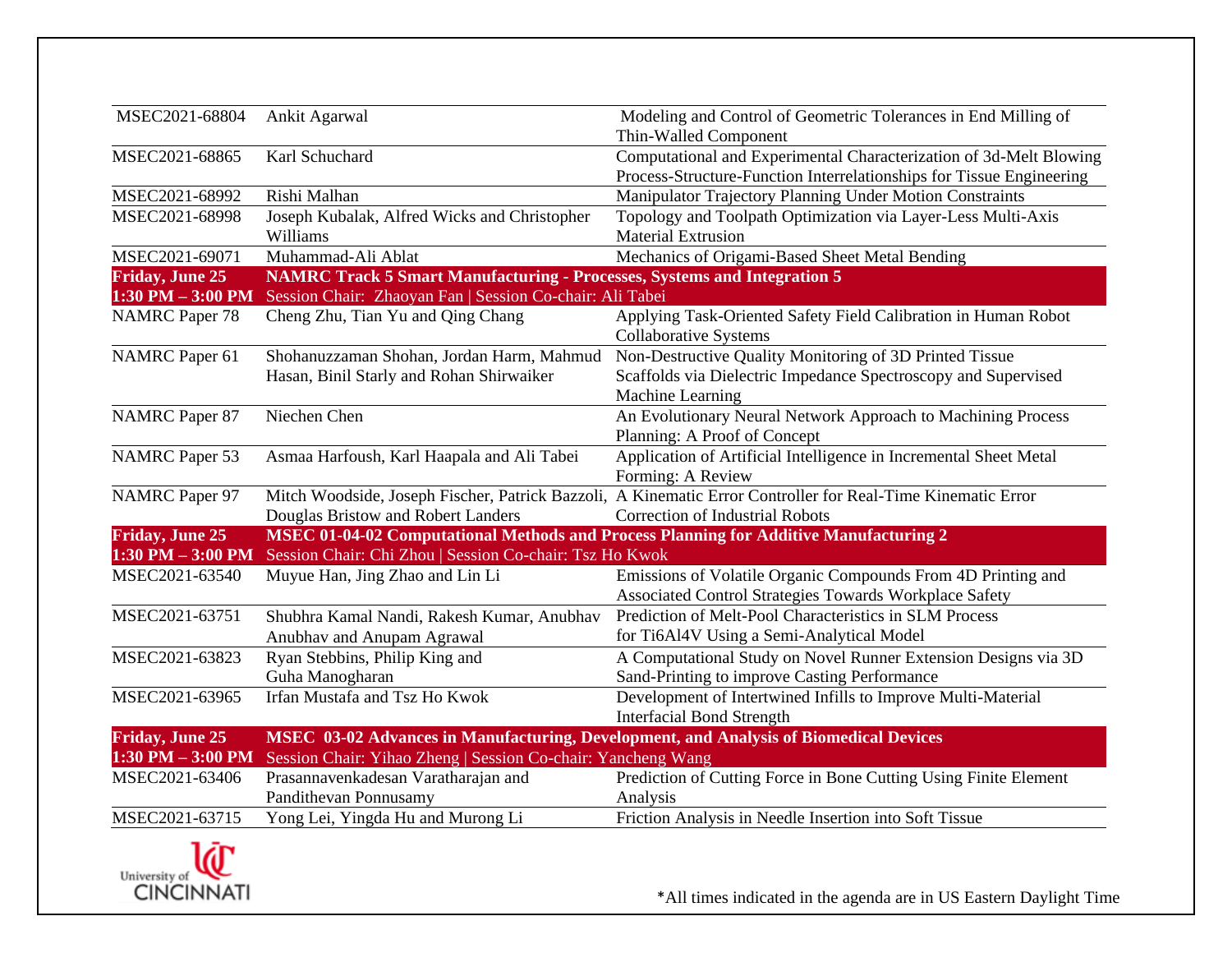| | | |
|---|---|---|
| MSEC2021-68804 | Ankit Agarwal | Modeling and Control of Geometric Tolerances in End Milling of Thin-Walled Component |
| MSEC2021-68865 | Karl Schuchard | Computational and Experimental Characterization of 3d-Melt Blowing Process-Structure-Function Interrelationships for Tissue Engineering |
| MSEC2021-68992 | Rishi Malhan | Manipulator Trajectory Planning Under Motion Constraints |
| MSEC2021-68998 | Joseph Kubalak, Alfred Wicks and Christopher Williams | Topology and Toolpath Optimization via Layer-Less Multi-Axis Material Extrusion |
| MSEC2021-69071 | Muhammad-Ali Ablat | Mechanics of Origami-Based Sheet Metal Bending |
| **Friday, June 25** | **NAMRC Track 5 Smart Manufacturing - Processes, Systems and Integration 5** | |
| **1:30 PM – 3:00 PM** | Session Chair: Zhaoyan Fan \| Session Co-chair: Ali Tabei | |
| NAMRC Paper 78 | Cheng Zhu, Tian Yu and Qing Chang | Applying Task-Oriented Safety Field Calibration in Human Robot Collaborative Systems |
| NAMRC Paper 61 | Shohanuzzaman Shohan, Jordan Harm, Mahmud Hasan, Binil Starly and Rohan Shirwaiker | Non-Destructive Quality Monitoring of 3D Printed Tissue Scaffolds via Dielectric Impedance Spectroscopy and Supervised Machine Learning |
| NAMRC Paper 87 | Niechen Chen | An Evolutionary Neural Network Approach to Machining Process Planning: A Proof of Concept |
| NAMRC Paper 53 | Asmaa Harfoush, Karl Haapala and Ali Tabei | Application of Artificial Intelligence in Incremental Sheet Metal Forming: A Review |
| NAMRC Paper 97 | Mitch Woodside, Joseph Fischer, Patrick Bazzoli, Douglas Bristow and Robert Landers | A Kinematic Error Controller for Real-Time Kinematic Error Correction of Industrial Robots |
| **Friday, June 25** | **MSEC 01-04-02 Computational Methods and Process Planning for Additive Manufacturing 2** | |
| **1:30 PM – 3:00 PM** | Session Chair: Chi Zhou \| Session Co-chair: Tsz Ho Kwok | |
| MSEC2021-63540 | Muyue Han, Jing Zhao and Lin Li | Emissions of Volatile Organic Compounds From 4D Printing and Associated Control Strategies Towards Workplace Safety |
| MSEC2021-63751 | Shubhra Kamal Nandi, Rakesh Kumar, Anubhav Anubhav and Anupam Agrawal | Prediction of Melt-Pool Characteristics in SLM Process for Ti6Al4V Using a Semi-Analytical Model |
| MSEC2021-63823 | Ryan Stebbins, Philip King and Guha Manogharan | A Computational Study on Novel Runner Extension Designs via 3D Sand-Printing to improve Casting Performance |
| MSEC2021-63965 | Irfan Mustafa and Tsz Ho Kwok | Development of Intertwined Infills to Improve Multi-Material Interfacial Bond Strength |
| **Friday, June 25** | **MSEC 03-02 Advances in Manufacturing, Development, and Analysis of Biomedical Devices** | |
| **1:30 PM – 3:00 PM** | Session Chair: Yihao Zheng \| Session Co-chair: Yancheng Wang | |
| MSEC2021-63406 | Prasannavenkadesan Varatharajan and Pandithevan Ponnusamy | Prediction of Cutting Force in Bone Cutting Using Finite Element Analysis |
| MSEC2021-63715 | Yong Lei, Yingda Hu and Murong Li | Friction Analysis in Needle Insertion into Soft Tissue |

*All times indicated in the agenda are in US Eastern Daylight Time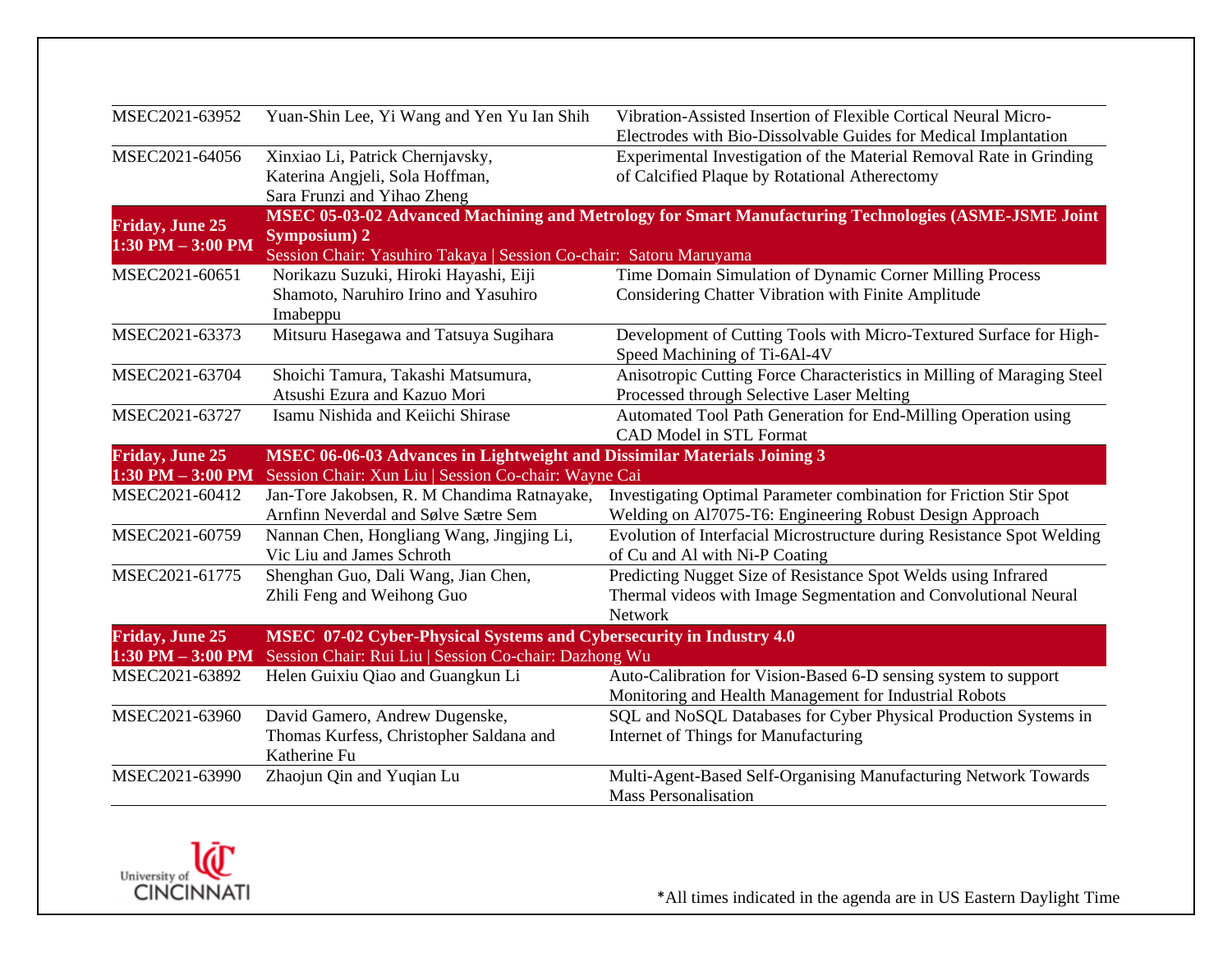| | | |
|---|---|---|
| MSEC2021-63952 | Yuan-Shin Lee, Yi Wang and Yen Yu Ian Shih | Vibration-Assisted Insertion of Flexible Cortical Neural Micro-Electrodes with Bio-Dissolvable Guides for Medical Implantation |
| MSEC2021-64056 | Xinxiao Li, Patrick Chernjavsky, Katerina Angjeli, Sola Hoffman, Sara Frunzi and Yihao Zheng | Experimental Investigation of the Material Removal Rate in Grinding of Calcified Plaque by Rotational Atherectomy |
| **Friday, June 25 1:30 PM – 3:00 PM** | **MSEC 05-03-02 Advanced Machining and Metrology for Smart Manufacturing Technologies (ASME-JSME Joint Symposium) 2** Session Chair: Yasuhiro Takaya \| Session Co-chair: Satoru Maruyama | |
| MSEC2021-60651 | Norikazu Suzuki, Hiroki Hayashi, Eiji Shamoto, Naruhiro Irino and Yasuhiro Imabeppu | Time Domain Simulation of Dynamic Corner Milling Process Considering Chatter Vibration with Finite Amplitude |
| MSEC2021-63373 | Mitsuru Hasegawa and Tatsuya Sugihara | Development of Cutting Tools with Micro-Textured Surface for High-Speed Machining of Ti-6Al-4V |
| MSEC2021-63704 | Shoichi Tamura, Takashi Matsumura, Atsushi Ezura and Kazuo Mori | Anisotropic Cutting Force Characteristics in Milling of Maraging Steel Processed through Selective Laser Melting |
| MSEC2021-63727 | Isamu Nishida and Keiichi Shirase | Automated Tool Path Generation for End-Milling Operation using CAD Model in STL Format |
| **Friday, June 25 1:30 PM – 3:00 PM** | **MSEC 06-06-03 Advances in Lightweight and Dissimilar Materials Joining 3** Session Chair: Xun Liu \| Session Co-chair: Wayne Cai | |
| MSEC2021-60412 | Jan-Tore Jakobsen, R. M Chandima Ratnayake, Arnfinn Neverdal and Sølve Sætre Sem | Investigating Optimal Parameter combination for Friction Stir Spot Welding on Al7075-T6: Engineering Robust Design Approach |
| MSEC2021-60759 | Nannan Chen, Hongliang Wang, Jingjing Li, Vic Liu and James Schroth | Evolution of Interfacial Microstructure during Resistance Spot Welding of Cu and Al with Ni-P Coating |
| MSEC2021-61775 | Shenghan Guo, Dali Wang, Jian Chen, Zhili Feng and Weihong Guo | Predicting Nugget Size of Resistance Spot Welds using Infrared Thermal videos with Image Segmentation and Convolutional Neural Network |
| **Friday, June 25 1:30 PM – 3:00 PM** | **MSEC 07-02 Cyber-Physical Systems and Cybersecurity in Industry 4.0** Session Chair: Rui Liu \| Session Co-chair: Dazhong Wu | |
| MSEC2021-63892 | Helen Guixiu Qiao and Guangkun Li | Auto-Calibration for Vision-Based 6-D sensing system to support Monitoring and Health Management for Industrial Robots |
| MSEC2021-63960 | David Gamero, Andrew Dugenske, Thomas Kurfess, Christopher Saldana and Katherine Fu | SQL and NoSQL Databases for Cyber Physical Production Systems in Internet of Things for Manufacturing |
| MSEC2021-63990 | Zhaojun Qin and Yuqian Lu | Multi-Agent-Based Self-Organising Manufacturing Network Towards Mass Personalisation |

*All times indicated in the agenda are in US Eastern Daylight Time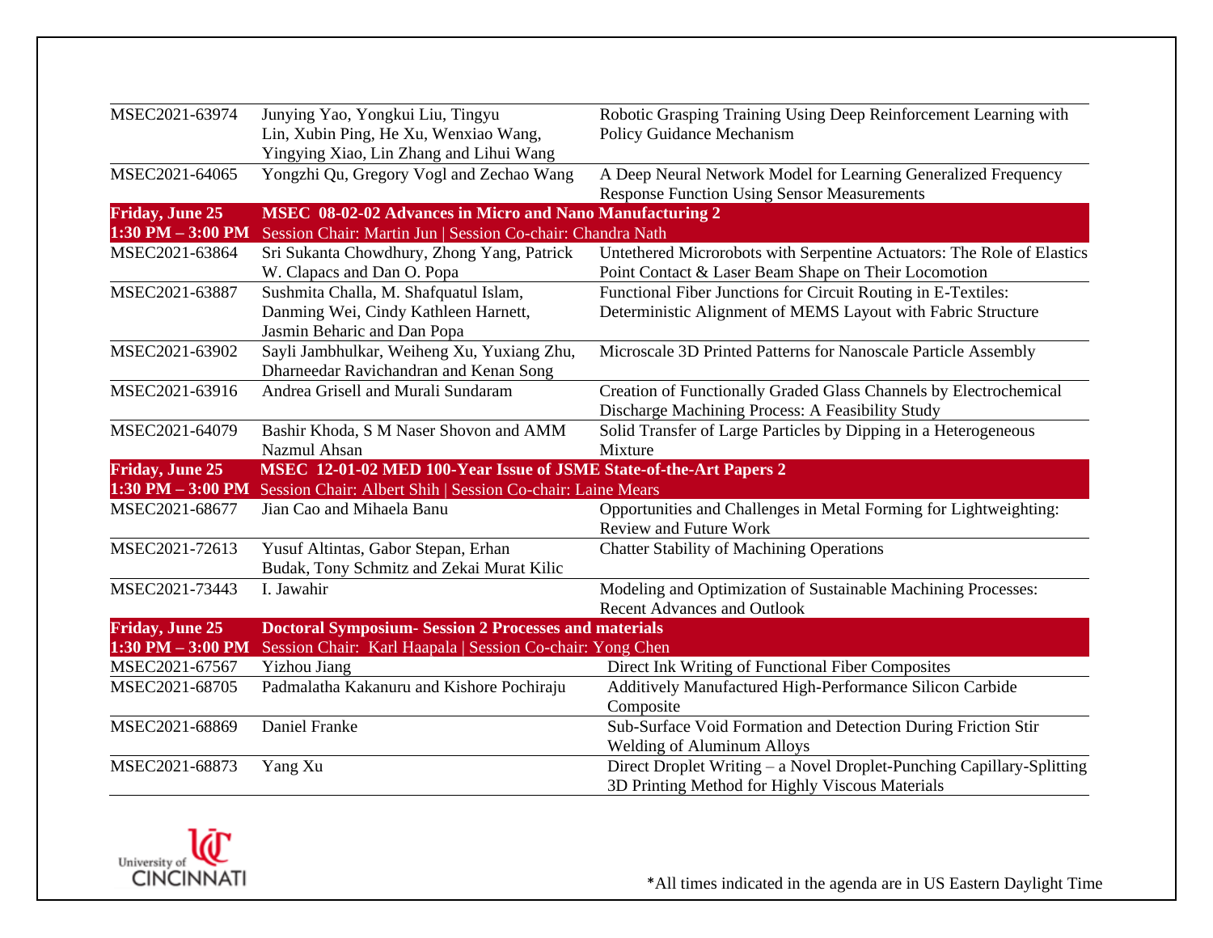| | | |
|---|---|---|
| MSEC2021-63974 | Junying Yao, Yongkui Liu, Tingyu Lin, Xubin Ping, He Xu, Wenxiao Wang, Yingying Xiao, Lin Zhang and Lihui Wang | Robotic Grasping Training Using Deep Reinforcement Learning with Policy Guidance Mechanism |
| MSEC2021-64065 | Yongzhi Qu, Gregory Vogl and Zechao Wang | A Deep Neural Network Model for Learning Generalized Frequency Response Function Using Sensor Measurements |
| **Friday, June 25** | **MSEC 08-02-02 Advances in Micro and Nano Manufacturing 2** | |
| **1:30 PM – 3:00 PM** | Session Chair: Martin Jun \| Session Co-chair: Chandra Nath | |
| MSEC2021-63864 | Sri Sukanta Chowdhury, Zhong Yang, Patrick W. Clapacs and Dan O. Popa | Untethered Microrobots with Serpentine Actuators: The Role of Elastics Point Contact & Laser Beam Shape on Their Locomotion |
| MSEC2021-63887 | Sushmita Challa, M. Shafquatul Islam, Danming Wei, Cindy Kathleen Harnett, Jasmin Beharic and Dan Popa | Functional Fiber Junctions for Circuit Routing in E-Textiles: Deterministic Alignment of MEMS Layout with Fabric Structure |
| MSEC2021-63902 | Sayli Jambhulkar, Weiheng Xu, Yuxiang Zhu, Dharneedar Ravichandran and Kenan Song | Microscale 3D Printed Patterns for Nanoscale Particle Assembly |
| MSEC2021-63916 | Andrea Grisell and Murali Sundaram | Creation of Functionally Graded Glass Channels by Electrochemical Discharge Machining Process: A Feasibility Study |
| MSEC2021-64079 | Bashir Khoda, S M Naser Shovon and AMM Nazmul Ahsan | Solid Transfer of Large Particles by Dipping in a Heterogeneous Mixture |
| **Friday, June 25** | **MSEC 12-01-02 MED 100-Year Issue of JSME State-of-the-Art Papers 2** | |
| **1:30 PM – 3:00 PM** | Session Chair: Albert Shih \| Session Co-chair: Laine Mears | |
| MSEC2021-68677 | Jian Cao and Mihaela Banu | Opportunities and Challenges in Metal Forming for Lightweighting: Review and Future Work |
| MSEC2021-72613 | Yusuf Altintas, Gabor Stepan, Erhan Budak, Tony Schmitz and Zekai Murat Kilic | Chatter Stability of Machining Operations |
| MSEC2021-73443 | I. Jawahir | Modeling and Optimization of Sustainable Machining Processes: Recent Advances and Outlook |
| **Friday, June 25** | **Doctoral Symposium- Session 2 Processes and materials** | |
| **1:30 PM – 3:00 PM** | Session Chair: Karl Haapala \| Session Co-chair: Yong Chen | |
| MSEC2021-67567 | Yizhou Jiang | Direct Ink Writing of Functional Fiber Composites |
| MSEC2021-68705 | Padmalatha Kakanuru and Kishore Pochiraju | Additively Manufactured High-Performance Silicon Carbide Composite |
| MSEC2021-68869 | Daniel Franke | Sub-Surface Void Formation and Detection During Friction Stir Welding of Aluminum Alloys |
| MSEC2021-68873 | Yang Xu | Direct Droplet Writing – a Novel Droplet-Punching Capillary-Splitting 3D Printing Method for Highly Viscous Materials |

University of Cincinnati

*All times indicated in the agenda are in US Eastern Daylight Time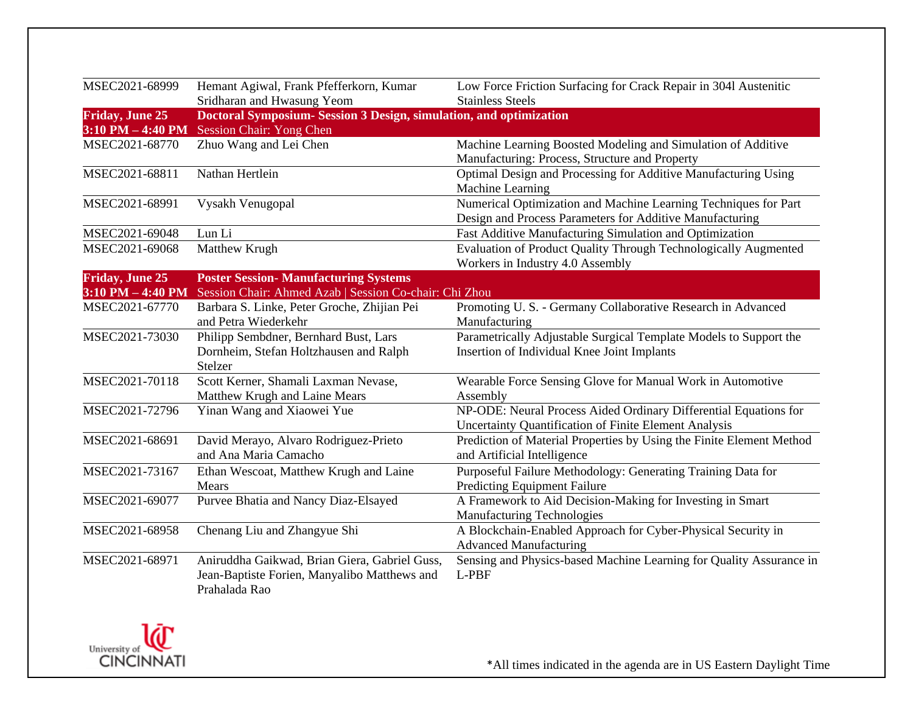| | | |
|---|---|---|
| MSEC2021-68999 | Hemant Agiwal, Frank Pfefferkorn, Kumar Sridharan and Hwasung Yeom | Low Force Friction Surfacing for Crack Repair in 304l Austenitic Stainless Steels |
| **Friday, June 25** **3:10 PM – 4:40 PM** | **Doctoral Symposium- Session 3 Design, simulation, and optimization** Session Chair: Yong Chen | |
| MSEC2021-68770 | Zhuo Wang and Lei Chen | Machine Learning Boosted Modeling and Simulation of Additive Manufacturing: Process, Structure and Property |
| MSEC2021-68811 | Nathan Hertlein | Optimal Design and Processing for Additive Manufacturing Using Machine Learning |
| MSEC2021-68991 | Vysakh Venugopal | Numerical Optimization and Machine Learning Techniques for Part Design and Process Parameters for Additive Manufacturing |
| MSEC2021-69048 | Lun Li | Fast Additive Manufacturing Simulation and Optimization |
| MSEC2021-69068 | Matthew Krugh | Evaluation of Product Quality Through Technologically Augmented Workers in Industry 4.0 Assembly |
| **Friday, June 25** **3:10 PM – 4:40 PM** | **Poster Session- Manufacturing Systems** Session Chair: Ahmed Azab \| Session Co-chair: Chi Zhou | |
| MSEC2021-67770 | Barbara S. Linke, Peter Groche, Zhijian Pei and Petra Wiederkehr | Promoting U. S. - Germany Collaborative Research in Advanced Manufacturing |
| MSEC2021-73030 | Philipp Sembdner, Bernhard Bust, Lars Dornheim, Stefan Holtzhausen and Ralph Stelzer | Parametrically Adjustable Surgical Template Models to Support the Insertion of Individual Knee Joint Implants |
| MSEC2021-70118 | Scott Kerner, Shamali Laxman Nevase, Matthew Krugh and Laine Mears | Wearable Force Sensing Glove for Manual Work in Automotive Assembly |
| MSEC2021-72796 | Yinan Wang and Xiaowei Yue | NP-ODE: Neural Process Aided Ordinary Differential Equations for Uncertainty Quantification of Finite Element Analysis |
| MSEC2021-68691 | David Merayo, Alvaro Rodriguez-Prieto and Ana Maria Camacho | Prediction of Material Properties by Using the Finite Element Method and Artificial Intelligence |
| MSEC2021-73167 | Ethan Wescoat, Matthew Krugh and Laine Mears | Purposeful Failure Methodology: Generating Training Data for Predicting Equipment Failure |
| MSEC2021-69077 | Purvee Bhatia and Nancy Diaz-Elsayed | A Framework to Aid Decision-Making for Investing in Smart Manufacturing Technologies |
| MSEC2021-68958 | Chenang Liu and Zhangyue Shi | A Blockchain-Enabled Approach for Cyber-Physical Security in Advanced Manufacturing |
| MSEC2021-68971 | Aniruddha Gaikwad, Brian Giera, Gabriel Guss, Jean-Baptiste Forien, Manyalibo Matthews and Prahalada Rao | Sensing and Physics-based Machine Learning for Quality Assurance in L-PBF |

*All times indicated in the agenda are in US Eastern Daylight Time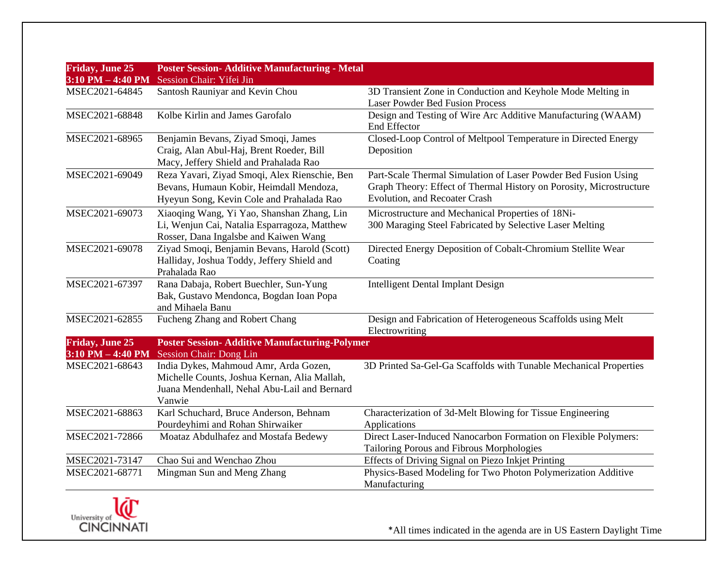| Friday, June 25 3:10 PM – 4:40 PM | Poster Session- Additive Manufacturing - Metal Session Chair: Yifei Jin | |
|---|---|---|
| MSEC2021-64845 | Santosh Rauniyar and Kevin Chou | 3D Transient Zone in Conduction and Keyhole Mode Melting in Laser Powder Bed Fusion Process |
| MSEC2021-68848 | Kolbe Kirlin and James Garofalo | Design and Testing of Wire Arc Additive Manufacturing (WAAM) End Effector |
| MSEC2021-68965 | Benjamin Bevans, Ziyad Smoqi, James Craig, Alan Abul-Haj, Brent Roeder, Bill Macy, Jeffery Shield and Prahalada Rao | Closed-Loop Control of Meltpool Temperature in Directed Energy Deposition |
| MSEC2021-69049 | Reza Yavari, Ziyad Smoqi, Alex Rienschie, Ben Bevans, Humaun Kobir, Heimdall Mendoza, Hyeyun Song, Kevin Cole and Prahalada Rao | Part-Scale Thermal Simulation of Laser Powder Bed Fusion Using Graph Theory: Effect of Thermal History on Porosity, Microstructure Evolution, and Recoater Crash |
| MSEC2021-69073 | Xiaoqing Wang, Yi Yao, Shanshan Zhang, Lin Li, Wenjun Cai, Natalia Esparragoza, Matthew Rosser, Dana Ingalsbe and Kaiwen Wang | Microstructure and Mechanical Properties of 18Ni-300 Maraging Steel Fabricated by Selective Laser Melting |
| MSEC2021-69078 | Ziyad Smoqi, Benjamin Bevans, Harold (Scott) Halliday, Joshua Toddy, Jeffery Shield and Prahalada Rao | Directed Energy Deposition of Cobalt-Chromium Stellite Wear Coating |
| MSEC2021-67397 | Rana Dabaja, Robert Buechler, Sun-Yung Bak, Gustavo Mendonca, Bogdan Ioan Popa and Mihaela Banu | Intelligent Dental Implant Design |
| MSEC2021-62855 | Fucheng Zhang and Robert Chang | Design and Fabrication of Heterogeneous Scaffolds using Melt Electrowriting |
| **Friday, June 25 3:10 PM – 4:40 PM** | **Poster Session- Additive Manufacturing-Polymer** Session Chair: Dong Lin | |
| MSEC2021-68643 | India Dykes, Mahmoud Amr, Arda Gozen, Michelle Counts, Joshua Kernan, Alia Mallah, Juana Mendenhall, Nehal Abu-Lail and Bernard Vanwie | 3D Printed Sa-Gel-Ga Scaffolds with Tunable Mechanical Properties |
| MSEC2021-68863 | Karl Schuchard, Bruce Anderson, Behnam Pourdeyhimi and Rohan Shirwaiker | Characterization of 3d-Melt Blowing for Tissue Engineering Applications |
| MSEC2021-72866 | Moataz Abdulhafez and Mostafa Bedewy | Direct Laser-Induced Nanocarbon Formation on Flexible Polymers: Tailoring Porous and Fibrous Morphologies |
| MSEC2021-73147 | Chao Sui and Wenchao Zhou | Effects of Driving Signal on Piezo Inkjet Printing |
| MSEC2021-68771 | Mingman Sun and Meng Zhang | Physics-Based Modeling for Two Photon Polymerization Additive Manufacturing |

University of Cincinnati

*All times indicated in the agenda are in US Eastern Daylight Time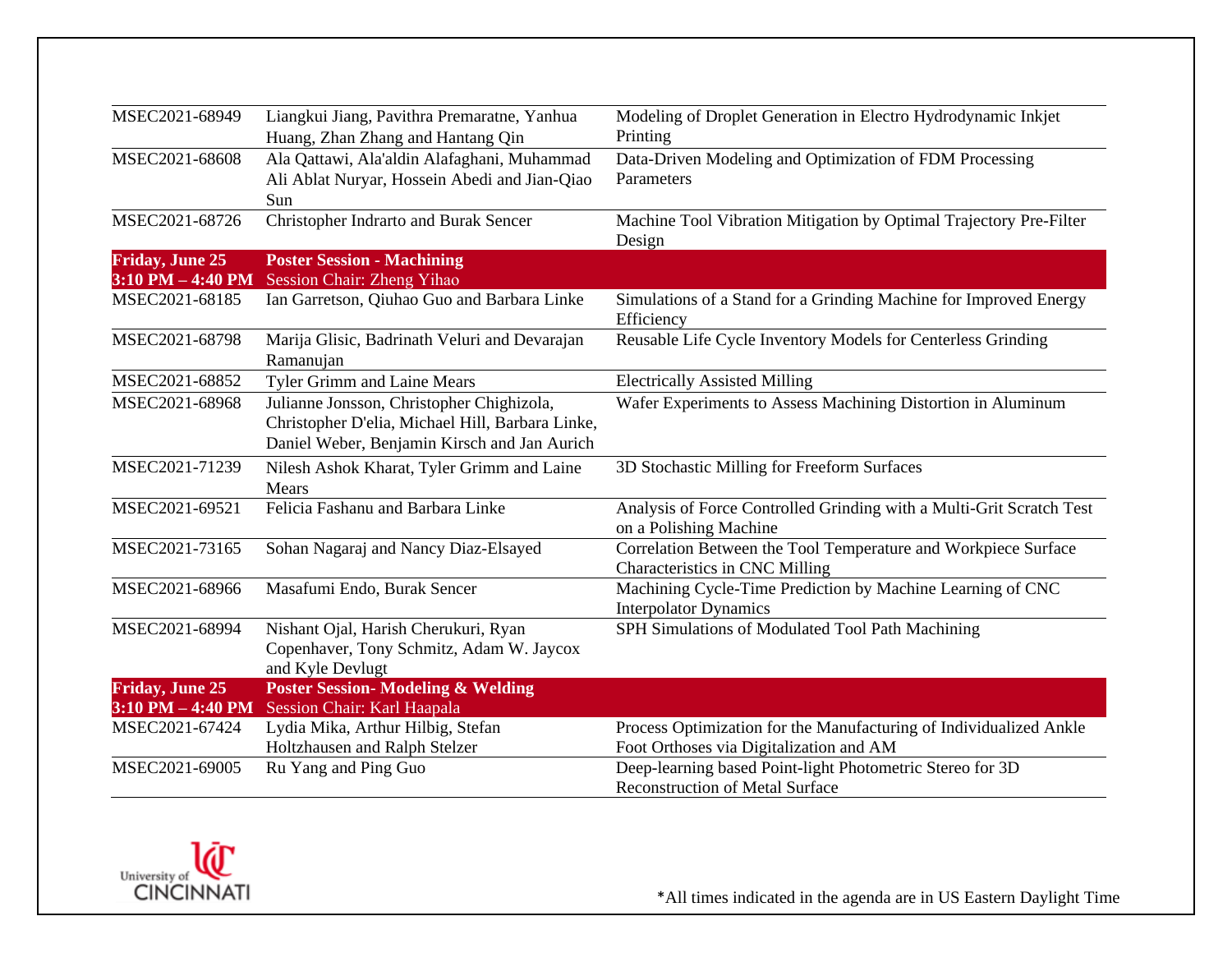| | | |
|---|---|---|
| MSEC2021-68949 | Liangkui Jiang, Pavithra Premaratne, Yanhua Huang, Zhan Zhang and Hantang Qin | Modeling of Droplet Generation in Electro Hydrodynamic Inkjet Printing |
| MSEC2021-68608 | Ala Qattawi, Ala'aldin Alafaghani, Muhammad Ali Ablat Nuryar, Hossein Abedi and Jian-Qiao Sun | Data-Driven Modeling and Optimization of FDM Processing Parameters |
| MSEC2021-68726 | Christopher Indrarto and Burak Sencer | Machine Tool Vibration Mitigation by Optimal Trajectory Pre-Filter Design |
| **Friday, June 25 3:10 PM – 4:40 PM** | **Poster Session - Machining** Session Chair: Zheng Yihao | |
| MSEC2021-68185 | Ian Garretson, Qiuhao Guo and Barbara Linke | Simulations of a Stand for a Grinding Machine for Improved Energy Efficiency |
| MSEC2021-68798 | Marija Glisic, Badrinath Veluri and Devarajan Ramanujan | Reusable Life Cycle Inventory Models for Centerless Grinding |
| MSEC2021-68852 | Tyler Grimm and Laine Mears | Electrically Assisted Milling |
| MSEC2021-68968 | Julianne Jonsson, Christopher Chighizola, Christopher D'elia, Michael Hill, Barbara Linke, Daniel Weber, Benjamin Kirsch and Jan Aurich | Wafer Experiments to Assess Machining Distortion in Aluminum |
| MSEC2021-71239 | Nilesh Ashok Kharat, Tyler Grimm and Laine Mears | 3D Stochastic Milling for Freeform Surfaces |
| MSEC2021-69521 | Felicia Fashanu and Barbara Linke | Analysis of Force Controlled Grinding with a Multi-Grit Scratch Test on a Polishing Machine |
| MSEC2021-73165 | Sohan Nagaraj and Nancy Diaz-Elsayed | Correlation Between the Tool Temperature and Workpiece Surface Characteristics in CNC Milling |
| MSEC2021-68966 | Masafumi Endo, Burak Sencer | Machining Cycle-Time Prediction by Machine Learning of CNC Interpolator Dynamics |
| MSEC2021-68994 | Nishant Ojal, Harish Cherukuri, Ryan Copenhaver, Tony Schmitz, Adam W. Jaycox and Kyle Devlugt | SPH Simulations of Modulated Tool Path Machining |
| **Friday, June 25 3:10 PM – 4:40 PM** | **Poster Session- Modeling & Welding** Session Chair: Karl Haapala | |
| MSEC2021-67424 | Lydia Mika, Arthur Hilbig, Stefan Holtzhausen and Ralph Stelzer | Process Optimization for the Manufacturing of Individualized Ankle Foot Orthoses via Digitalization and AM |
| MSEC2021-69005 | Ru Yang and Ping Guo | Deep-learning based Point-light Photometric Stereo for 3D Reconstruction of Metal Surface |

*All times indicated in the agenda are in US Eastern Daylight Time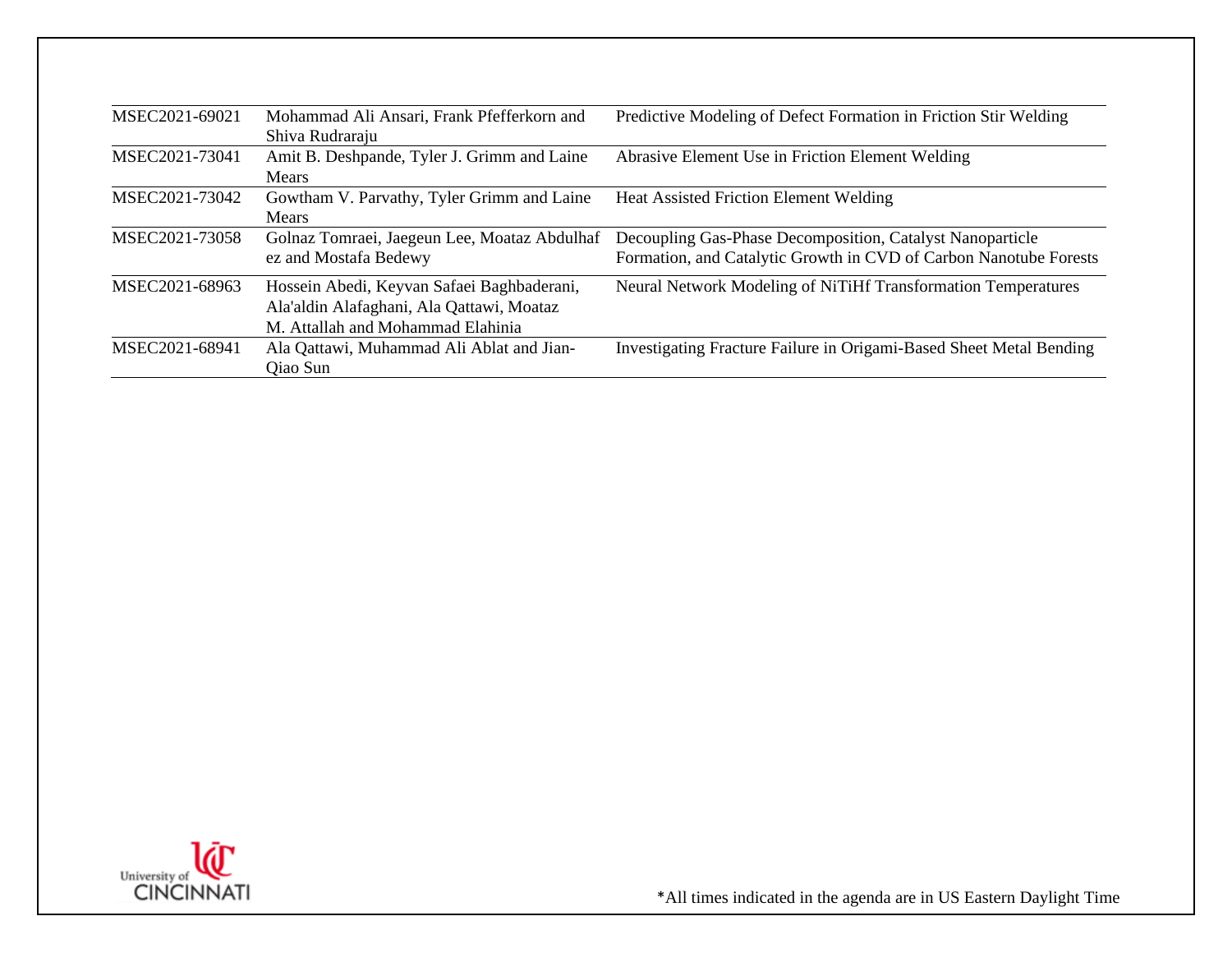| | | |
|---|---|---|
| MSEC2021-69021 | Mohammad Ali Ansari, Frank Pfefferkorn and Shiva Rudraraju | Predictive Modeling of Defect Formation in Friction Stir Welding |
| MSEC2021-73041 | Amit B. Deshpande, Tyler J. Grimm and Laine Mears | Abrasive Element Use in Friction Element Welding |
| MSEC2021-73042 | Gowtham V. Parvathy, Tyler Grimm and Laine Mears | Heat Assisted Friction Element Welding |
| MSEC2021-73058 | Golnaz Tomraei, Jaegeun Lee, Moataz Abdulhafez and Mostafa Bedewy | Decoupling Gas-Phase Decomposition, Catalyst Nanoparticle Formation, and Catalytic Growth in CVD of Carbon Nanotube Forests |
| MSEC2021-68963 | Hossein Abedi, Keyvan Safaei Baghbaderani, Ala'aldin Alafaghani, Ala Qattawi, Moataz M. Attallah and Mohammad Elahinia | Neural Network Modeling of NiTiHf Transformation Temperatures |
| MSEC2021-68941 | Ala Qattawi, Muhammad Ali Ablat and Jian-Qiao Sun | Investigating Fracture Failure in Origami-Based Sheet Metal Bending |

*All times indicated in the agenda are in US Eastern Daylight Time